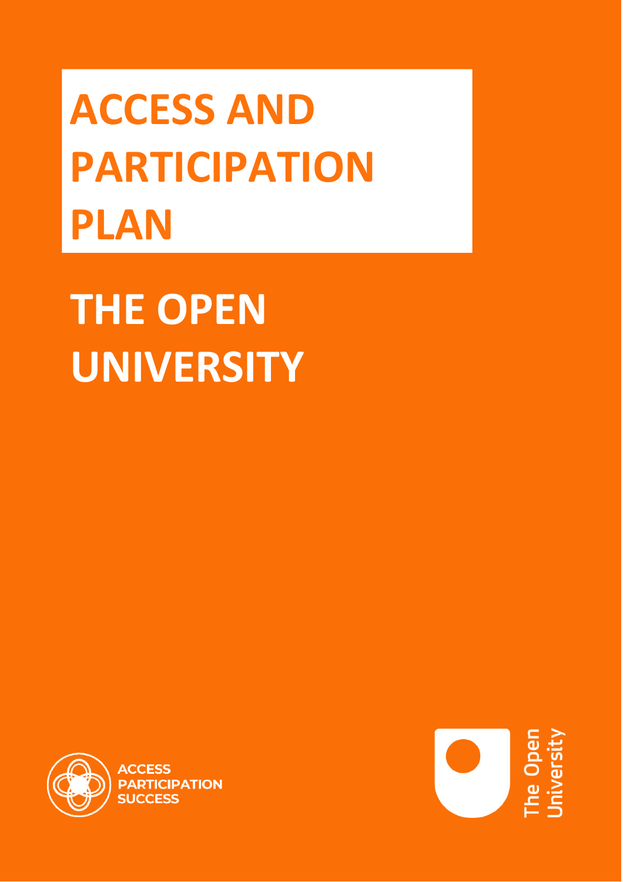# ACCESS AND PARTICIPATION PLAN

# THE OPEN UNIVERSITY

ACCESS PARTICIPATION SUCCESS

The Open University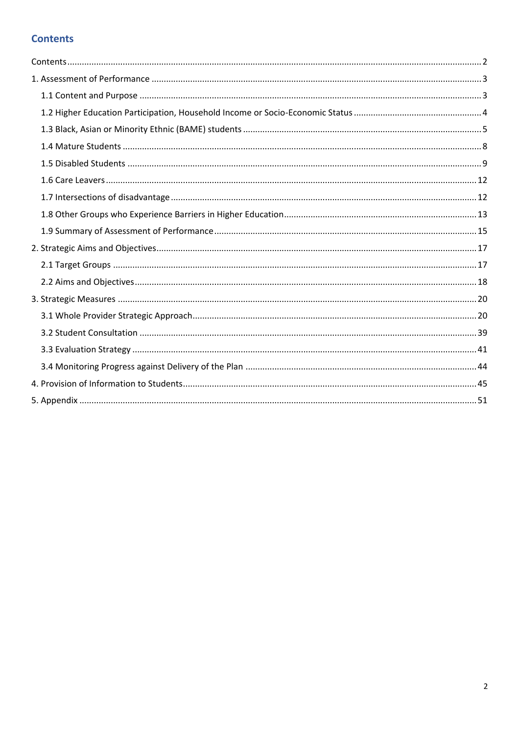# Contents

Contents ........................................................................................................................................................ 2

1. Assessment of Performance ....................................................................................................................... 3

   1.1 Content and Purpose ........................................................................................................................... 3

   1.2 Higher Education Participation, Household Income or Socio-Economic Status ..................................................... 4

   1.3 Black, Asian or Minority Ethnic (BAME) students ................................................................................. 5

   1.4 Mature Students .................................................................................................................................. 8

   1.5 Disabled Students ................................................................................................................................ 9

   1.6 Care Leavers ....................................................................................................................................... 12

   1.7 Intersections of disadvantage ............................................................................................................ 12

   1.8 Other Groups who Experience Barriers in Higher Education ............................................................... 13

   1.9 Summary of Assessment of Performance ........................................................................................... 15

2. Strategic Aims and Objectives .................................................................................................................. 17

   2.1 Target Groups .................................................................................................................................... 17

   2.2 Aims and Objectives .......................................................................................................................... 18

3. Strategic Measures ................................................................................................................................... 20

   3.1 Whole Provider Strategic Approach .................................................................................................... 20

   3.2 Student Consultation ......................................................................................................................... 39

   3.3 Evaluation Strategy ............................................................................................................................ 41

   3.4 Monitoring Progress against Delivery of the Plan ............................................................................... 44

4. Provision of Information to Students ........................................................................................................ 45

5. Appendix .................................................................................................................................................. 51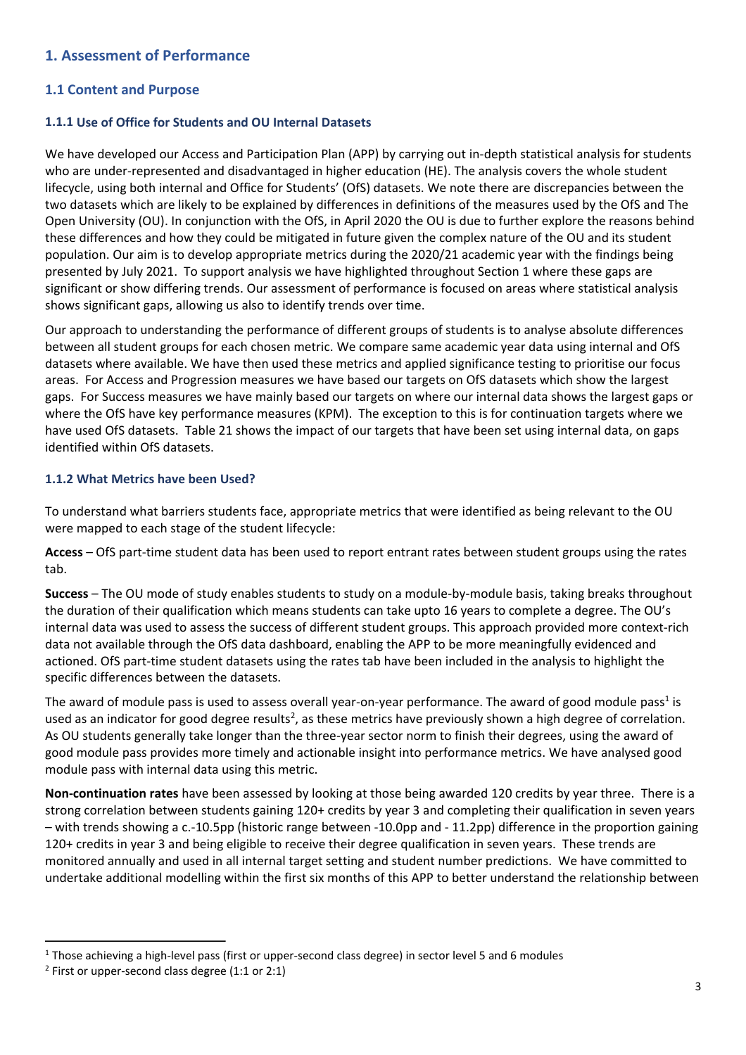## 1. Assessment of Performance

### 1.1 Content and Purpose

#### 1.1.1 Use of Office for Students and OU Internal Datasets

We have developed our Access and Participation Plan (APP) by carrying out in-depth statistical analysis for students who are under-represented and disadvantaged in higher education (HE). The analysis covers the whole student lifecycle, using both internal and Office for Students' (OfS) datasets. We note there are discrepancies between the two datasets which are likely to be explained by differences in definitions of the measures used by the OfS and The Open University (OU). In conjunction with the OfS, in April 2020 the OU is due to further explore the reasons behind these differences and how they could be mitigated in future given the complex nature of the OU and its student population. Our aim is to develop appropriate metrics during the 2020/21 academic year with the findings being presented by July 2021. To support analysis we have highlighted throughout Section 1 where these gaps are significant or show differing trends. Our assessment of performance is focused on areas where statistical analysis shows significant gaps, allowing us also to identify trends over time.

Our approach to understanding the performance of different groups of students is to analyse absolute differences between all student groups for each chosen metric. We compare same academic year data using internal and OfS datasets where available. We have then used these metrics and applied significance testing to prioritise our focus areas. For Access and Progression measures we have based our targets on OfS datasets which show the largest gaps. For Success measures we have mainly based our targets on where our internal data shows the largest gaps or where the OfS have key performance measures (KPM). The exception to this is for continuation targets where we have used OfS datasets. Table 21 shows the impact of our targets that have been set using internal data, on gaps identified within OfS datasets.

#### 1.1.2 What Metrics have been Used?

To understand what barriers students face, appropriate metrics that were identified as being relevant to the OU were mapped to each stage of the student lifecycle:

**Access** – OfS part-time student data has been used to report entrant rates between student groups using the rates tab.

**Success** – The OU mode of study enables students to study on a module-by-module basis, taking breaks throughout the duration of their qualification which means students can take upto 16 years to complete a degree. The OU's internal data was used to assess the success of different student groups. This approach provided more context-rich data not available through the OfS data dashboard, enabling the APP to be more meaningfully evidenced and actioned. OfS part-time student datasets using the rates tab have been included in the analysis to highlight the specific differences between the datasets.

The award of module pass is used to assess overall year-on-year performance. The award of good module pass[1] is used as an indicator for good degree results[2], as these metrics have previously shown a high degree of correlation. As OU students generally take longer than the three-year sector norm to finish their degrees, using the award of good module pass provides more timely and actionable insight into performance metrics. We have analysed good module pass with internal data using this metric.

**Non-continuation rates** have been assessed by looking at those being awarded 120 credits by year three. There is a strong correlation between students gaining 120+ credits by year 3 and completing their qualification in seven years – with trends showing a c.-10.5pp (historic range between -10.0pp and - 11.2pp) difference in the proportion gaining 120+ credits in year 3 and being eligible to receive their degree qualification in seven years. These trends are monitored annually and used in all internal target setting and student number predictions. We have committed to undertake additional modelling within the first six months of this APP to better understand the relationship between

---

[1] Those achieving a high-level pass (first or upper-second class degree) in sector level 5 and 6 modules

[2] First or upper-second class degree (1:1 or 2:1)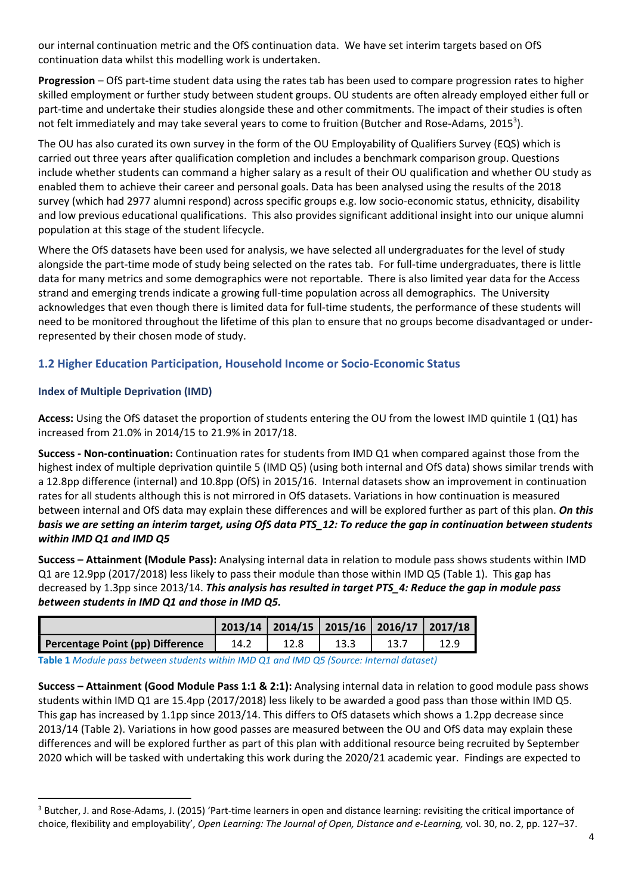our internal continuation metric and the OfS continuation data. We have set interim targets based on OfS continuation data whilst this modelling work is undertaken.

**Progression** – OfS part-time student data using the rates tab has been used to compare progression rates to higher skilled employment or further study between student groups. OU students are often already employed either full or part-time and undertake their studies alongside these and other commitments. The impact of their studies is often not felt immediately and may take several years to come to fruition (Butcher and Rose-Adams, 2015[3]).

The OU has also curated its own survey in the form of the OU Employability of Qualifiers Survey (EQS) which is carried out three years after qualification completion and includes a benchmark comparison group. Questions include whether students can command a higher salary as a result of their OU qualification and whether OU study as enabled them to achieve their career and personal goals. Data has been analysed using the results of the 2018 survey (which had 2977 alumni respond) across specific groups e.g. low socio-economic status, ethnicity, disability and low previous educational qualifications. This also provides significant additional insight into our unique alumni population at this stage of the student lifecycle.

Where the OfS datasets have been used for analysis, we have selected all undergraduates for the level of study alongside the part-time mode of study being selected on the rates tab. For full-time undergraduates, there is little data for many metrics and some demographics were not reportable. There is also limited year data for the Access strand and emerging trends indicate a growing full-time population across all demographics. The University acknowledges that even though there is limited data for full-time students, the performance of these students will need to be monitored throughout the lifetime of this plan to ensure that no groups become disadvantaged or under-represented by their chosen mode of study.

## 1.2 Higher Education Participation, Household Income or Socio-Economic Status

### Index of Multiple Deprivation (IMD)

**Access:** Using the OfS dataset the proportion of students entering the OU from the lowest IMD quintile 1 (Q1) has increased from 21.0% in 2014/15 to 21.9% in 2017/18.

**Success - Non-continuation:** Continuation rates for students from IMD Q1 when compared against those from the highest index of multiple deprivation quintile 5 (IMD Q5) (using both internal and OfS data) shows similar trends with a 12.8pp difference (internal) and 10.8pp (OfS) in 2015/16. Internal datasets show an improvement in continuation rates for all students although this is not mirrored in OfS datasets. Variations in how continuation is measured between internal and OfS data may explain these differences and will be explored further as part of this plan. ***On this basis we are setting an interim target, using OfS data PTS_12: To reduce the gap in continuation between students within IMD Q1 and IMD Q5***

**Success – Attainment (Module Pass):** Analysing internal data in relation to module pass shows students within IMD Q1 are 12.9pp (2017/2018) less likely to pass their module than those within IMD Q5 (Table 1). This gap has decreased by 1.3pp since 2013/14. ***This analysis has resulted in target PTS_4: Reduce the gap in module pass between students in IMD Q1 and those in IMD Q5.***

| | 2013/14 | 2014/15 | 2015/16 | 2016/17 | 2017/18 |
|---|---|---|---|---|---|
| **Percentage Point (pp) Difference** | 14.2 | 12.8 | 13.3 | 13.7 | 12.9 |

**Table 1** *Module pass between students within IMD Q1 and IMD Q5 (Source: Internal dataset)*

**Success – Attainment (Good Module Pass 1:1 & 2:1):** Analysing internal data in relation to good module pass shows students within IMD Q1 are 15.4pp (2017/2018) less likely to be awarded a good pass than those within IMD Q5. This gap has increased by 1.1pp since 2013/14. This differs to OfS datasets which shows a 1.2pp decrease since 2013/14 (Table 2). Variations in how good passes are measured between the OU and OfS data may explain these differences and will be explored further as part of this plan with additional resource being recruited by September 2020 which will be tasked with undertaking this work during the 2020/21 academic year. Findings are expected to

[3] Butcher, J. and Rose-Adams, J. (2015) 'Part-time learners in open and distance learning: revisiting the critical importance of choice, flexibility and employability', *Open Learning: The Journal of Open, Distance and e-Learning,* vol. 30, no. 2, pp. 127–37.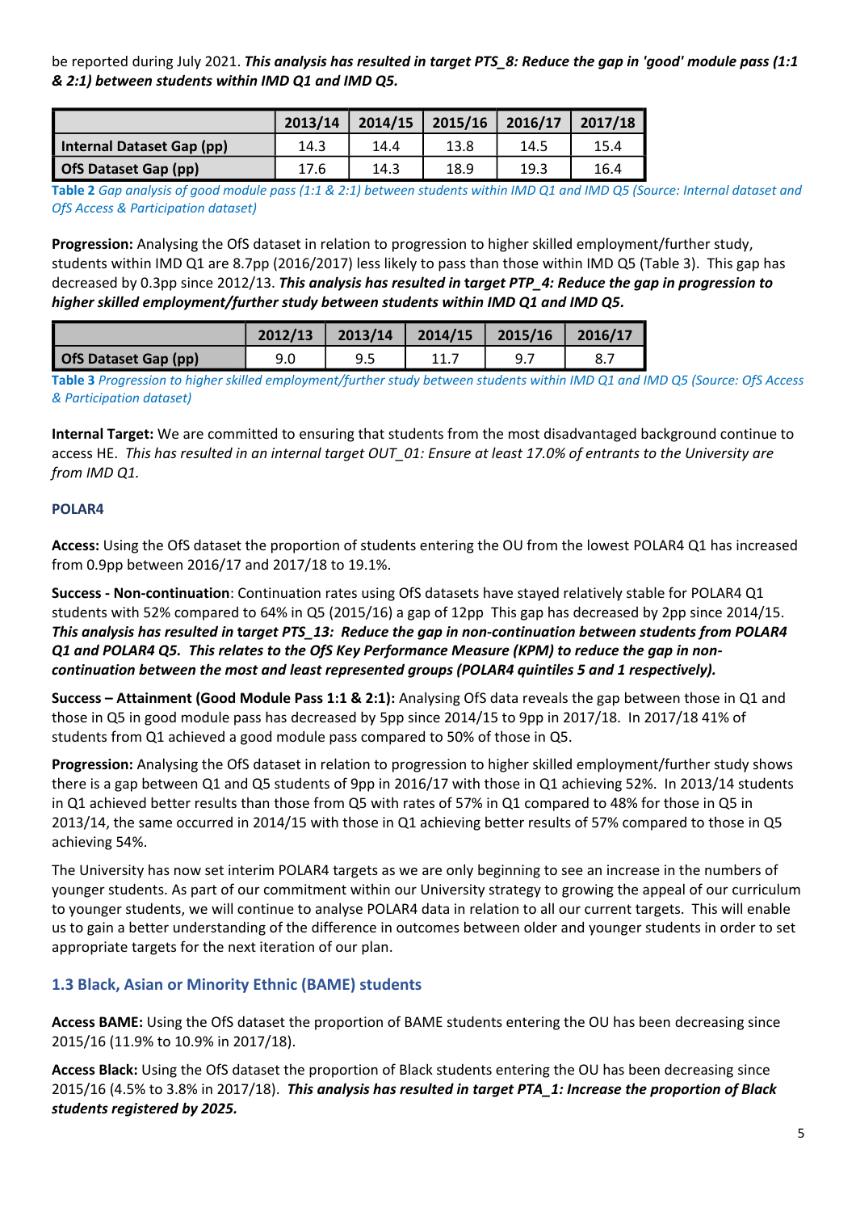be reported during July 2021. ***This analysis has resulted in target PTS_8: Reduce the gap in 'good' module pass (1:1 & 2:1) between students within IMD Q1 and IMD Q5.***

| | 2013/14 | 2014/15 | 2015/16 | 2016/17 | 2017/18 |
|---|---|---|---|---|---|
| **Internal Dataset Gap (pp)** | 14.3 | 14.4 | 13.8 | 14.5 | 15.4 |
| **OfS Dataset Gap (pp)** | 17.6 | 14.3 | 18.9 | 19.3 | 16.4 |

**Table 2** *Gap analysis of good module pass (1:1 & 2:1) between students within IMD Q1 and IMD Q5 (Source: Internal dataset and OfS Access & Participation dataset)*

**Progression:** Analysing the OfS dataset in relation to progression to higher skilled employment/further study, students within IMD Q1 are 8.7pp (2016/2017) less likely to pass than those within IMD Q5 (Table 3). This gap has decreased by 0.3pp since 2012/13. ***This analysis has resulted in target PTP_4: Reduce the gap in progression to higher skilled employment/further study between students within IMD Q1 and IMD Q5.***

| | 2012/13 | 2013/14 | 2014/15 | 2015/16 | 2016/17 |
|---|---|---|---|---|---|
| **OfS Dataset Gap (pp)** | 9.0 | 9.5 | 11.7 | 9.7 | 8.7 |

**Table 3** *Progression to higher skilled employment/further study between students within IMD Q1 and IMD Q5 (Source: OfS Access & Participation dataset)*

**Internal Target:** We are committed to ensuring that students from the most disadvantaged background continue to access HE. *This has resulted in an internal target OUT_01: Ensure at least 17.0% of entrants to the University are from IMD Q1.*

**POLAR4**

**Access:** Using the OfS dataset the proportion of students entering the OU from the lowest POLAR4 Q1 has increased from 0.9pp between 2016/17 and 2017/18 to 19.1%.

**Success - Non-continuation**: Continuation rates using OfS datasets have stayed relatively stable for POLAR4 Q1 students with 52% compared to 64% in Q5 (2015/16) a gap of 12pp This gap has decreased by 2pp since 2014/15. ***This analysis has resulted in target PTS_13: Reduce the gap in non-continuation between students from POLAR4 Q1 and POLAR4 Q5. This relates to the OfS Key Performance Measure (KPM) to reduce the gap in non-continuation between the most and least represented groups (POLAR4 quintiles 5 and 1 respectively).***

**Success – Attainment (Good Module Pass 1:1 & 2:1):** Analysing OfS data reveals the gap between those in Q1 and those in Q5 in good module pass has decreased by 5pp since 2014/15 to 9pp in 2017/18. In 2017/18 41% of students from Q1 achieved a good module pass compared to 50% of those in Q5.

**Progression:** Analysing the OfS dataset in relation to progression to higher skilled employment/further study shows there is a gap between Q1 and Q5 students of 9pp in 2016/17 with those in Q1 achieving 52%. In 2013/14 students in Q1 achieved better results than those from Q5 with rates of 57% in Q1 compared to 48% for those in Q5 in 2013/14, the same occurred in 2014/15 with those in Q1 achieving better results of 57% compared to those in Q5 achieving 54%.

The University has now set interim POLAR4 targets as we are only beginning to see an increase in the numbers of younger students. As part of our commitment within our University strategy to growing the appeal of our curriculum to younger students, we will continue to analyse POLAR4 data in relation to all our current targets. This will enable us to gain a better understanding of the difference in outcomes between older and younger students in order to set appropriate targets for the next iteration of our plan.

### 1.3 Black, Asian or Minority Ethnic (BAME) students

**Access BAME:** Using the OfS dataset the proportion of BAME students entering the OU has been decreasing since 2015/16 (11.9% to 10.9% in 2017/18).

**Access Black:** Using the OfS dataset the proportion of Black students entering the OU has been decreasing since 2015/16 (4.5% to 3.8% in 2017/18). ***This analysis has resulted in target PTA_1: Increase the proportion of Black students registered by 2025.***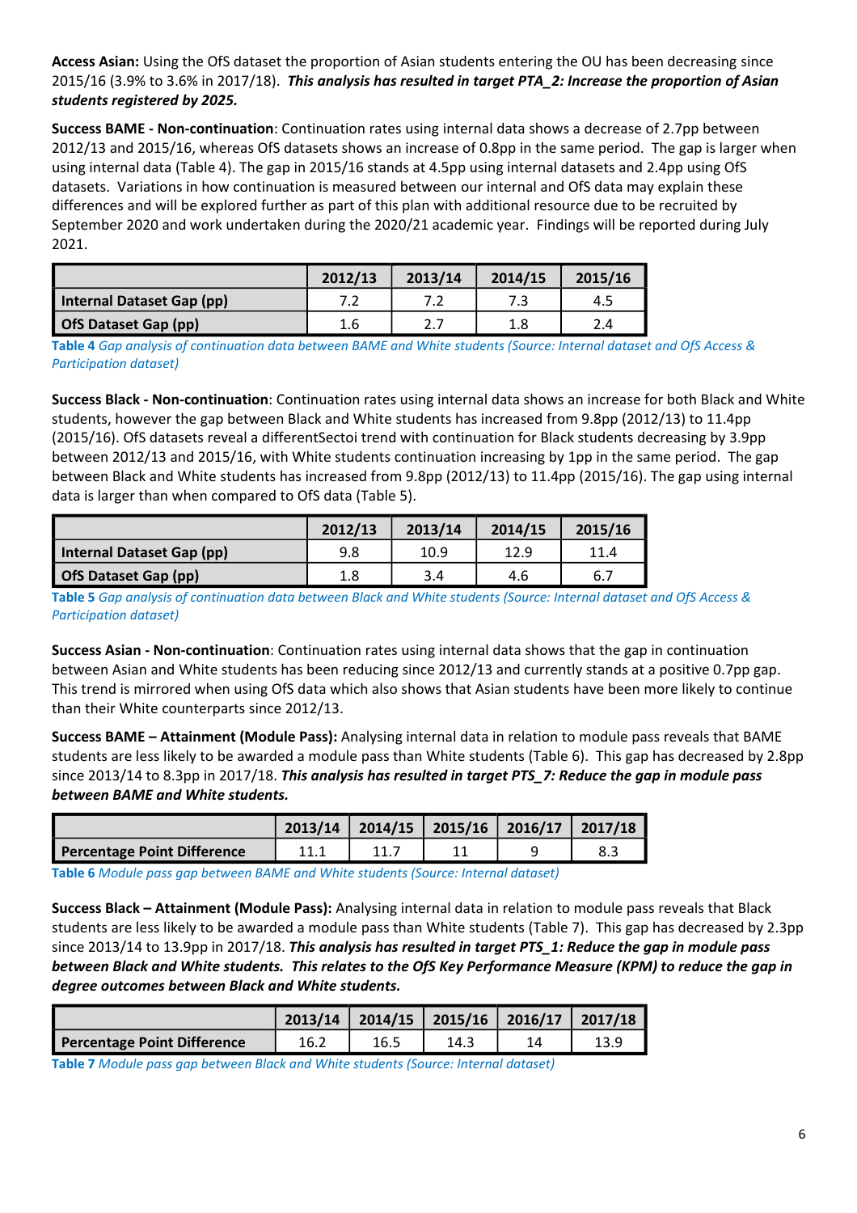**Access Asian:** Using the OfS dataset the proportion of Asian students entering the OU has been decreasing since 2015/16 (3.9% to 3.6% in 2017/18). ***This analysis has resulted in target PTA_2: Increase the proportion of Asian students registered by 2025.***

**Success BAME - Non-continuation**: Continuation rates using internal data shows a decrease of 2.7pp between 2012/13 and 2015/16, whereas OfS datasets shows an increase of 0.8pp in the same period. The gap is larger when using internal data (Table 4). The gap in 2015/16 stands at 4.5pp using internal datasets and 2.4pp using OfS datasets. Variations in how continuation is measured between our internal and OfS data may explain these differences and will be explored further as part of this plan with additional resource due to be recruited by September 2020 and work undertaken during the 2020/21 academic year. Findings will be reported during July 2021.

| | 2012/13 | 2013/14 | 2014/15 | 2015/16 |
|---|---|---|---|---|
| **Internal Dataset Gap (pp)** | 7.2 | 7.2 | 7.3 | 4.5 |
| **OfS Dataset Gap (pp)** | 1.6 | 2.7 | 1.8 | 2.4 |

**Table 4** *Gap analysis of continuation data between BAME and White students (Source: Internal dataset and OfS Access & Participation dataset)*

**Success Black - Non-continuation**: Continuation rates using internal data shows an increase for both Black and White students, however the gap between Black and White students has increased from 9.8pp (2012/13) to 11.4pp (2015/16). OfS datasets reveal a differentSectoi trend with continuation for Black students decreasing by 3.9pp between 2012/13 and 2015/16, with White students continuation increasing by 1pp in the same period. The gap between Black and White students has increased from 9.8pp (2012/13) to 11.4pp (2015/16). The gap using internal data is larger than when compared to OfS data (Table 5).

| | 2012/13 | 2013/14 | 2014/15 | 2015/16 |
|---|---|---|---|---|
| **Internal Dataset Gap (pp)** | 9.8 | 10.9 | 12.9 | 11.4 |
| **OfS Dataset Gap (pp)** | 1.8 | 3.4 | 4.6 | 6.7 |

**Table 5** *Gap analysis of continuation data between Black and White students (Source: Internal dataset and OfS Access & Participation dataset)*

**Success Asian - Non-continuation**: Continuation rates using internal data shows that the gap in continuation between Asian and White students has been reducing since 2012/13 and currently stands at a positive 0.7pp gap. This trend is mirrored when using OfS data which also shows that Asian students have been more likely to continue than their White counterparts since 2012/13.

**Success BAME – Attainment (Module Pass):** Analysing internal data in relation to module pass reveals that BAME students are less likely to be awarded a module pass than White students (Table 6). This gap has decreased by 2.8pp since 2013/14 to 8.3pp in 2017/18. ***This analysis has resulted in target PTS_7: Reduce the gap in module pass between BAME and White students.***

| | 2013/14 | 2014/15 | 2015/16 | 2016/17 | 2017/18 |
|---|---|---|---|---|---|
| **Percentage Point Difference** | 11.1 | 11.7 | 11 | 9 | 8.3 |

**Table 6** *Module pass gap between BAME and White students (Source: Internal dataset)*

**Success Black – Attainment (Module Pass):** Analysing internal data in relation to module pass reveals that Black students are less likely to be awarded a module pass than White students (Table 7). This gap has decreased by 2.3pp since 2013/14 to 13.9pp in 2017/18. ***This analysis has resulted in target PTS_1: Reduce the gap in module pass between Black and White students. This relates to the OfS Key Performance Measure (KPM) to reduce the gap in degree outcomes between Black and White students.***

| | 2013/14 | 2014/15 | 2015/16 | 2016/17 | 2017/18 |
|---|---|---|---|---|---|
| **Percentage Point Difference** | 16.2 | 16.5 | 14.3 | 14 | 13.9 |

**Table 7** *Module pass gap between Black and White students (Source: Internal dataset)*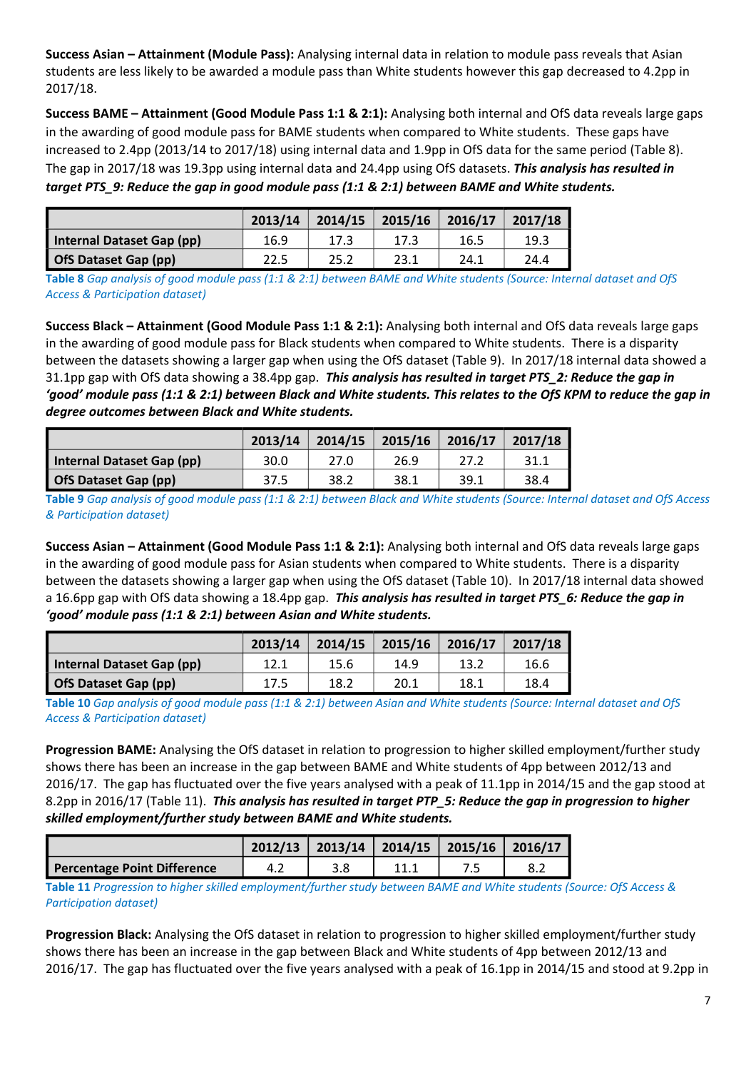**Success Asian – Attainment (Module Pass):** Analysing internal data in relation to module pass reveals that Asian students are less likely to be awarded a module pass than White students however this gap decreased to 4.2pp in 2017/18.

**Success BAME – Attainment (Good Module Pass 1:1 & 2:1):** Analysing both internal and OfS data reveals large gaps in the awarding of good module pass for BAME students when compared to White students. These gaps have increased to 2.4pp (2013/14 to 2017/18) using internal data and 1.9pp in OfS data for the same period (Table 8). The gap in 2017/18 was 19.3pp using internal data and 24.4pp using OfS datasets. ***This analysis has resulted in target PTS_9: Reduce the gap in good module pass (1:1 & 2:1) between BAME and White students.***

| | 2013/14 | 2014/15 | 2015/16 | 2016/17 | 2017/18 |
|---|---|---|---|---|---|
| **Internal Dataset Gap (pp)** | 16.9 | 17.3 | 17.3 | 16.5 | 19.3 |
| **OfS Dataset Gap (pp)** | 22.5 | 25.2 | 23.1 | 24.1 | 24.4 |

**Table 8** *Gap analysis of good module pass (1:1 & 2:1) between BAME and White students (Source: Internal dataset and OfS Access & Participation dataset)*

**Success Black – Attainment (Good Module Pass 1:1 & 2:1):** Analysing both internal and OfS data reveals large gaps in the awarding of good module pass for Black students when compared to White students. There is a disparity between the datasets showing a larger gap when using the OfS dataset (Table 9). In 2017/18 internal data showed a 31.1pp gap with OfS data showing a 38.4pp gap. ***This analysis has resulted in target PTS_2: Reduce the gap in 'good' module pass (1:1 & 2:1) between Black and White students. This relates to the OfS KPM to reduce the gap in degree outcomes between Black and White students.***

| | 2013/14 | 2014/15 | 2015/16 | 2016/17 | 2017/18 |
|---|---|---|---|---|---|
| **Internal Dataset Gap (pp)** | 30.0 | 27.0 | 26.9 | 27.2 | 31.1 |
| **OfS Dataset Gap (pp)** | 37.5 | 38.2 | 38.1 | 39.1 | 38.4 |

**Table 9** *Gap analysis of good module pass (1:1 & 2:1) between Black and White students (Source: Internal dataset and OfS Access & Participation dataset)*

**Success Asian – Attainment (Good Module Pass 1:1 & 2:1):** Analysing both internal and OfS data reveals large gaps in the awarding of good module pass for Asian students when compared to White students. There is a disparity between the datasets showing a larger gap when using the OfS dataset (Table 10). In 2017/18 internal data showed a 16.6pp gap with OfS data showing a 18.4pp gap. ***This analysis has resulted in target PTS_6: Reduce the gap in 'good' module pass (1:1 & 2:1) between Asian and White students.***

| | 2013/14 | 2014/15 | 2015/16 | 2016/17 | 2017/18 |
|---|---|---|---|---|---|
| **Internal Dataset Gap (pp)** | 12.1 | 15.6 | 14.9 | 13.2 | 16.6 |
| **OfS Dataset Gap (pp)** | 17.5 | 18.2 | 20.1 | 18.1 | 18.4 |

**Table 10** *Gap analysis of good module pass (1:1 & 2:1) between Asian and White students (Source: Internal dataset and OfS Access & Participation dataset)*

**Progression BAME:** Analysing the OfS dataset in relation to progression to higher skilled employment/further study shows there has been an increase in the gap between BAME and White students of 4pp between 2012/13 and 2016/17. The gap has fluctuated over the five years analysed with a peak of 11.1pp in 2014/15 and the gap stood at 8.2pp in 2016/17 (Table 11). ***This analysis has resulted in target PTP_5: Reduce the gap in progression to higher skilled employment/further study between BAME and White students.***

| | 2012/13 | 2013/14 | 2014/15 | 2015/16 | 2016/17 |
|---|---|---|---|---|---|
| **Percentage Point Difference** | 4.2 | 3.8 | 11.1 | 7.5 | 8.2 |

**Table 11** *Progression to higher skilled employment/further study between BAME and White students (Source: OfS Access & Participation dataset)*

**Progression Black:** Analysing the OfS dataset in relation to progression to higher skilled employment/further study shows there has been an increase in the gap between Black and White students of 4pp between 2012/13 and 2016/17. The gap has fluctuated over the five years analysed with a peak of 16.1pp in 2014/15 and stood at 9.2pp in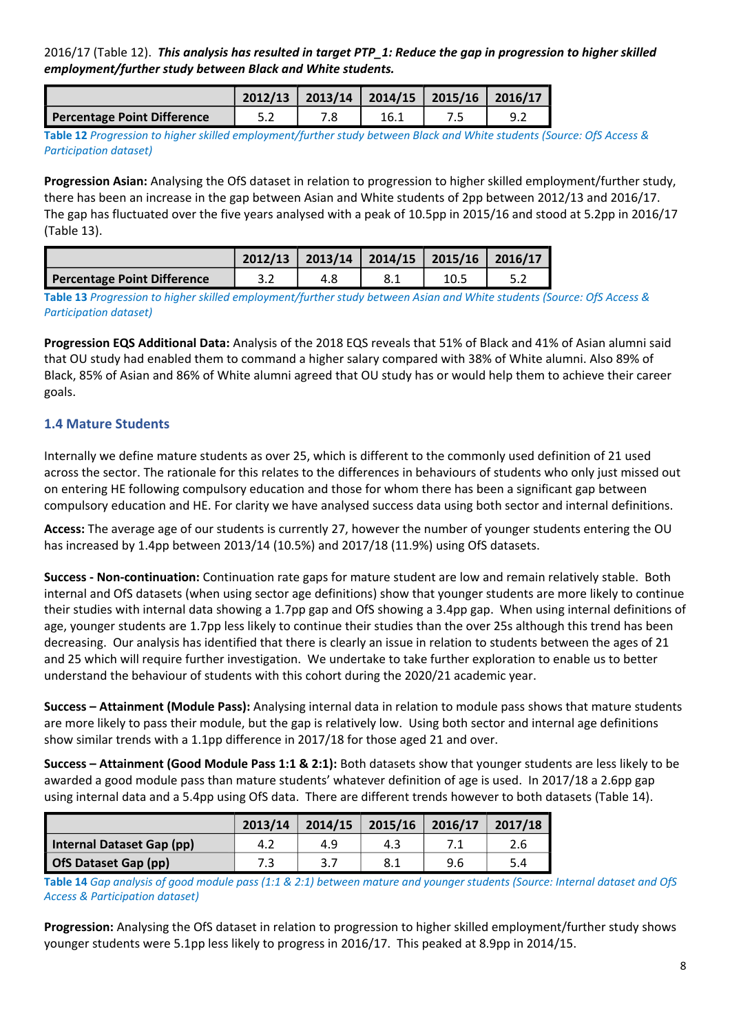2016/17 (Table 12). ***This analysis has resulted in target PTP_1: Reduce the gap in progression to higher skilled employment/further study between Black and White students.***

| | 2012/13 | 2013/14 | 2014/15 | 2015/16 | 2016/17 |
|---|---|---|---|---|---|
| **Percentage Point Difference** | 5.2 | 7.8 | 16.1 | 7.5 | 9.2 |

**Table 12** *Progression to higher skilled employment/further study between Black and White students (Source: OfS Access & Participation dataset)*

**Progression Asian:** Analysing the OfS dataset in relation to progression to higher skilled employment/further study, there has been an increase in the gap between Asian and White students of 2pp between 2012/13 and 2016/17. The gap has fluctuated over the five years analysed with a peak of 10.5pp in 2015/16 and stood at 5.2pp in 2016/17 (Table 13).

| | 2012/13 | 2013/14 | 2014/15 | 2015/16 | 2016/17 |
|---|---|---|---|---|---|
| **Percentage Point Difference** | 3.2 | 4.8 | 8.1 | 10.5 | 5.2 |

**Table 13** *Progression to higher skilled employment/further study between Asian and White students (Source: OfS Access & Participation dataset)*

**Progression EQS Additional Data:** Analysis of the 2018 EQS reveals that 51% of Black and 41% of Asian alumni said that OU study had enabled them to command a higher salary compared with 38% of White alumni. Also 89% of Black, 85% of Asian and 86% of White alumni agreed that OU study has or would help them to achieve their career goals.

### 1.4 Mature Students

Internally we define mature students as over 25, which is different to the commonly used definition of 21 used across the sector. The rationale for this relates to the differences in behaviours of students who only just missed out on entering HE following compulsory education and those for whom there has been a significant gap between compulsory education and HE. For clarity we have analysed success data using both sector and internal definitions.

**Access:** The average age of our students is currently 27, however the number of younger students entering the OU has increased by 1.4pp between 2013/14 (10.5%) and 2017/18 (11.9%) using OfS datasets.

**Success - Non-continuation:** Continuation rate gaps for mature student are low and remain relatively stable. Both internal and OfS datasets (when using sector age definitions) show that younger students are more likely to continue their studies with internal data showing a 1.7pp gap and OfS showing a 3.4pp gap. When using internal definitions of age, younger students are 1.7pp less likely to continue their studies than the over 25s although this trend has been decreasing. Our analysis has identified that there is clearly an issue in relation to students between the ages of 21 and 25 which will require further investigation. We undertake to take further exploration to enable us to better understand the behaviour of students with this cohort during the 2020/21 academic year.

**Success – Attainment (Module Pass):** Analysing internal data in relation to module pass shows that mature students are more likely to pass their module, but the gap is relatively low. Using both sector and internal age definitions show similar trends with a 1.1pp difference in 2017/18 for those aged 21 and over.

**Success – Attainment (Good Module Pass 1:1 & 2:1):** Both datasets show that younger students are less likely to be awarded a good module pass than mature students' whatever definition of age is used. In 2017/18 a 2.6pp gap using internal data and a 5.4pp using OfS data. There are different trends however to both datasets (Table 14).

| | 2013/14 | 2014/15 | 2015/16 | 2016/17 | 2017/18 |
|---|---|---|---|---|---|
| **Internal Dataset Gap (pp)** | 4.2 | 4.9 | 4.3 | 7.1 | 2.6 |
| **OfS Dataset Gap (pp)** | 7.3 | 3.7 | 8.1 | 9.6 | 5.4 |

**Table 14** *Gap analysis of good module pass (1:1 & 2:1) between mature and younger students (Source: Internal dataset and OfS Access & Participation dataset)*

**Progression:** Analysing the OfS dataset in relation to progression to higher skilled employment/further study shows younger students were 5.1pp less likely to progress in 2016/17. This peaked at 8.9pp in 2014/15.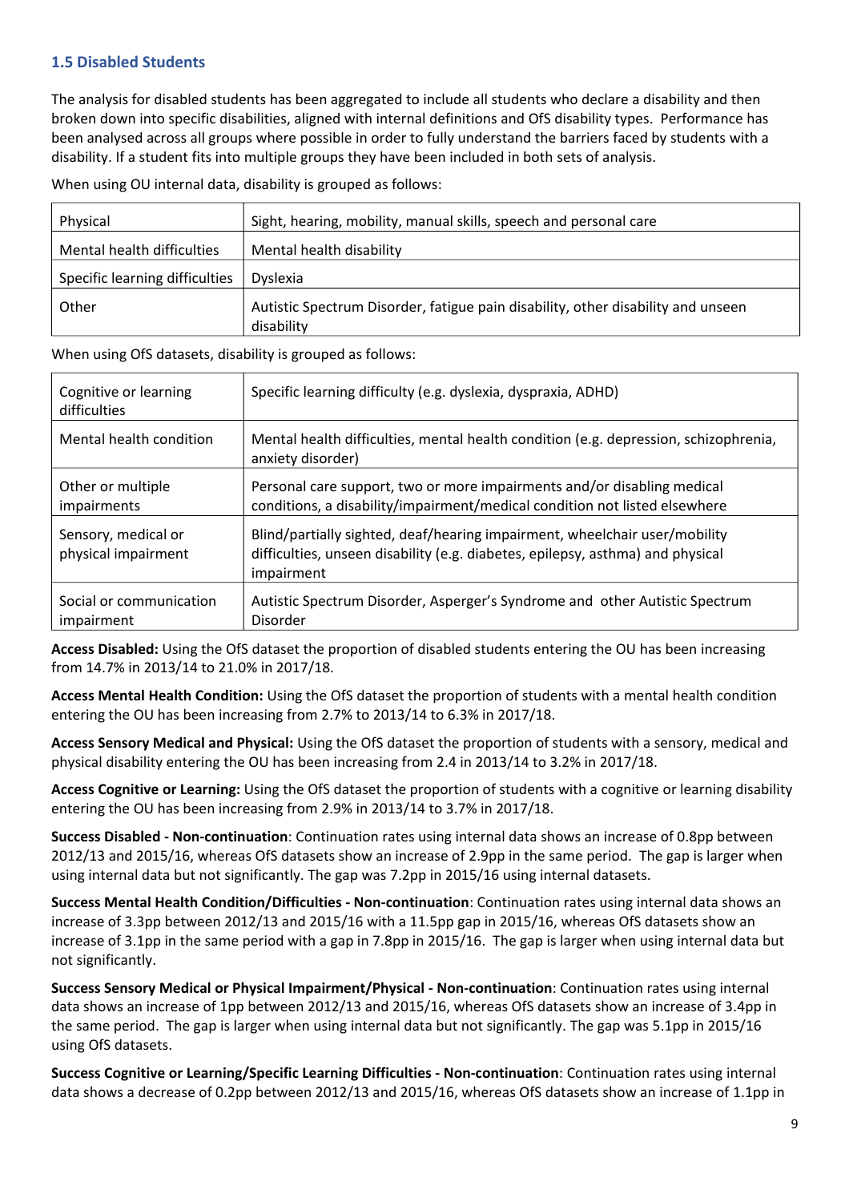### 1.5 Disabled Students

The analysis for disabled students has been aggregated to include all students who declare a disability and then broken down into specific disabilities, aligned with internal definitions and OfS disability types. Performance has been analysed across all groups where possible in order to fully understand the barriers faced by students with a disability. If a student fits into multiple groups they have been included in both sets of analysis.

When using OU internal data, disability is grouped as follows:

| | |
|---|---|
| Physical | Sight, hearing, mobility, manual skills, speech and personal care |
| Mental health difficulties | Mental health disability |
| Specific learning difficulties | Dyslexia |
| Other | Autistic Spectrum Disorder, fatigue pain disability, other disability and unseen disability |

When using OfS datasets, disability is grouped as follows:

| | |
|---|---|
| Cognitive or learning difficulties | Specific learning difficulty (e.g. dyslexia, dyspraxia, ADHD) |
| Mental health condition | Mental health difficulties, mental health condition (e.g. depression, schizophrenia, anxiety disorder) |
| Other or multiple impairments | Personal care support, two or more impairments and/or disabling medical conditions, a disability/impairment/medical condition not listed elsewhere |
| Sensory, medical or physical impairment | Blind/partially sighted, deaf/hearing impairment, wheelchair user/mobility difficulties, unseen disability (e.g. diabetes, epilepsy, asthma) and physical impairment |
| Social or communication impairment | Autistic Spectrum Disorder, Asperger's Syndrome and other Autistic Spectrum Disorder |

**Access Disabled:** Using the OfS dataset the proportion of disabled students entering the OU has been increasing from 14.7% in 2013/14 to 21.0% in 2017/18.

**Access Mental Health Condition:** Using the OfS dataset the proportion of students with a mental health condition entering the OU has been increasing from 2.7% to 2013/14 to 6.3% in 2017/18.

**Access Sensory Medical and Physical:** Using the OfS dataset the proportion of students with a sensory, medical and physical disability entering the OU has been increasing from 2.4 in 2013/14 to 3.2% in 2017/18.

**Access Cognitive or Learning:** Using the OfS dataset the proportion of students with a cognitive or learning disability entering the OU has been increasing from 2.9% in 2013/14 to 3.7% in 2017/18.

**Success Disabled - Non-continuation**: Continuation rates using internal data shows an increase of 0.8pp between 2012/13 and 2015/16, whereas OfS datasets show an increase of 2.9pp in the same period. The gap is larger when using internal data but not significantly. The gap was 7.2pp in 2015/16 using internal datasets.

**Success Mental Health Condition/Difficulties - Non-continuation**: Continuation rates using internal data shows an increase of 3.3pp between 2012/13 and 2015/16 with a 11.5pp gap in 2015/16, whereas OfS datasets show an increase of 3.1pp in the same period with a gap in 7.8pp in 2015/16. The gap is larger when using internal data but not significantly.

**Success Sensory Medical or Physical Impairment/Physical - Non-continuation**: Continuation rates using internal data shows an increase of 1pp between 2012/13 and 2015/16, whereas OfS datasets show an increase of 3.4pp in the same period. The gap is larger when using internal data but not significantly. The gap was 5.1pp in 2015/16 using OfS datasets.

**Success Cognitive or Learning/Specific Learning Difficulties - Non-continuation**: Continuation rates using internal data shows a decrease of 0.2pp between 2012/13 and 2015/16, whereas OfS datasets show an increase of 1.1pp in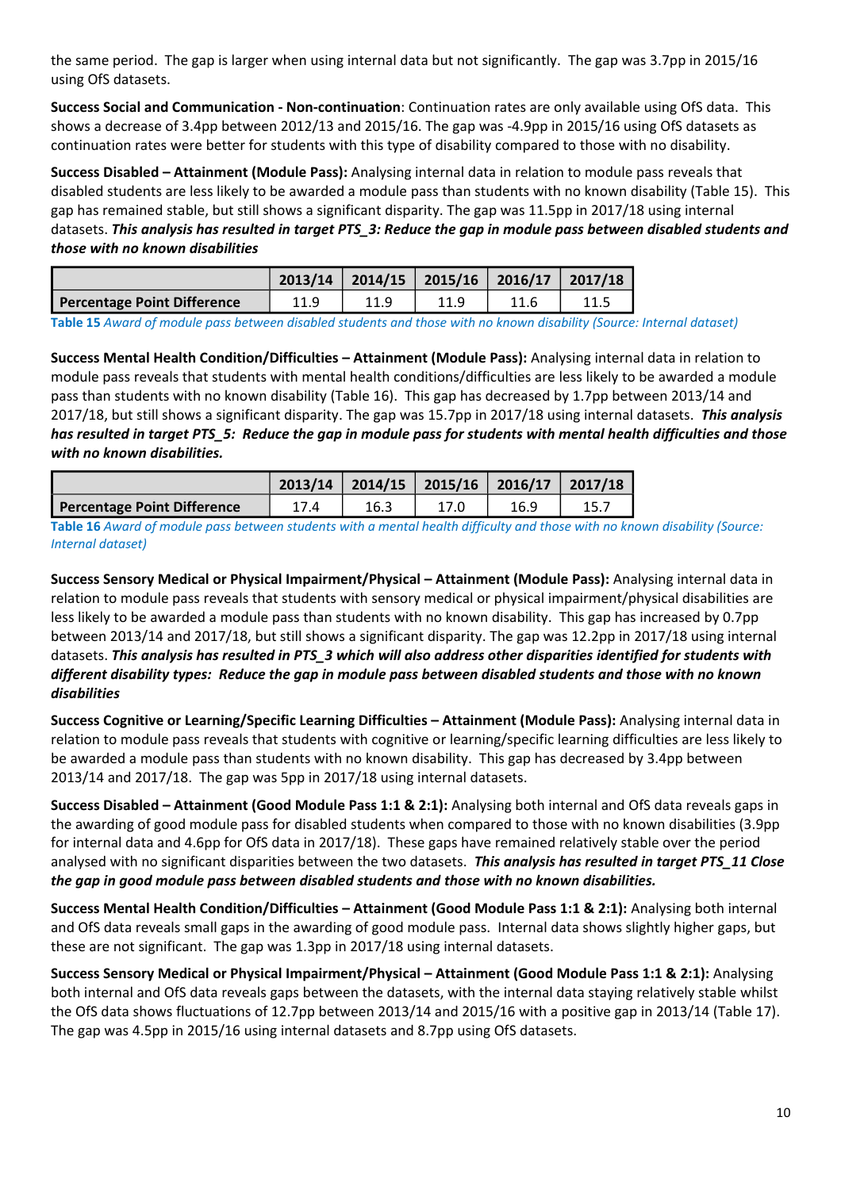the same period. The gap is larger when using internal data but not significantly. The gap was 3.7pp in 2015/16 using OfS datasets.

**Success Social and Communication - Non-continuation**: Continuation rates are only available using OfS data. This shows a decrease of 3.4pp between 2012/13 and 2015/16. The gap was -4.9pp in 2015/16 using OfS datasets as continuation rates were better for students with this type of disability compared to those with no disability.

**Success Disabled – Attainment (Module Pass):** Analysing internal data in relation to module pass reveals that disabled students are less likely to be awarded a module pass than students with no known disability (Table 15). This gap has remained stable, but still shows a significant disparity. The gap was 11.5pp in 2017/18 using internal datasets. ***This analysis has resulted in target PTS_3: Reduce the gap in module pass between disabled students and those with no known disabilities***

| | 2013/14 | 2014/15 | 2015/16 | 2016/17 | 2017/18 |
|---|---|---|---|---|---|
| Percentage Point Difference | 11.9 | 11.9 | 11.9 | 11.6 | 11.5 |

**Table 15** *Award of module pass between disabled students and those with no known disability (Source: Internal dataset)*

**Success Mental Health Condition/Difficulties – Attainment (Module Pass):** Analysing internal data in relation to module pass reveals that students with mental health conditions/difficulties are less likely to be awarded a module pass than students with no known disability (Table 16). This gap has decreased by 1.7pp between 2013/14 and 2017/18, but still shows a significant disparity. The gap was 15.7pp in 2017/18 using internal datasets. ***This analysis has resulted in target PTS_5: Reduce the gap in module pass for students with mental health difficulties and those with no known disabilities.***

| | 2013/14 | 2014/15 | 2015/16 | 2016/17 | 2017/18 |
|---|---|---|---|---|---|
| Percentage Point Difference | 17.4 | 16.3 | 17.0 | 16.9 | 15.7 |

**Table 16** *Award of module pass between students with a mental health difficulty and those with no known disability (Source: Internal dataset)*

**Success Sensory Medical or Physical Impairment/Physical – Attainment (Module Pass):** Analysing internal data in relation to module pass reveals that students with sensory medical or physical impairment/physical disabilities are less likely to be awarded a module pass than students with no known disability. This gap has increased by 0.7pp between 2013/14 and 2017/18, but still shows a significant disparity. The gap was 12.2pp in 2017/18 using internal datasets. ***This analysis has resulted in PTS_3 which will also address other disparities identified for students with different disability types: Reduce the gap in module pass between disabled students and those with no known disabilities***

**Success Cognitive or Learning/Specific Learning Difficulties – Attainment (Module Pass):** Analysing internal data in relation to module pass reveals that students with cognitive or learning/specific learning difficulties are less likely to be awarded a module pass than students with no known disability. This gap has decreased by 3.4pp between 2013/14 and 2017/18. The gap was 5pp in 2017/18 using internal datasets.

**Success Disabled – Attainment (Good Module Pass 1:1 & 2:1):** Analysing both internal and OfS data reveals gaps in the awarding of good module pass for disabled students when compared to those with no known disabilities (3.9pp for internal data and 4.6pp for OfS data in 2017/18). These gaps have remained relatively stable over the period analysed with no significant disparities between the two datasets. ***This analysis has resulted in target PTS_11 Close the gap in good module pass between disabled students and those with no known disabilities.***

**Success Mental Health Condition/Difficulties – Attainment (Good Module Pass 1:1 & 2:1):** Analysing both internal and OfS data reveals small gaps in the awarding of good module pass. Internal data shows slightly higher gaps, but these are not significant. The gap was 1.3pp in 2017/18 using internal datasets.

**Success Sensory Medical or Physical Impairment/Physical – Attainment (Good Module Pass 1:1 & 2:1):** Analysing both internal and OfS data reveals gaps between the datasets, with the internal data staying relatively stable whilst the OfS data shows fluctuations of 12.7pp between 2013/14 and 2015/16 with a positive gap in 2013/14 (Table 17). The gap was 4.5pp in 2015/16 using internal datasets and 8.7pp using OfS datasets.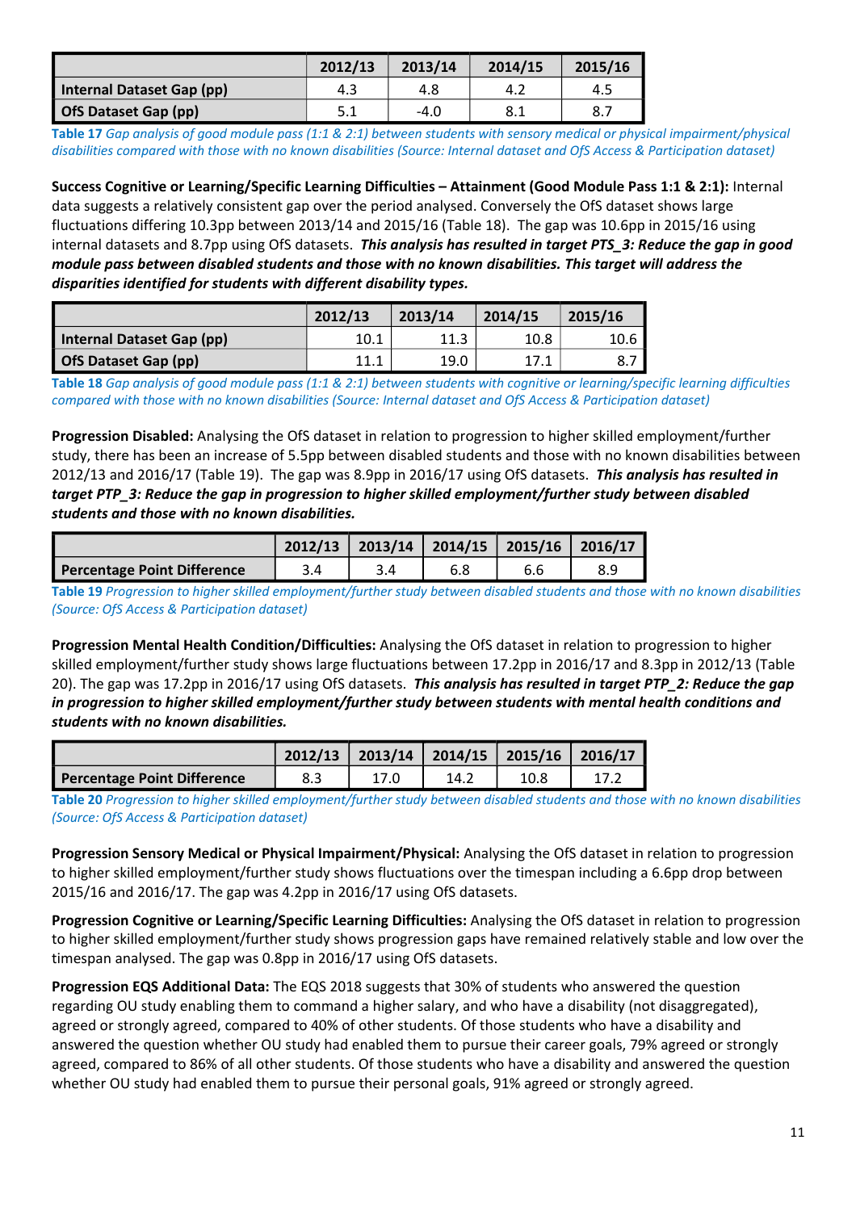| | 2012/13 | 2013/14 | 2014/15 | 2015/16 |
|---|---|---|---|---|
| **Internal Dataset Gap (pp)** | 4.3 | 4.8 | 4.2 | 4.5 |
| **OfS Dataset Gap (pp)** | 5.1 | -4.0 | 8.1 | 8.7 |

**Table 17** *Gap analysis of good module pass (1:1 & 2:1) between students with sensory medical or physical impairment/physical disabilities compared with those with no known disabilities (Source: Internal dataset and OfS Access & Participation dataset)*

**Success Cognitive or Learning/Specific Learning Difficulties – Attainment (Good Module Pass 1:1 & 2:1):** Internal data suggests a relatively consistent gap over the period analysed. Conversely the OfS dataset shows large fluctuations differing 10.3pp between 2013/14 and 2015/16 (Table 18). The gap was 10.6pp in 2015/16 using internal datasets and 8.7pp using OfS datasets. ***This analysis has resulted in target PTS_3: Reduce the gap in good module pass between disabled students and those with no known disabilities. This target will address the disparities identified for students with different disability types.***

| | 2012/13 | 2013/14 | 2014/15 | 2015/16 |
|---|---|---|---|---|
| **Internal Dataset Gap (pp)** | 10.1 | 11.3 | 10.8 | 10.6 |
| **OfS Dataset Gap (pp)** | 11.1 | 19.0 | 17.1 | 8.7 |

**Table 18** *Gap analysis of good module pass (1:1 & 2:1) between students with cognitive or learning/specific learning difficulties compared with those with no known disabilities (Source: Internal dataset and OfS Access & Participation dataset)*

**Progression Disabled:** Analysing the OfS dataset in relation to progression to higher skilled employment/further study, there has been an increase of 5.5pp between disabled students and those with no known disabilities between 2012/13 and 2016/17 (Table 19). The gap was 8.9pp in 2016/17 using OfS datasets. ***This analysis has resulted in target PTP_3: Reduce the gap in progression to higher skilled employment/further study between disabled students and those with no known disabilities.***

| | 2012/13 | 2013/14 | 2014/15 | 2015/16 | 2016/17 |
|---|---|---|---|---|---|
| **Percentage Point Difference** | 3.4 | 3.4 | 6.8 | 6.6 | 8.9 |

**Table 19** *Progression to higher skilled employment/further study between disabled students and those with no known disabilities (Source: OfS Access & Participation dataset)*

**Progression Mental Health Condition/Difficulties:** Analysing the OfS dataset in relation to progression to higher skilled employment/further study shows large fluctuations between 17.2pp in 2016/17 and 8.3pp in 2012/13 (Table 20). The gap was 17.2pp in 2016/17 using OfS datasets. ***This analysis has resulted in target PTP_2: Reduce the gap in progression to higher skilled employment/further study between students with mental health conditions and students with no known disabilities.***

| | 2012/13 | 2013/14 | 2014/15 | 2015/16 | 2016/17 |
|---|---|---|---|---|---|
| **Percentage Point Difference** | 8.3 | 17.0 | 14.2 | 10.8 | 17.2 |

**Table 20** *Progression to higher skilled employment/further study between disabled students and those with no known disabilities (Source: OfS Access & Participation dataset)*

**Progression Sensory Medical or Physical Impairment/Physical:** Analysing the OfS dataset in relation to progression to higher skilled employment/further study shows fluctuations over the timespan including a 6.6pp drop between 2015/16 and 2016/17. The gap was 4.2pp in 2016/17 using OfS datasets.

**Progression Cognitive or Learning/Specific Learning Difficulties:** Analysing the OfS dataset in relation to progression to higher skilled employment/further study shows progression gaps have remained relatively stable and low over the timespan analysed. The gap was 0.8pp in 2016/17 using OfS datasets.

**Progression EQS Additional Data:** The EQS 2018 suggests that 30% of students who answered the question regarding OU study enabling them to command a higher salary, and who have a disability (not disaggregated), agreed or strongly agreed, compared to 40% of other students. Of those students who have a disability and answered the question whether OU study had enabled them to pursue their career goals, 79% agreed or strongly agreed, compared to 86% of all other students. Of those students who have a disability and answered the question whether OU study had enabled them to pursue their personal goals, 91% agreed or strongly agreed.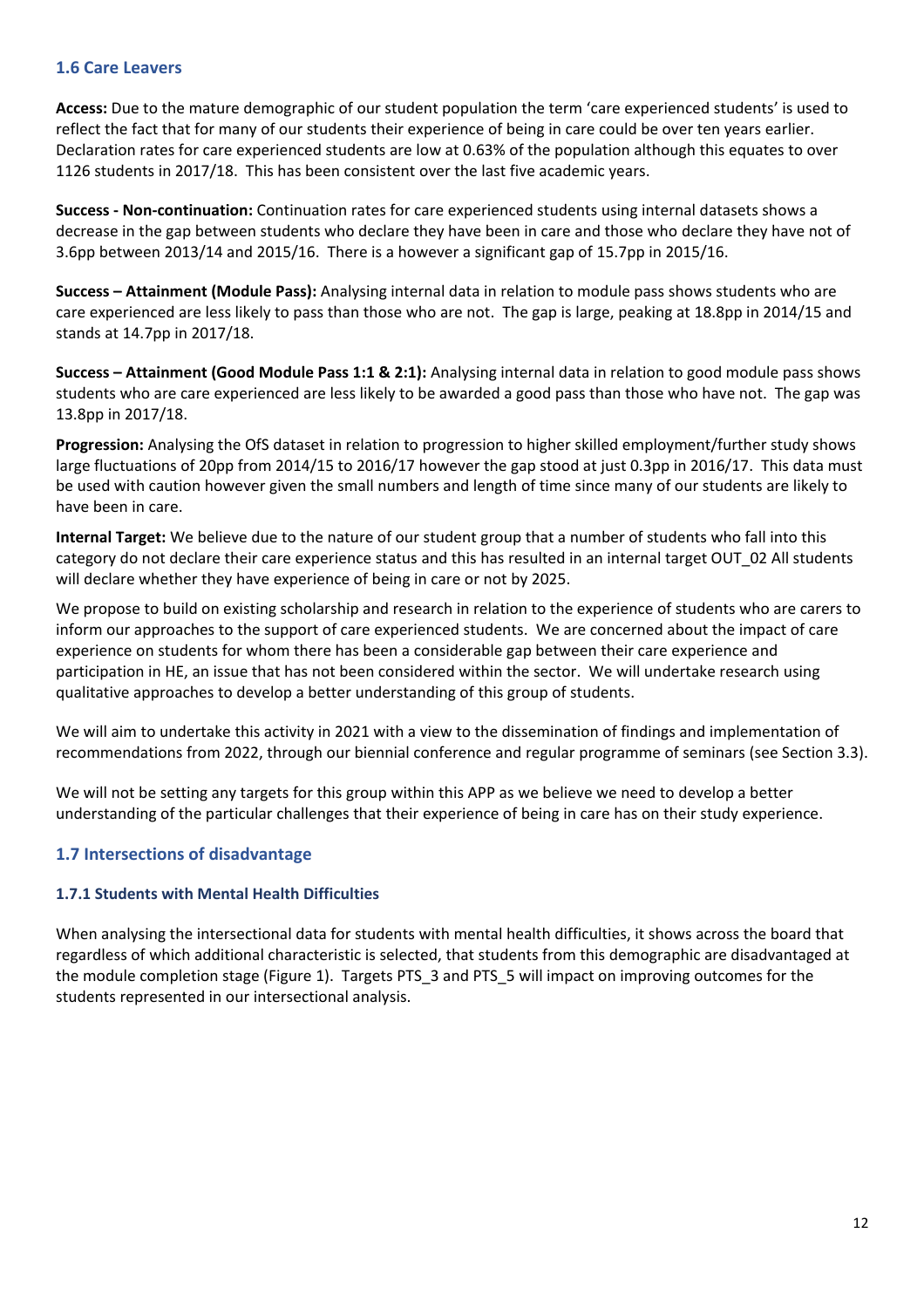### 1.6 Care Leavers

**Access:** Due to the mature demographic of our student population the term 'care experienced students' is used to reflect the fact that for many of our students their experience of being in care could be over ten years earlier. Declaration rates for care experienced students are low at 0.63% of the population although this equates to over 1126 students in 2017/18. This has been consistent over the last five academic years.

**Success - Non-continuation:** Continuation rates for care experienced students using internal datasets shows a decrease in the gap between students who declare they have been in care and those who declare they have not of 3.6pp between 2013/14 and 2015/16. There is a however a significant gap of 15.7pp in 2015/16.

**Success – Attainment (Module Pass):** Analysing internal data in relation to module pass shows students who are care experienced are less likely to pass than those who are not. The gap is large, peaking at 18.8pp in 2014/15 and stands at 14.7pp in 2017/18.

**Success – Attainment (Good Module Pass 1:1 & 2:1):** Analysing internal data in relation to good module pass shows students who are care experienced are less likely to be awarded a good pass than those who have not. The gap was 13.8pp in 2017/18.

**Progression:** Analysing the OfS dataset in relation to progression to higher skilled employment/further study shows large fluctuations of 20pp from 2014/15 to 2016/17 however the gap stood at just 0.3pp in 2016/17. This data must be used with caution however given the small numbers and length of time since many of our students are likely to have been in care.

**Internal Target:** We believe due to the nature of our student group that a number of students who fall into this category do not declare their care experience status and this has resulted in an internal target OUT_02 All students will declare whether they have experience of being in care or not by 2025.

We propose to build on existing scholarship and research in relation to the experience of students who are carers to inform our approaches to the support of care experienced students. We are concerned about the impact of care experience on students for whom there has been a considerable gap between their care experience and participation in HE, an issue that has not been considered within the sector. We will undertake research using qualitative approaches to develop a better understanding of this group of students.

We will aim to undertake this activity in 2021 with a view to the dissemination of findings and implementation of recommendations from 2022, through our biennial conference and regular programme of seminars (see Section 3.3).

We will not be setting any targets for this group within this APP as we believe we need to develop a better understanding of the particular challenges that their experience of being in care has on their study experience.

### 1.7 Intersections of disadvantage

#### 1.7.1 Students with Mental Health Difficulties

When analysing the intersectional data for students with mental health difficulties, it shows across the board that regardless of which additional characteristic is selected, that students from this demographic are disadvantaged at the module completion stage (Figure 1). Targets PTS_3 and PTS_5 will impact on improving outcomes for the students represented in our intersectional analysis.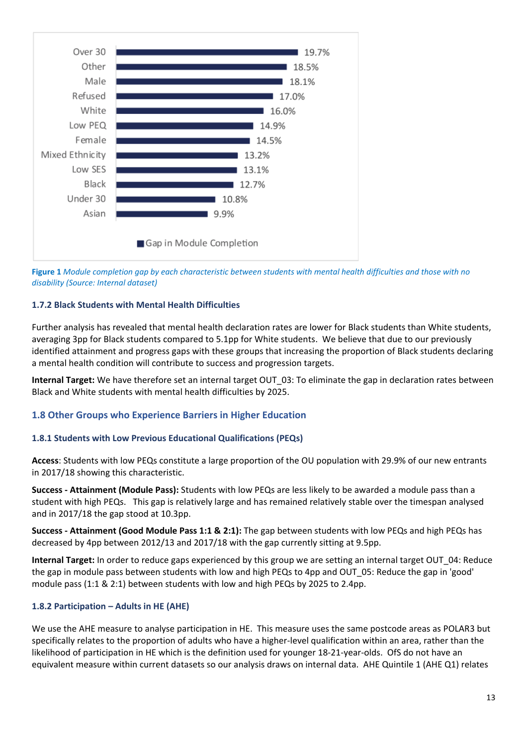| Characteristic | Gap in Module Completion |
| --- | --- |
| Over 30 | 19.7% |
| Other | 18.5% |
| Male | 18.1% |
| Refused | 17.0% |
| White | 16.0% |
| Low PEQ | 14.9% |
| Female | 14.5% |
| Mixed Ethnicity | 13.2% |
| Low SES | 13.1% |
| Black | 12.7% |
| Under 30 | 10.8% |
| Asian | 9.9% |

**Figure 1** *Module completion gap by each characteristic between students with mental health difficulties and those with no disability (Source: Internal dataset)*

#### 1.7.2 Black Students with Mental Health Difficulties

Further analysis has revealed that mental health declaration rates are lower for Black students than White students, averaging 3pp for Black students compared to 5.1pp for White students. We believe that due to our previously identified attainment and progress gaps with these groups that increasing the proportion of Black students declaring a mental health condition will contribute to success and progression targets.

**Internal Target:** We have therefore set an internal target OUT_03: To eliminate the gap in declaration rates between Black and White students with mental health difficulties by 2025.

### 1.8 Other Groups who Experience Barriers in Higher Education

#### 1.8.1 Students with Low Previous Educational Qualifications (PEQs)

**Access**: Students with low PEQs constitute a large proportion of the OU population with 29.9% of our new entrants in 2017/18 showing this characteristic.

**Success - Attainment (Module Pass):** Students with low PEQs are less likely to be awarded a module pass than a student with high PEQs. This gap is relatively large and has remained relatively stable over the timespan analysed and in 2017/18 the gap stood at 10.3pp.

**Success - Attainment (Good Module Pass 1:1 & 2:1):** The gap between students with low PEQs and high PEQs has decreased by 4pp between 2012/13 and 2017/18 with the gap currently sitting at 9.5pp.

**Internal Target:** In order to reduce gaps experienced by this group we are setting an internal target OUT_04: Reduce the gap in module pass between students with low and high PEQs to 4pp and OUT_05: Reduce the gap in 'good' module pass (1:1 & 2:1) between students with low and high PEQs by 2025 to 2.4pp.

#### 1.8.2 Participation – Adults in HE (AHE)

We use the AHE measure to analyse participation in HE. This measure uses the same postcode areas as POLAR3 but specifically relates to the proportion of adults who have a higher-level qualification within an area, rather than the likelihood of participation in HE which is the definition used for younger 18-21-year-olds. OfS do not have an equivalent measure within current datasets so our analysis draws on internal data. AHE Quintile 1 (AHE Q1) relates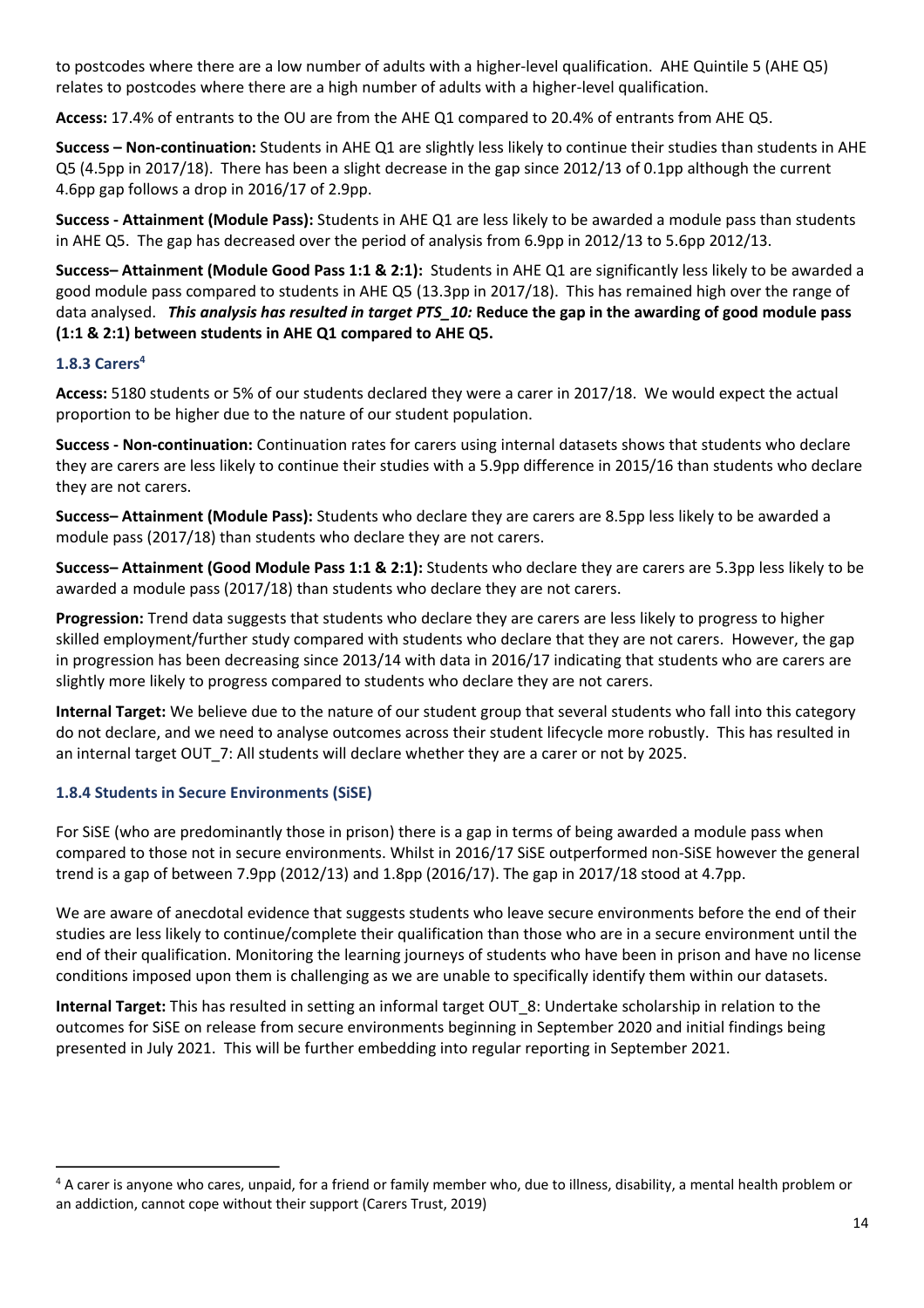to postcodes where there are a low number of adults with a higher-level qualification. AHE Quintile 5 (AHE Q5) relates to postcodes where there are a high number of adults with a higher-level qualification.

**Access:** 17.4% of entrants to the OU are from the AHE Q1 compared to 20.4% of entrants from AHE Q5.

**Success – Non-continuation:** Students in AHE Q1 are slightly less likely to continue their studies than students in AHE Q5 (4.5pp in 2017/18). There has been a slight decrease in the gap since 2012/13 of 0.1pp although the current 4.6pp gap follows a drop in 2016/17 of 2.9pp.

**Success - Attainment (Module Pass):** Students in AHE Q1 are less likely to be awarded a module pass than students in AHE Q5. The gap has decreased over the period of analysis from 6.9pp in 2012/13 to 5.6pp 2012/13.

**Success– Attainment (Module Good Pass 1:1 & 2:1):** Students in AHE Q1 are significantly less likely to be awarded a good module pass compared to students in AHE Q5 (13.3pp in 2017/18). This has remained high over the range of data analysed. ***This analysis has resulted in target PTS_10:*** **Reduce the gap in the awarding of good module pass (1:1 & 2:1) between students in AHE Q1 compared to AHE Q5.**

### 1.8.3 Carers[4]

**Access:** 5180 students or 5% of our students declared they were a carer in 2017/18. We would expect the actual proportion to be higher due to the nature of our student population.

**Success - Non-continuation:** Continuation rates for carers using internal datasets shows that students who declare they are carers are less likely to continue their studies with a 5.9pp difference in 2015/16 than students who declare they are not carers.

**Success– Attainment (Module Pass):** Students who declare they are carers are 8.5pp less likely to be awarded a module pass (2017/18) than students who declare they are not carers.

**Success– Attainment (Good Module Pass 1:1 & 2:1):** Students who declare they are carers are 5.3pp less likely to be awarded a module pass (2017/18) than students who declare they are not carers.

**Progression:** Trend data suggests that students who declare they are carers are less likely to progress to higher skilled employment/further study compared with students who declare that they are not carers. However, the gap in progression has been decreasing since 2013/14 with data in 2016/17 indicating that students who are carers are slightly more likely to progress compared to students who declare they are not carers.

**Internal Target:** We believe due to the nature of our student group that several students who fall into this category do not declare, and we need to analyse outcomes across their student lifecycle more robustly. This has resulted in an internal target OUT_7: All students will declare whether they are a carer or not by 2025.

### 1.8.4 Students in Secure Environments (SiSE)

For SiSE (who are predominantly those in prison) there is a gap in terms of being awarded a module pass when compared to those not in secure environments. Whilst in 2016/17 SiSE outperformed non-SiSE however the general trend is a gap of between 7.9pp (2012/13) and 1.8pp (2016/17). The gap in 2017/18 stood at 4.7pp.

We are aware of anecdotal evidence that suggests students who leave secure environments before the end of their studies are less likely to continue/complete their qualification than those who are in a secure environment until the end of their qualification. Monitoring the learning journeys of students who have been in prison and have no license conditions imposed upon them is challenging as we are unable to specifically identify them within our datasets.

**Internal Target:** This has resulted in setting an informal target OUT_8: Undertake scholarship in relation to the outcomes for SiSE on release from secure environments beginning in September 2020 and initial findings being presented in July 2021. This will be further embedding into regular reporting in September 2021.

---

[4] A carer is anyone who cares, unpaid, for a friend or family member who, due to illness, disability, a mental health problem or an addiction, cannot cope without their support (Carers Trust, 2019)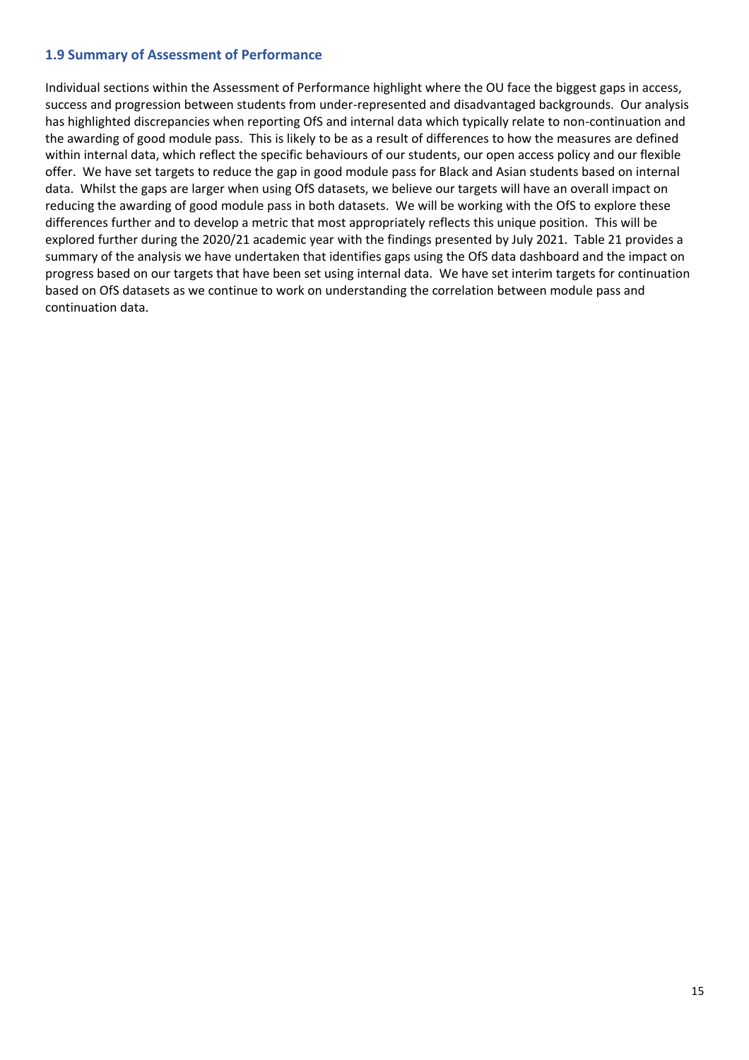### 1.9 Summary of Assessment of Performance

Individual sections within the Assessment of Performance highlight where the OU face the biggest gaps in access, success and progression between students from under-represented and disadvantaged backgrounds. Our analysis has highlighted discrepancies when reporting OfS and internal data which typically relate to non-continuation and the awarding of good module pass. This is likely to be as a result of differences to how the measures are defined within internal data, which reflect the specific behaviours of our students, our open access policy and our flexible offer. We have set targets to reduce the gap in good module pass for Black and Asian students based on internal data. Whilst the gaps are larger when using OfS datasets, we believe our targets will have an overall impact on reducing the awarding of good module pass in both datasets. We will be working with the OfS to explore these differences further and to develop a metric that most appropriately reflects this unique position. This will be explored further during the 2020/21 academic year with the findings presented by July 2021. Table 21 provides a summary of the analysis we have undertaken that identifies gaps using the OfS data dashboard and the impact on progress based on our targets that have been set using internal data. We have set interim targets for continuation based on OfS datasets as we continue to work on understanding the correlation between module pass and continuation data.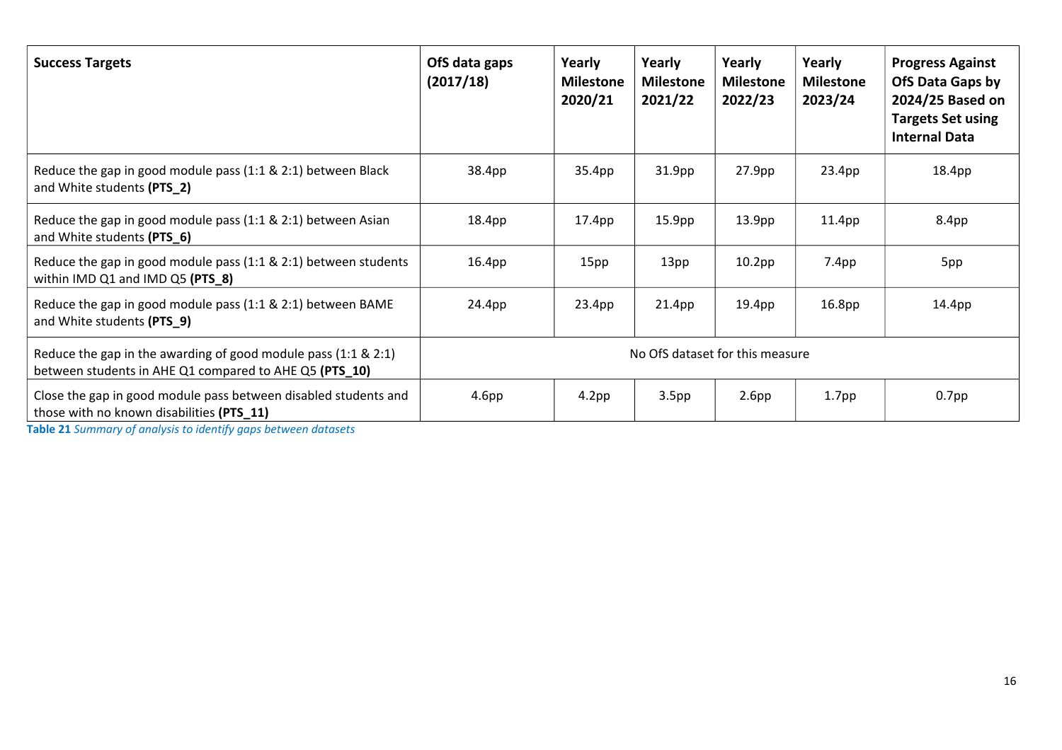| Success Targets | OfS data gaps (2017/18) | Yearly Milestone 2020/21 | Yearly Milestone 2021/22 | Yearly Milestone 2022/23 | Yearly Milestone 2023/24 | Progress Against OfS Data Gaps by 2024/25 Based on Targets Set using Internal Data |
|---|---|---|---|---|---|---|
| Reduce the gap in good module pass (1:1 & 2:1) between Black and White students **(PTS_2)** | 38.4pp | 35.4pp | 31.9pp | 27.9pp | 23.4pp | 18.4pp |
| Reduce the gap in good module pass (1:1 & 2:1) between Asian and White students **(PTS_6)** | 18.4pp | 17.4pp | 15.9pp | 13.9pp | 11.4pp | 8.4pp |
| Reduce the gap in good module pass (1:1 & 2:1) between students within IMD Q1 and IMD Q5 **(PTS_8)** | 16.4pp | 15pp | 13pp | 10.2pp | 7.4pp | 5pp |
| Reduce the gap in good module pass (1:1 & 2:1) between BAME and White students **(PTS_9)** | 24.4pp | 23.4pp | 21.4pp | 19.4pp | 16.8pp | 14.4pp |
| Reduce the gap in the awarding of good module pass (1:1 & 2:1) between students in AHE Q1 compared to AHE Q5 **(PTS_10)** | No OfS dataset for this measure | | | | | |
| Close the gap in good module pass between disabled students and those with no known disabilities **(PTS_11)** | 4.6pp | 4.2pp | 3.5pp | 2.6pp | 1.7pp | 0.7pp |

**Table 21** *Summary of analysis to identify gaps between datasets*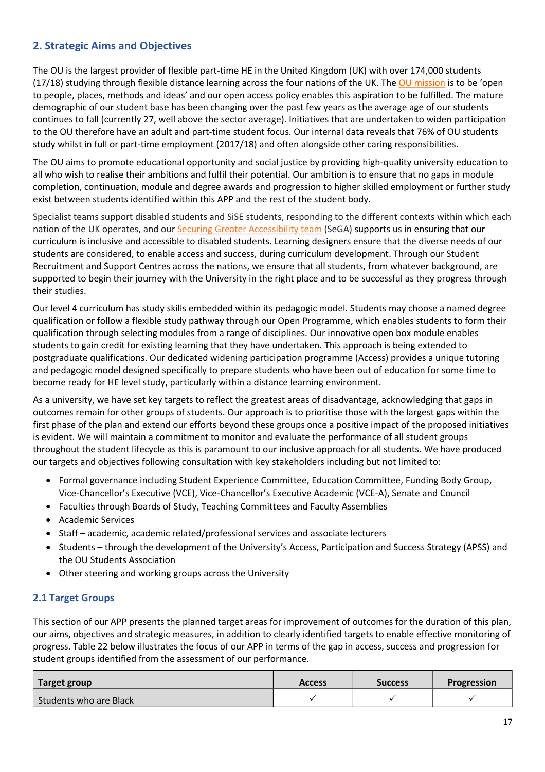## 2. Strategic Aims and Objectives

The OU is the largest provider of flexible part-time HE in the United Kingdom (UK) with over 174,000 students (17/18) studying through flexible distance learning across the four nations of the UK. The OU mission is to be 'open to people, places, methods and ideas' and our open access policy enables this aspiration to be fulfilled. The mature demographic of our student base has been changing over the past few years as the average age of our students continues to fall (currently 27, well above the sector average). Initiatives that are undertaken to widen participation to the OU therefore have an adult and part-time student focus. Our internal data reveals that 76% of OU students study whilst in full or part-time employment (2017/18) and often alongside other caring responsibilities.

The OU aims to promote educational opportunity and social justice by providing high-quality university education to all who wish to realise their ambitions and fulfil their potential. Our ambition is to ensure that no gaps in module completion, continuation, module and degree awards and progression to higher skilled employment or further study exist between students identified within this APP and the rest of the student body.

Specialist teams support disabled students and SiSE students, responding to the different contexts within which each nation of the UK operates, and our Securing Greater Accessibility team (SeGA) supports us in ensuring that our curriculum is inclusive and accessible to disabled students. Learning designers ensure that the diverse needs of our students are considered, to enable access and success, during curriculum development. Through our Student Recruitment and Support Centres across the nations, we ensure that all students, from whatever background, are supported to begin their journey with the University in the right place and to be successful as they progress through their studies.

Our level 4 curriculum has study skills embedded within its pedagogic model. Students may choose a named degree qualification or follow a flexible study pathway through our Open Programme, which enables students to form their qualification through selecting modules from a range of disciplines. Our innovative open box module enables students to gain credit for existing learning that they have undertaken. This approach is being extended to postgraduate qualifications. Our dedicated widening participation programme (Access) provides a unique tutoring and pedagogic model designed specifically to prepare students who have been out of education for some time to become ready for HE level study, particularly within a distance learning environment.

As a university, we have set key targets to reflect the greatest areas of disadvantage, acknowledging that gaps in outcomes remain for other groups of students. Our approach is to prioritise those with the largest gaps within the first phase of the plan and extend our efforts beyond these groups once a positive impact of the proposed initiatives is evident. We will maintain a commitment to monitor and evaluate the performance of all student groups throughout the student lifecycle as this is paramount to our inclusive approach for all students. We have produced our targets and objectives following consultation with key stakeholders including but not limited to:

- Formal governance including Student Experience Committee, Education Committee, Funding Body Group, Vice-Chancellor's Executive (VCE), Vice-Chancellor's Executive Academic (VCE-A), Senate and Council
- Faculties through Boards of Study, Teaching Committees and Faculty Assemblies
- Academic Services
- Staff – academic, academic related/professional services and associate lecturers
- Students – through the development of the University's Access, Participation and Success Strategy (APSS) and the OU Students Association
- Other steering and working groups across the University

### 2.1 Target Groups

This section of our APP presents the planned target areas for improvement of outcomes for the duration of this plan, our aims, objectives and strategic measures, in addition to clearly identified targets to enable effective monitoring of progress. Table 22 below illustrates the focus of our APP in terms of the gap in access, success and progression for student groups identified from the assessment of our performance.

| Target group | Access | Success | Progression |
|---|---|---|---|
| Students who are Black | ✓ | ✓ | ✓ |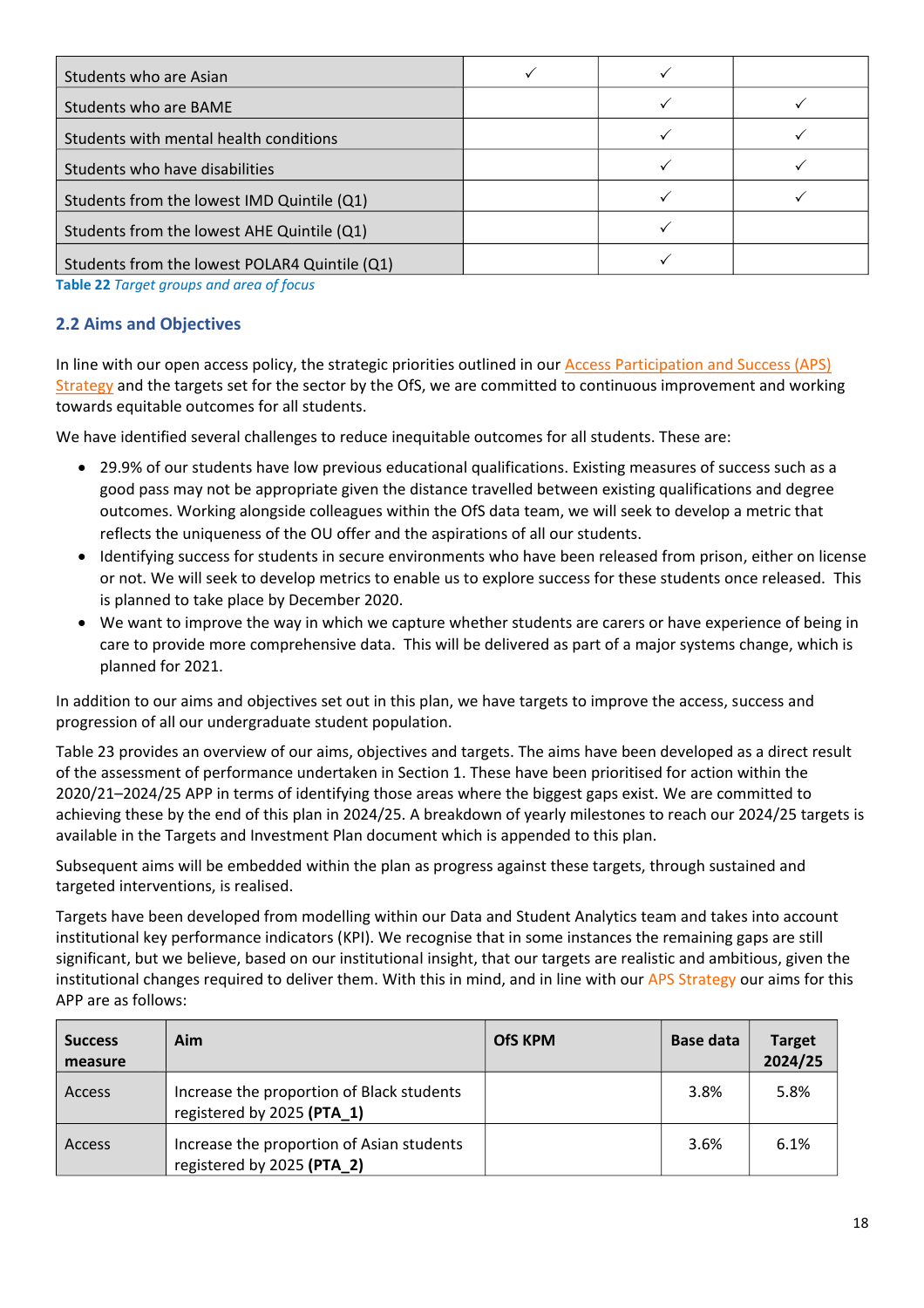| | | | |
|---|---|---|---|
| Students who are Asian | ✓ | ✓ | |
| Students who are BAME | | ✓ | ✓ |
| Students with mental health conditions | | ✓ | ✓ |
| Students who have disabilities | | ✓ | ✓ |
| Students from the lowest IMD Quintile (Q1) | | ✓ | ✓ |
| Students from the lowest AHE Quintile (Q1) | | ✓ | |
| Students from the lowest POLAR4 Quintile (Q1) | | ✓ | |

**Table 22** *Target groups and area of focus*

### 2.2 Aims and Objectives

In line with our open access policy, the strategic priorities outlined in our Access Participation and Success (APS) Strategy and the targets set for the sector by the OfS, we are committed to continuous improvement and working towards equitable outcomes for all students.

We have identified several challenges to reduce inequitable outcomes for all students. These are:

- 29.9% of our students have low previous educational qualifications. Existing measures of success such as a good pass may not be appropriate given the distance travelled between existing qualifications and degree outcomes. Working alongside colleagues within the OfS data team, we will seek to develop a metric that reflects the uniqueness of the OU offer and the aspirations of all our students.
- Identifying success for students in secure environments who have been released from prison, either on license or not. We will seek to develop metrics to enable us to explore success for these students once released. This is planned to take place by December 2020.
- We want to improve the way in which we capture whether students are carers or have experience of being in care to provide more comprehensive data. This will be delivered as part of a major systems change, which is planned for 2021.

In addition to our aims and objectives set out in this plan, we have targets to improve the access, success and progression of all our undergraduate student population.

Table 23 provides an overview of our aims, objectives and targets. The aims have been developed as a direct result of the assessment of performance undertaken in Section 1. These have been prioritised for action within the 2020/21–2024/25 APP in terms of identifying those areas where the biggest gaps exist. We are committed to achieving these by the end of this plan in 2024/25. A breakdown of yearly milestones to reach our 2024/25 targets is available in the Targets and Investment Plan document which is appended to this plan.

Subsequent aims will be embedded within the plan as progress against these targets, through sustained and targeted interventions, is realised.

Targets have been developed from modelling within our Data and Student Analytics team and takes into account institutional key performance indicators (KPI). We recognise that in some instances the remaining gaps are still significant, but we believe, based on our institutional insight, that our targets are realistic and ambitious, given the institutional changes required to deliver them. With this in mind, and in line with our APS Strategy our aims for this APP are as follows:

| Success measure | Aim | OfS KPM | Base data | Target 2024/25 |
|---|---|---|---|---|
| Access | Increase the proportion of Black students registered by 2025 **(PTA_1)** | | 3.8% | 5.8% |
| Access | Increase the proportion of Asian students registered by 2025 **(PTA_2)** | | 3.6% | 6.1% |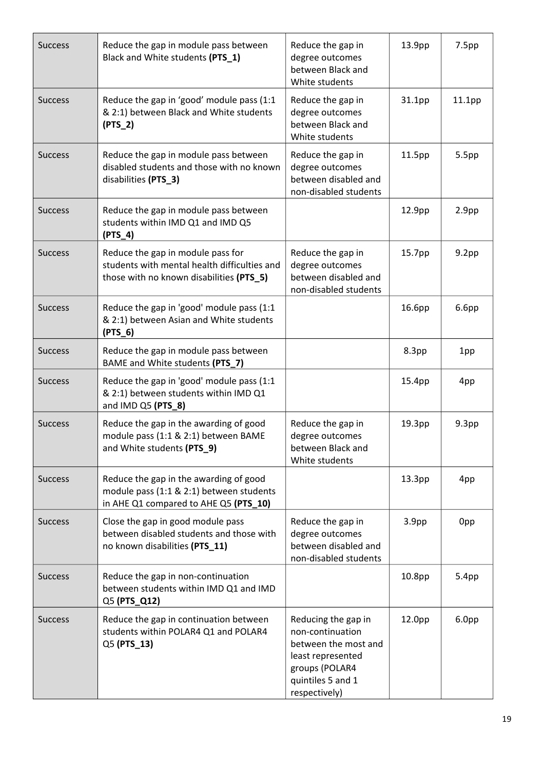| Success | Reduce the gap in module pass between Black and White students **(PTS_1)** | Reduce the gap in degree outcomes between Black and White students | 13.9pp | 7.5pp |
|---|---|---|---|---|
| Success | Reduce the gap in 'good' module pass (1:1 & 2:1) between Black and White students **(PTS_2)** | Reduce the gap in degree outcomes between Black and White students | 31.1pp | 11.1pp |
| Success | Reduce the gap in module pass between disabled students and those with no known disabilities **(PTS_3)** | Reduce the gap in degree outcomes between disabled and non-disabled students | 11.5pp | 5.5pp |
| Success | Reduce the gap in module pass between students within IMD Q1 and IMD Q5 **(PTS_4)** | | 12.9pp | 2.9pp |
| Success | Reduce the gap in module pass for students with mental health difficulties and those with no known disabilities **(PTS_5)** | Reduce the gap in degree outcomes between disabled and non-disabled students | 15.7pp | 9.2pp |
| Success | Reduce the gap in 'good' module pass (1:1 & 2:1) between Asian and White students **(PTS_6)** | | 16.6pp | 6.6pp |
| Success | Reduce the gap in module pass between BAME and White students **(PTS_7)** | | 8.3pp | 1pp |
| Success | Reduce the gap in 'good' module pass (1:1 & 2:1) between students within IMD Q1 and IMD Q5 **(PTS_8)** | | 15.4pp | 4pp |
| Success | Reduce the gap in the awarding of good module pass (1:1 & 2:1) between BAME and White students **(PTS_9)** | Reduce the gap in degree outcomes between Black and White students | 19.3pp | 9.3pp |
| Success | Reduce the gap in the awarding of good module pass (1:1 & 2:1) between students in AHE Q1 compared to AHE Q5 **(PTS_10)** | | 13.3pp | 4pp |
| Success | Close the gap in good module pass between disabled students and those with no known disabilities **(PTS_11)** | Reduce the gap in degree outcomes between disabled and non-disabled students | 3.9pp | 0pp |
| Success | Reduce the gap in non-continuation between students within IMD Q1 and IMD Q5 **(PTS_Q12)** | | 10.8pp | 5.4pp |
| Success | Reduce the gap in continuation between students within POLAR4 Q1 and POLAR4 Q5 **(PTS_13)** | Reducing the gap in non-continuation between the most and least represented groups (POLAR4 quintiles 5 and 1 respectively) | 12.0pp | 6.0pp |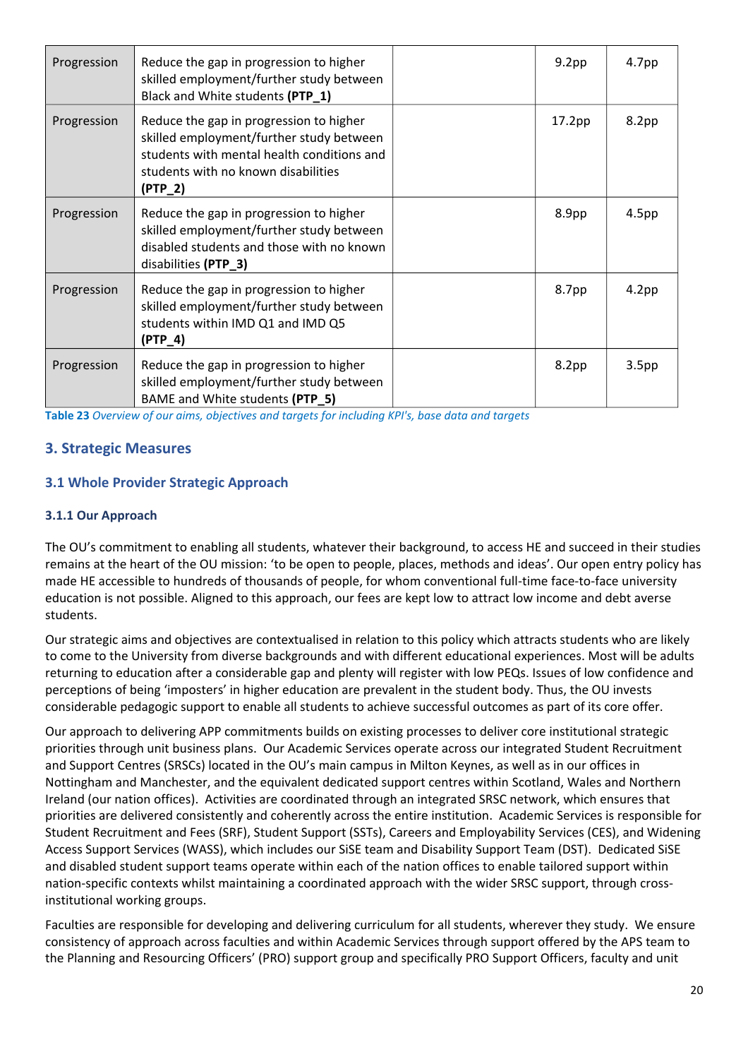| | | | | |
|---|---|---|---|---|
| Progression | Reduce the gap in progression to higher skilled employment/further study between Black and White students **(PTP_1)** | | 9.2pp | 4.7pp |
| Progression | Reduce the gap in progression to higher skilled employment/further study between students with mental health conditions and students with no known disabilities **(PTP_2)** | | 17.2pp | 8.2pp |
| Progression | Reduce the gap in progression to higher skilled employment/further study between disabled students and those with no known disabilities **(PTP_3)** | | 8.9pp | 4.5pp |
| Progression | Reduce the gap in progression to higher skilled employment/further study between students within IMD Q1 and IMD Q5 **(PTP_4)** | | 8.7pp | 4.2pp |
| Progression | Reduce the gap in progression to higher skilled employment/further study between BAME and White students **(PTP_5)** | | 8.2pp | 3.5pp |

**Table 23** *Overview of our aims, objectives and targets for including KPI's, base data and targets*

## 3. Strategic Measures

### 3.1 Whole Provider Strategic Approach

#### 3.1.1 Our Approach

The OU's commitment to enabling all students, whatever their background, to access HE and succeed in their studies remains at the heart of the OU mission: 'to be open to people, places, methods and ideas'. Our open entry policy has made HE accessible to hundreds of thousands of people, for whom conventional full-time face-to-face university education is not possible. Aligned to this approach, our fees are kept low to attract low income and debt averse students.

Our strategic aims and objectives are contextualised in relation to this policy which attracts students who are likely to come to the University from diverse backgrounds and with different educational experiences. Most will be adults returning to education after a considerable gap and plenty will register with low PEQs. Issues of low confidence and perceptions of being 'imposters' in higher education are prevalent in the student body. Thus, the OU invests considerable pedagogic support to enable all students to achieve successful outcomes as part of its core offer.

Our approach to delivering APP commitments builds on existing processes to deliver core institutional strategic priorities through unit business plans. Our Academic Services operate across our integrated Student Recruitment and Support Centres (SRSCs) located in the OU's main campus in Milton Keynes, as well as in our offices in Nottingham and Manchester, and the equivalent dedicated support centres within Scotland, Wales and Northern Ireland (our nation offices). Activities are coordinated through an integrated SRSC network, which ensures that priorities are delivered consistently and coherently across the entire institution. Academic Services is responsible for Student Recruitment and Fees (SRF), Student Support (SSTs), Careers and Employability Services (CES), and Widening Access Support Services (WASS), which includes our SiSE team and Disability Support Team (DST). Dedicated SiSE and disabled student support teams operate within each of the nation offices to enable tailored support within nation-specific contexts whilst maintaining a coordinated approach with the wider SRSC support, through cross-institutional working groups.

Faculties are responsible for developing and delivering curriculum for all students, wherever they study. We ensure consistency of approach across faculties and within Academic Services through support offered by the APS team to the Planning and Resourcing Officers' (PRO) support group and specifically PRO Support Officers, faculty and unit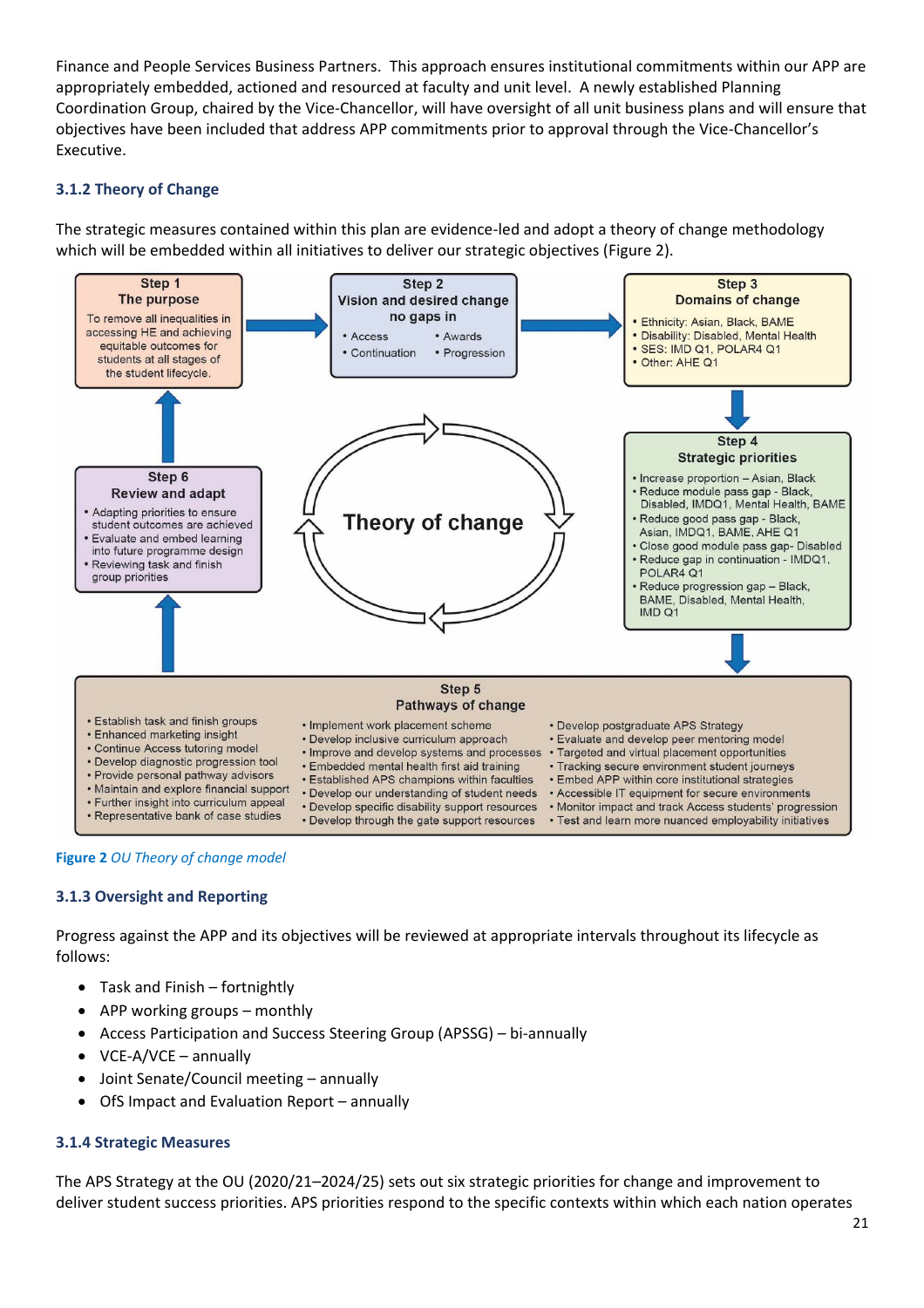Finance and People Services Business Partners. This approach ensures institutional commitments within our APP are appropriately embedded, actioned and resourced at faculty and unit level. A newly established Planning Coordination Group, chaired by the Vice-Chancellor, will have oversight of all unit business plans and will ensure that objectives have been included that address APP commitments prior to approval through the Vice-Chancellor's Executive.

### 3.1.2 Theory of Change

The strategic measures contained within this plan are evidence-led and adopt a theory of change methodology which will be embedded within all initiatives to deliver our strategic objectives (Figure 2).

**Theory of change**

**Step 1 – The purpose**

To remove all inequalities in accessing HE and achieving equitable outcomes for students at all stages of the student lifecycle.

**Step 2 – Vision and desired change no gaps in**

- Access
- Awards
- Continuation
- Progression

**Step 3 – Domains of change**

- Ethnicity: Asian, Black, BAME
- Disability: Disabled, Mental Health
- SES: IMD Q1, POLAR4 Q1
- Other: AHE Q1

**Step 4 – Strategic priorities**

- Increase proportion – Asian, Black
- Reduce module pass gap - Black, Disabled, IMDQ1, Mental Health, BAME
- Reduce good pass gap - Black, Asian, IMDQ1, BAME, AHE Q1
- Close good module pass gap- Disabled
- Reduce gap in continuation - IMDQ1, POLAR4 Q1
- Reduce progression gap – Black, BAME, Disabled, Mental Health, IMD Q1

**Step 5 – Pathways of change**

- Establish task and finish groups
- Enhanced marketing insight
- Continue Access tutoring model
- Develop diagnostic progression tool
- Provide personal pathway advisors
- Maintain and explore financial support
- Further insight into curriculum appeal
- Representative bank of case studies
- Implement work placement scheme
- Develop inclusive curriculum approach
- Improve and develop systems and processes
- Embedded mental health first aid training
- Established APS champions within faculties
- Develop our understanding of student needs
- Develop specific disability support resources
- Develop through the gate support resources
- Develop postgraduate APS Strategy
- Evaluate and develop peer mentoring model
- Targeted and virtual placement opportunities
- Tracking secure environment student journeys
- Embed APP within core institutional strategies
- Accessible IT equipment for secure environments
- Monitor impact and track Access students' progression
- Test and learn more nuanced employability initiatives

**Step 6 – Review and adapt**

- Adapting priorities to ensure student outcomes are achieved
- Evaluate and embed learning into future programme design
- Reviewing task and finish group priorities

**Figure 2** *OU Theory of change model*

### 3.1.3 Oversight and Reporting

Progress against the APP and its objectives will be reviewed at appropriate intervals throughout its lifecycle as follows:

- Task and Finish – fortnightly
- APP working groups – monthly
- Access Participation and Success Steering Group (APSSG) – bi-annually
- VCE-A/VCE – annually
- Joint Senate/Council meeting – annually
- OfS Impact and Evaluation Report – annually

### 3.1.4 Strategic Measures

The APS Strategy at the OU (2020/21–2024/25) sets out six strategic priorities for change and improvement to deliver student success priorities. APS priorities respond to the specific contexts within which each nation operates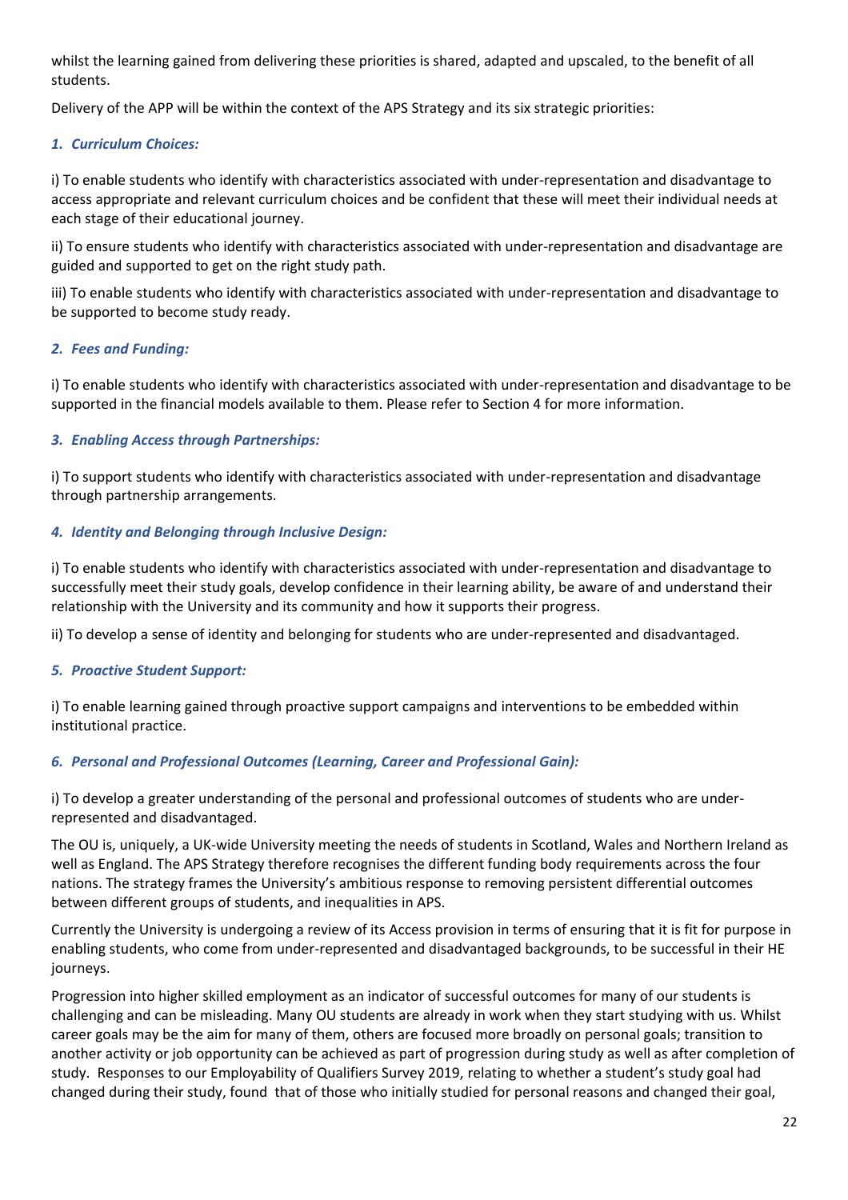whilst the learning gained from delivering these priorities is shared, adapted and upscaled, to the benefit of all students.

Delivery of the APP will be within the context of the APS Strategy and its six strategic priorities:

### *1. Curriculum Choices:*

i) To enable students who identify with characteristics associated with under-representation and disadvantage to access appropriate and relevant curriculum choices and be confident that these will meet their individual needs at each stage of their educational journey.

ii) To ensure students who identify with characteristics associated with under-representation and disadvantage are guided and supported to get on the right study path.

iii) To enable students who identify with characteristics associated with under-representation and disadvantage to be supported to become study ready.

### *2. Fees and Funding:*

i) To enable students who identify with characteristics associated with under-representation and disadvantage to be supported in the financial models available to them. Please refer to Section 4 for more information.

### *3. Enabling Access through Partnerships:*

i) To support students who identify with characteristics associated with under-representation and disadvantage through partnership arrangements.

### *4. Identity and Belonging through Inclusive Design:*

i) To enable students who identify with characteristics associated with under-representation and disadvantage to successfully meet their study goals, develop confidence in their learning ability, be aware of and understand their relationship with the University and its community and how it supports their progress.

ii) To develop a sense of identity and belonging for students who are under-represented and disadvantaged.

### *5. Proactive Student Support:*

i) To enable learning gained through proactive support campaigns and interventions to be embedded within institutional practice.

### *6. Personal and Professional Outcomes (Learning, Career and Professional Gain):*

i) To develop a greater understanding of the personal and professional outcomes of students who are under-represented and disadvantaged.

The OU is, uniquely, a UK-wide University meeting the needs of students in Scotland, Wales and Northern Ireland as well as England. The APS Strategy therefore recognises the different funding body requirements across the four nations. The strategy frames the University's ambitious response to removing persistent differential outcomes between different groups of students, and inequalities in APS.

Currently the University is undergoing a review of its Access provision in terms of ensuring that it is fit for purpose in enabling students, who come from under-represented and disadvantaged backgrounds, to be successful in their HE journeys.

Progression into higher skilled employment as an indicator of successful outcomes for many of our students is challenging and can be misleading. Many OU students are already in work when they start studying with us. Whilst career goals may be the aim for many of them, others are focused more broadly on personal goals; transition to another activity or job opportunity can be achieved as part of progression during study as well as after completion of study. Responses to our Employability of Qualifiers Survey 2019, relating to whether a student's study goal had changed during their study, found that of those who initially studied for personal reasons and changed their goal,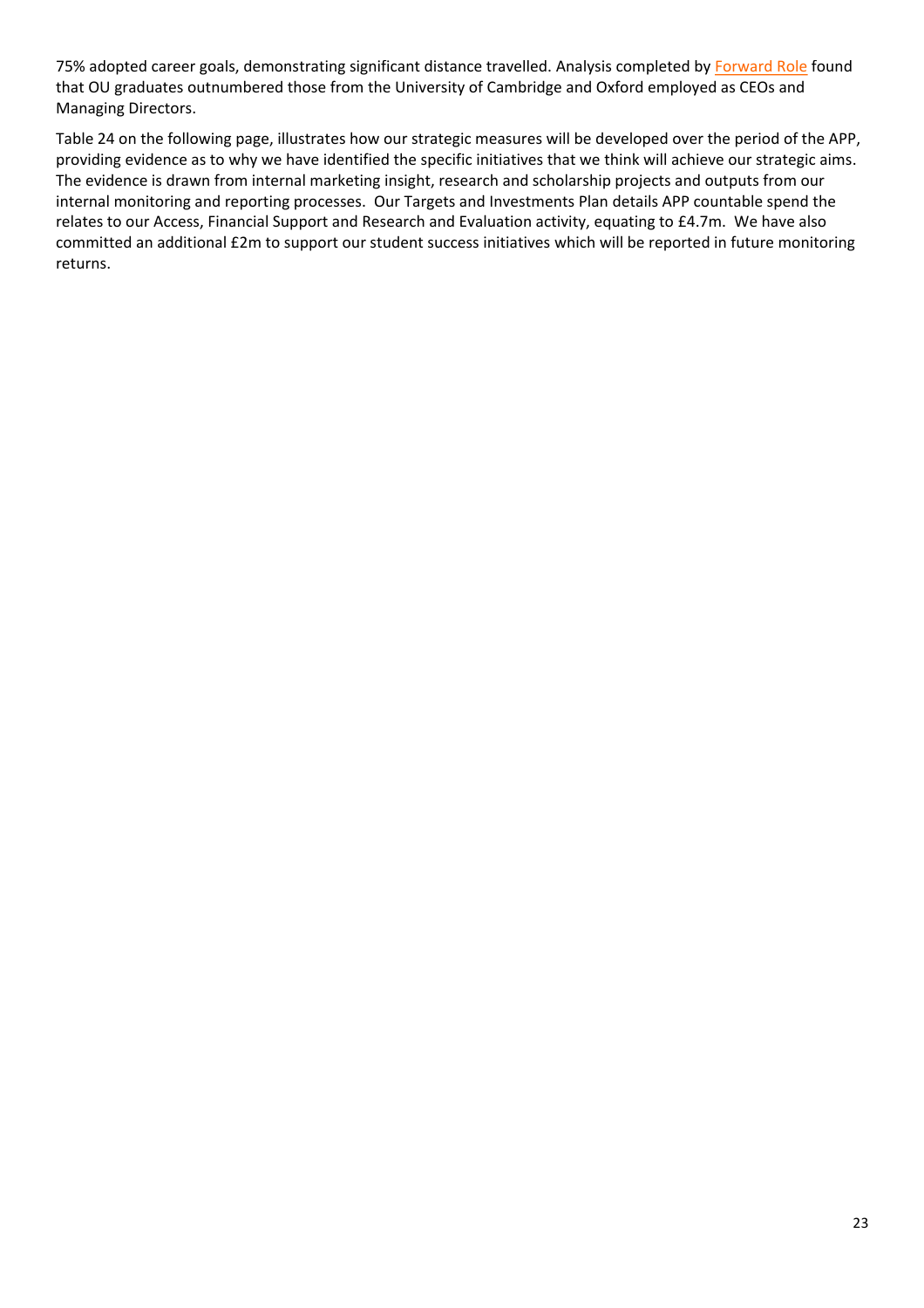75% adopted career goals, demonstrating significant distance travelled. Analysis completed by [Forward Role] found that OU graduates outnumbered those from the University of Cambridge and Oxford employed as CEOs and Managing Directors.

Table 24 on the following page, illustrates how our strategic measures will be developed over the period of the APP, providing evidence as to why we have identified the specific initiatives that we think will achieve our strategic aims. The evidence is drawn from internal marketing insight, research and scholarship projects and outputs from our internal monitoring and reporting processes. Our Targets and Investments Plan details APP countable spend the relates to our Access, Financial Support and Research and Evaluation activity, equating to £4.7m. We have also committed an additional £2m to support our student success initiatives which will be reported in future monitoring returns.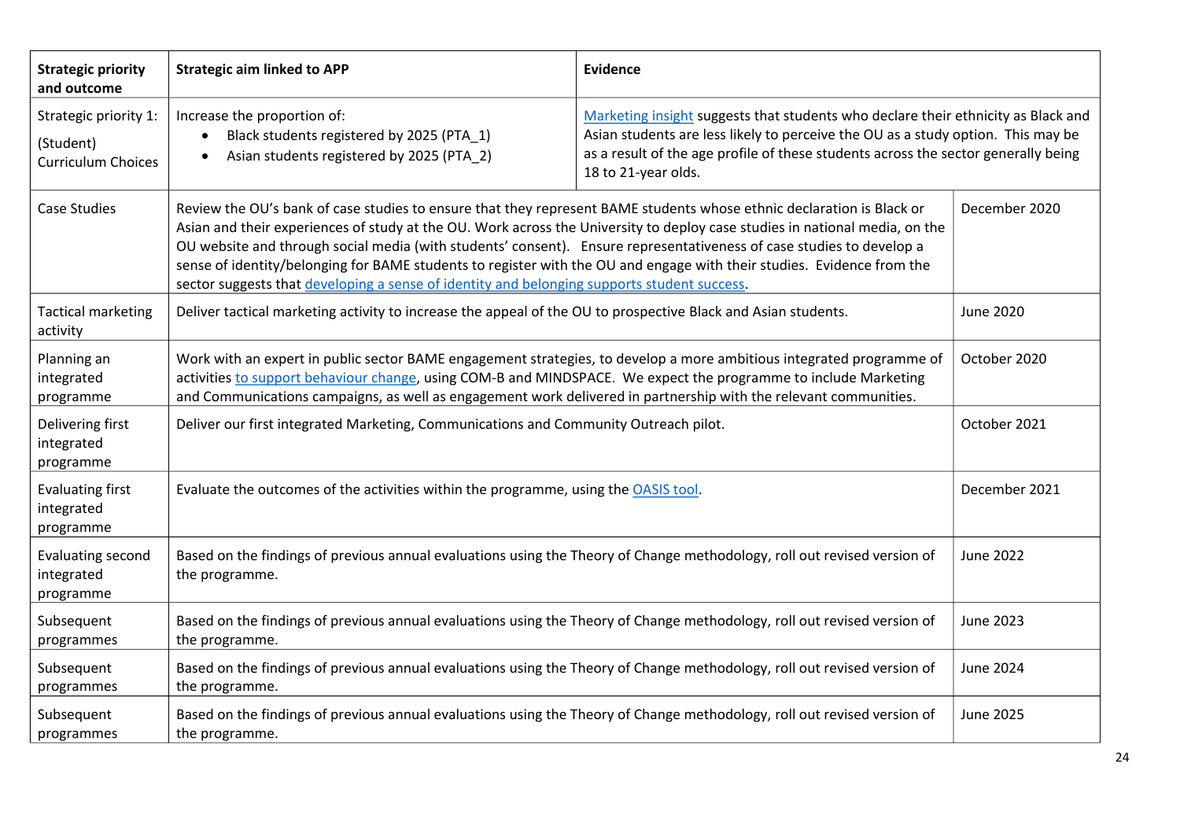| Strategic priority and outcome | Strategic aim linked to APP | Evidence | |
|---|---|---|---|
| Strategic priority 1: (Student) Curriculum Choices | Increase the proportion of:<br>• Black students registered by 2025 (PTA_1)<br>• Asian students registered by 2025 (PTA_2) | Marketing insight suggests that students who declare their ethnicity as Black and Asian students are less likely to perceive the OU as a study option. This may be as a result of the age profile of these students across the sector generally being 18 to 21-year olds. | |
| Case Studies | Review the OU's bank of case studies to ensure that they represent BAME students whose ethnic declaration is Black or Asian and their experiences of study at the OU. Work across the University to deploy case studies in national media, on the OU website and through social media (with students' consent). Ensure representativeness of case studies to develop a sense of identity/belonging for BAME students to register with the OU and engage with their studies. Evidence from the sector suggests that developing a sense of identity and belonging supports student success. | | December 2020 |
| Tactical marketing activity | Deliver tactical marketing activity to increase the appeal of the OU to prospective Black and Asian students. | | June 2020 |
| Planning an integrated programme | Work with an expert in public sector BAME engagement strategies, to develop a more ambitious integrated programme of activities to support behaviour change, using COM-B and MINDSPACE. We expect the programme to include Marketing and Communications campaigns, as well as engagement work delivered in partnership with the relevant communities. | | October 2020 |
| Delivering first integrated programme | Deliver our first integrated Marketing, Communications and Community Outreach pilot. | | October 2021 |
| Evaluating first integrated programme | Evaluate the outcomes of the activities within the programme, using the OASIS tool. | | December 2021 |
| Evaluating second integrated programme | Based on the findings of previous annual evaluations using the Theory of Change methodology, roll out revised version of the programme. | | June 2022 |
| Subsequent programmes | Based on the findings of previous annual evaluations using the Theory of Change methodology, roll out revised version of the programme. | | June 2023 |
| Subsequent programmes | Based on the findings of previous annual evaluations using the Theory of Change methodology, roll out revised version of the programme. | | June 2024 |
| Subsequent programmes | Based on the findings of previous annual evaluations using the Theory of Change methodology, roll out revised version of the programme. | | June 2025 |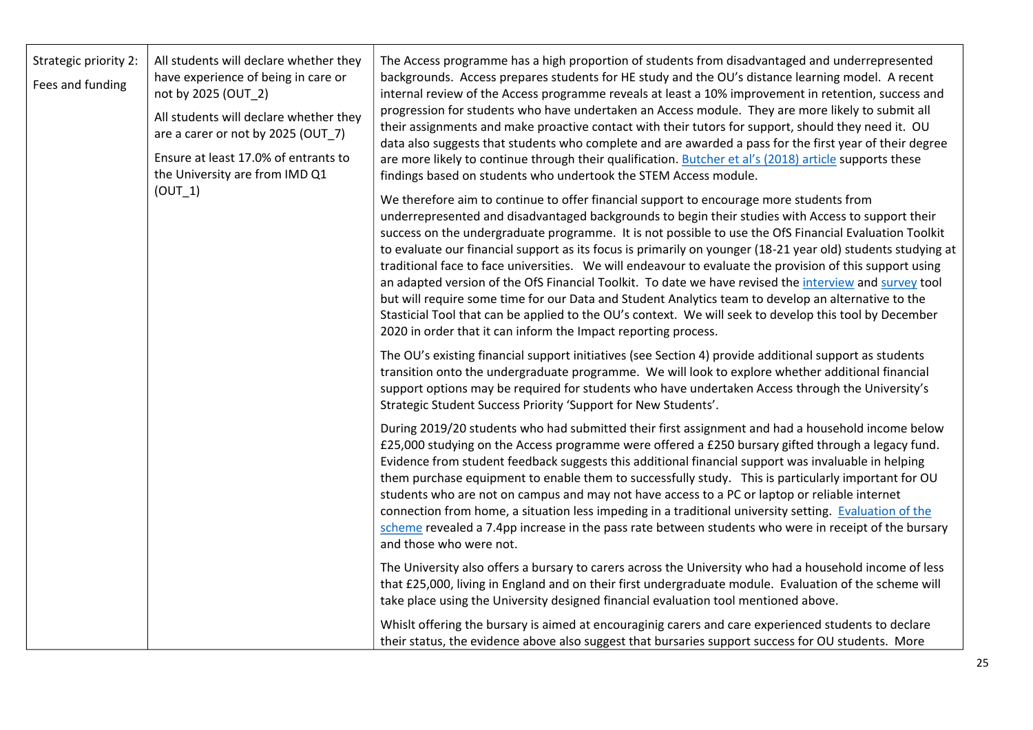| | | |
|---|---|---|
| Strategic priority 2: Fees and funding | All students will declare whether they have experience of being in care or not by 2025 (OUT_2)<br><br>All students will declare whether they are a carer or not by 2025 (OUT_7)<br><br>Ensure at least 17.0% of entrants to the University are from IMD Q1 (OUT_1) | The Access programme has a high proportion of students from disadvantaged and underrepresented backgrounds. Access prepares students for HE study and the OU's distance learning model. A recent internal review of the Access programme reveals at least a 10% improvement in retention, success and progression for students who have undertaken an Access module. They are more likely to submit all their assignments and make proactive contact with their tutors for support, should they need it. OU data also suggests that students who complete and are awarded a pass for the first year of their degree are more likely to continue through their qualification. Butcher et al's (2018) article supports these findings based on students who undertook the STEM Access module.<br><br>We therefore aim to continue to offer financial support to encourage more students from underrepresented and disadvantaged backgrounds to begin their studies with Access to support their success on the undergraduate programme. It is not possible to use the OfS Financial Evaluation Toolkit to evaluate our financial support as its focus is primarily on younger (18-21 year old) students studying at traditional face to face universities. We will endeavour to evaluate the provision of this support using an adapted version of the OfS Financial Toolkit. To date we have revised the interview and survey tool but will require some time for our Data and Student Analytics team to develop an alternative to the Stasticial Tool that can be applied to the OU's context. We will seek to develop this tool by December 2020 in order that it can inform the Impact reporting process.<br><br>The OU's existing financial support initiatives (see Section 4) provide additional support as students transition onto the undergraduate programme. We will look to explore whether additional financial support options may be required for students who have undertaken Access through the University's Strategic Student Success Priority 'Support for New Students'.<br><br>During 2019/20 students who had submitted their first assignment and had a household income below £25,000 studying on the Access programme were offered a £250 bursary gifted through a legacy fund. Evidence from student feedback suggests this additional financial support was invaluable in helping them purchase equipment to enable them to successfully study. This is particularly important for OU students who are not on campus and may not have access to a PC or laptop or reliable internet connection from home, a situation less impeding in a traditional university setting. Evaluation of the scheme revealed a 7.4pp increase in the pass rate between students who were in receipt of the bursary and those who were not.<br><br>The University also offers a bursary to carers across the University who had a household income of less that £25,000, living in England and on their first undergraduate module. Evaluation of the scheme will take place using the University designed financial evaluation tool mentioned above.<br><br>Whislt offering the bursary is aimed at encouraginig carers and care experienced students to declare their status, the evidence above also suggest that bursaries support success for OU students. More |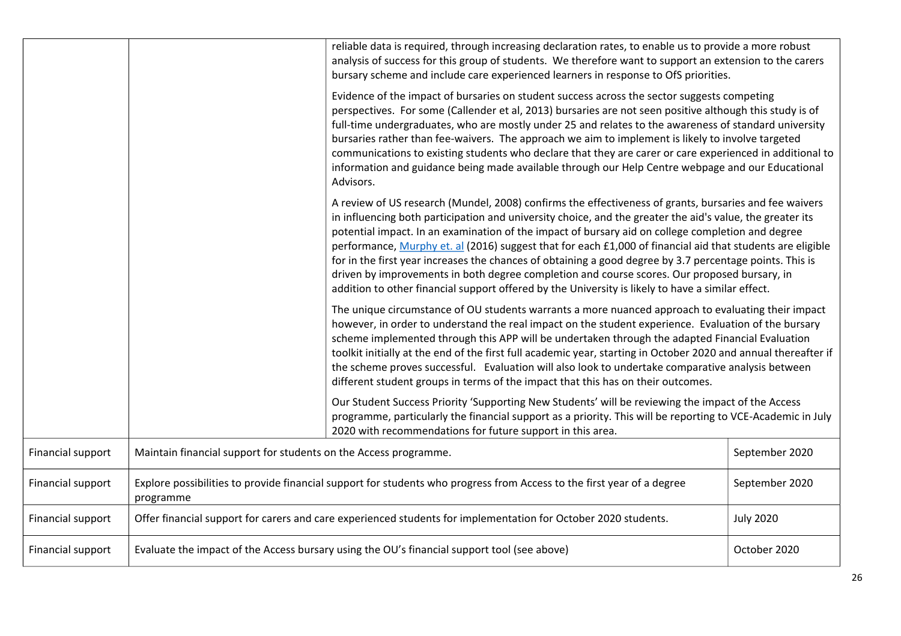| | | | |
|---|---|---|---|
| | | reliable data is required, through increasing declaration rates, to enable us to provide a more robust analysis of success for this group of students. We therefore want to support an extension to the carers bursary scheme and include care experienced learners in response to OfS priorities.<br><br>Evidence of the impact of bursaries on student success across the sector suggests competing perspectives. For some (Callender et al, 2013) bursaries are not seen positive although this study is of full-time undergraduates, who are mostly under 25 and relates to the awareness of standard university bursaries rather than fee-waivers. The approach we aim to implement is likely to involve targeted communications to existing students who declare that they are carer or care experienced in additional to information and guidance being made available through our Help Centre webpage and our Educational Advisors.<br><br>A review of US research (Mundel, 2008) confirms the effectiveness of grants, bursaries and fee waivers in influencing both participation and university choice, and the greater the aid's value, the greater its potential impact. In an examination of the impact of bursary aid on college completion and degree performance, [Murphy et. al](#) (2016) suggest that for each £1,000 of financial aid that students are eligible for in the first year increases the chances of obtaining a good degree by 3.7 percentage points. This is driven by improvements in both degree completion and course scores. Our proposed bursary, in addition to other financial support offered by the University is likely to have a similar effect.<br><br>The unique circumstance of OU students warrants a more nuanced approach to evaluating their impact however, in order to understand the real impact on the student experience. Evaluation of the bursary scheme implemented through this APP will be undertaken through the adapted Financial Evaluation toolkit initially at the end of the first full academic year, starting in October 2020 and annual thereafter if the scheme proves successful. Evaluation will also look to undertake comparative analysis between different student groups in terms of the impact that this has on their outcomes.<br><br>Our Student Success Priority 'Supporting New Students' will be reviewing the impact of the Access programme, particularly the financial support as a priority. This will be reporting to VCE-Academic in July 2020 with recommendations for future support in this area. | |
| Financial support | Maintain financial support for students on the Access programme. | | September 2020 |
| Financial support | Explore possibilities to provide financial support for students who progress from Access to the first year of a degree programme | | September 2020 |
| Financial support | Offer financial support for carers and care experienced students for implementation for October 2020 students. | | July 2020 |
| Financial support | Evaluate the impact of the Access bursary using the OU's financial support tool (see above) | | October 2020 |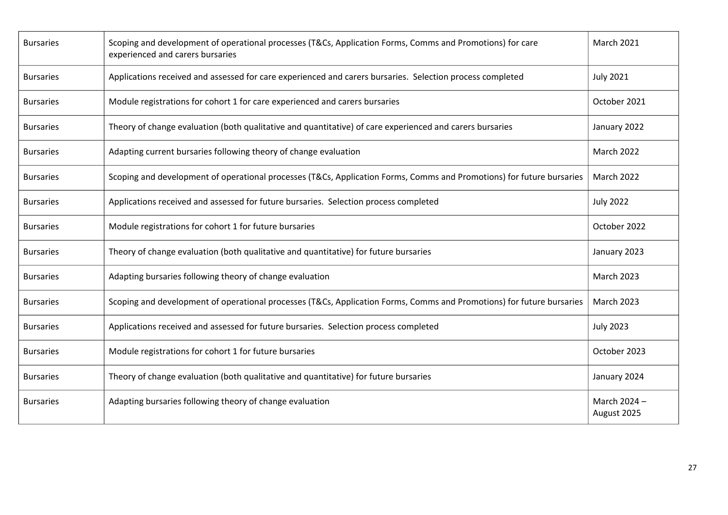| | | |
|---|---|---|
| Bursaries | Scoping and development of operational processes (T&Cs, Application Forms, Comms and Promotions) for care experienced and carers bursaries | March 2021 |
| Bursaries | Applications received and assessed for care experienced and carers bursaries. Selection process completed | July 2021 |
| Bursaries | Module registrations for cohort 1 for care experienced and carers bursaries | October 2021 |
| Bursaries | Theory of change evaluation (both qualitative and quantitative) of care experienced and carers bursaries | January 2022 |
| Bursaries | Adapting current bursaries following theory of change evaluation | March 2022 |
| Bursaries | Scoping and development of operational processes (T&Cs, Application Forms, Comms and Promotions) for future bursaries | March 2022 |
| Bursaries | Applications received and assessed for future bursaries. Selection process completed | July 2022 |
| Bursaries | Module registrations for cohort 1 for future bursaries | October 2022 |
| Bursaries | Theory of change evaluation (both qualitative and quantitative) for future bursaries | January 2023 |
| Bursaries | Adapting bursaries following theory of change evaluation | March 2023 |
| Bursaries | Scoping and development of operational processes (T&Cs, Application Forms, Comms and Promotions) for future bursaries | March 2023 |
| Bursaries | Applications received and assessed for future bursaries. Selection process completed | July 2023 |
| Bursaries | Module registrations for cohort 1 for future bursaries | October 2023 |
| Bursaries | Theory of change evaluation (both qualitative and quantitative) for future bursaries | January 2024 |
| Bursaries | Adapting bursaries following theory of change evaluation | March 2024 – August 2025 |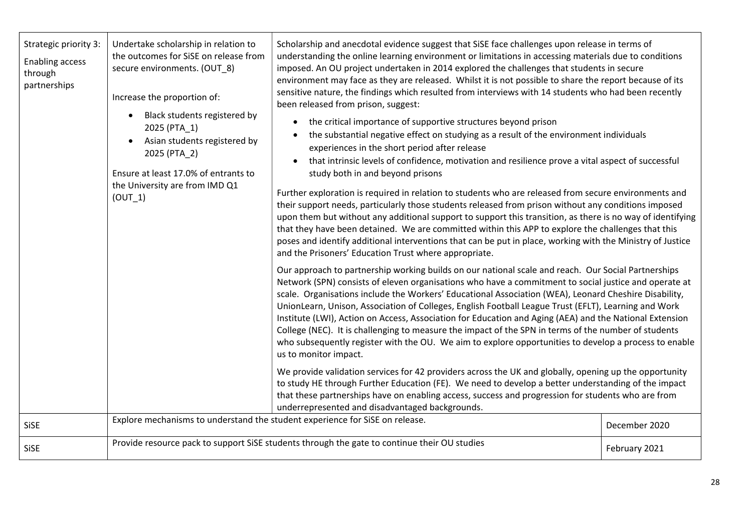| Strategic priority 3: Enabling access through partnerships | Undertake scholarship in relation to the outcomes for SiSE on release from secure environments. (OUT_8)<br><br>Increase the proportion of:<br>• Black students registered by 2025 (PTA_1)<br>• Asian students registered by 2025 (PTA_2)<br><br>Ensure at least 17.0% of entrants to the University are from IMD Q1 (OUT_1) | Scholarship and anecdotal evidence suggest that SiSE face challenges upon release in terms of understanding the online learning environment or limitations in accessing materials due to conditions imposed. An OU project undertaken in 2014 explored the challenges that students in secure environment may face as they are released. Whilst it is not possible to share the report because of its sensitive nature, the findings which resulted from interviews with 14 students who had been recently been released from prison, suggest:<br>• the critical importance of supportive structures beyond prison<br>• the substantial negative effect on studying as a result of the environment individuals experiences in the short period after release<br>• that intrinsic levels of confidence, motivation and resilience prove a vital aspect of successful study both in and beyond prisons<br><br>Further exploration is required in relation to students who are released from secure environments and their support needs, particularly those students released from prison without any conditions imposed upon them but without any additional support to support this transition, as there is no way of identifying that they have been detained. We are committed within this APP to explore the challenges that this poses and identify additional interventions that can be put in place, working with the Ministry of Justice and the Prisoners' Education Trust where appropriate.<br><br>Our approach to partnership working builds on our national scale and reach. Our Social Partnerships Network (SPN) consists of eleven organisations who have a commitment to social justice and operate at scale. Organisations include the Workers' Educational Association (WEA), Leonard Cheshire Disability, UnionLearn, Unison, Association of Colleges, English Football League Trust (EFLT), Learning and Work Institute (LWI), Action on Access, Association for Education and Aging (AEA) and the National Extension College (NEC). It is challenging to measure the impact of the SPN in terms of the number of students who subsequently register with the OU. We aim to explore opportunities to develop a process to enable us to monitor impact.<br><br>We provide validation services for 42 providers across the UK and globally, opening up the opportunity to study HE through Further Education (FE). We need to develop a better understanding of the impact that these partnerships have on enabling access, success and progression for students who are from underrepresented and disadvantaged backgrounds. | |
|---|---|---|---|
| SiSE | Explore mechanisms to understand the student experience for SiSE on release. | | December 2020 |
| SiSE | Provide resource pack to support SiSE students through the gate to continue their OU studies | | February 2021 |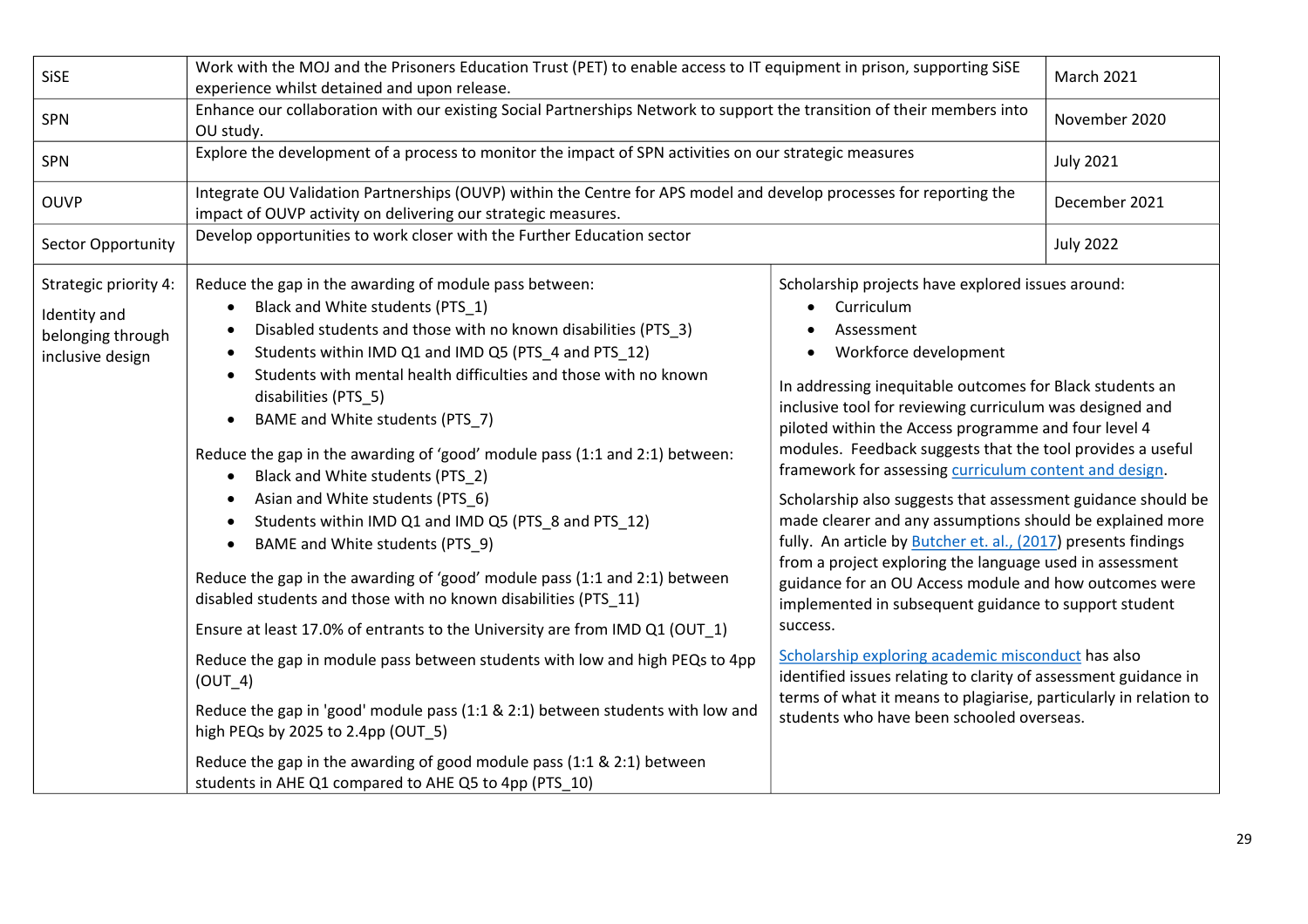| | | |
|---|---|---|
| SiSE | Work with the MOJ and the Prisoners Education Trust (PET) to enable access to IT equipment in prison, supporting SiSE experience whilst detained and upon release. | March 2021 |
| SPN | Enhance our collaboration with our existing Social Partnerships Network to support the transition of their members into OU study. | November 2020 |
| SPN | Explore the development of a process to monitor the impact of SPN activities on our strategic measures | July 2021 |
| OUVP | Integrate OU Validation Partnerships (OUVP) within the Centre for APS model and develop processes for reporting the impact of OUVP activity on delivering our strategic measures. | December 2021 |
| Sector Opportunity | Develop opportunities to work closer with the Further Education sector | July 2022 |

| | | |
|---|---|---|
| Strategic priority 4:<br><br>Identity and belonging through inclusive design | Reduce the gap in the awarding of module pass between:<br>• Black and White students (PTS_1)<br>• Disabled students and those with no known disabilities (PTS_3)<br>• Students within IMD Q1 and IMD Q5 (PTS_4 and PTS_12)<br>• Students with mental health difficulties and those with no known disabilities (PTS_5)<br>• BAME and White students (PTS_7)<br><br>Reduce the gap in the awarding of 'good' module pass (1:1 and 2:1) between:<br>• Black and White students (PTS_2)<br>• Asian and White students (PTS_6)<br>• Students within IMD Q1 and IMD Q5 (PTS_8 and PTS_12)<br>• BAME and White students (PTS_9)<br><br>Reduce the gap in the awarding of 'good' module pass (1:1 and 2:1) between disabled students and those with no known disabilities (PTS_11)<br><br>Ensure at least 17.0% of entrants to the University are from IMD Q1 (OUT_1)<br><br>Reduce the gap in module pass between students with low and high PEQs to 4pp (OUT_4)<br><br>Reduce the gap in 'good' module pass (1:1 & 2:1) between students with low and high PEQs by 2025 to 2.4pp (OUT_5)<br><br>Reduce the gap in the awarding of good module pass (1:1 & 2:1) between students in AHE Q1 compared to AHE Q5 to 4pp (PTS_10) | Scholarship projects have explored issues around:<br>• Curriculum<br>• Assessment<br>• Workforce development<br><br>In addressing inequitable outcomes for Black students an inclusive tool for reviewing curriculum was designed and piloted within the Access programme and four level 4 modules. Feedback suggests that the tool provides a useful framework for assessing curriculum content and design.<br><br>Scholarship also suggests that assessment guidance should be made clearer and any assumptions should be explained more fully. An article by Butcher et. al., (2017) presents findings from a project exploring the language used in assessment guidance for an OU Access module and how outcomes were implemented in subsequent guidance to support student success.<br><br>Scholarship exploring academic misconduct has also identified issues relating to clarity of assessment guidance in terms of what it means to plagiarise, particularly in relation to students who have been schooled overseas. |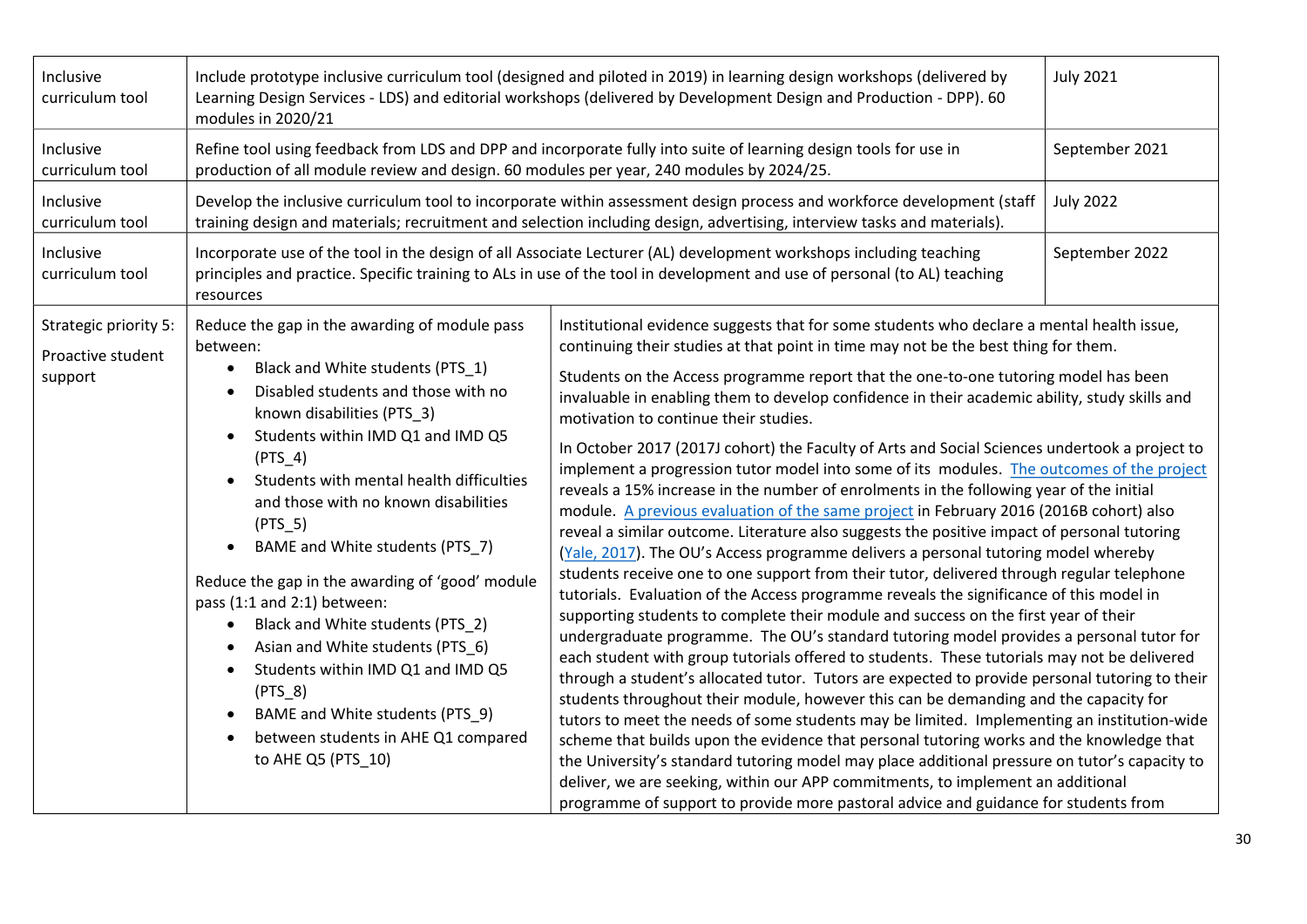| | | | |
|---|---|---|---|
| Inclusive curriculum tool | Include prototype inclusive curriculum tool (designed and piloted in 2019) in learning design workshops (delivered by Learning Design Services - LDS) and editorial workshops (delivered by Development Design and Production - DPP). 60 modules in 2020/21 | | July 2021 |
| Inclusive curriculum tool | Refine tool using feedback from LDS and DPP and incorporate fully into suite of learning design tools for use in production of all module review and design. 60 modules per year, 240 modules by 2024/25. | | September 2021 |
| Inclusive curriculum tool | Develop the inclusive curriculum tool to incorporate within assessment design process and workforce development (staff training design and materials; recruitment and selection including design, advertising, interview tasks and materials). | | July 2022 |
| Inclusive curriculum tool | Incorporate use of the tool in the design of all Associate Lecturer (AL) development workshops including teaching principles and practice. Specific training to ALs in use of the tool in development and use of personal (to AL) teaching resources | | September 2022 |
| Strategic priority 5: Proactive student support | Reduce the gap in the awarding of module pass between:<br>• Black and White students (PTS_1)<br>• Disabled students and those with no known disabilities (PTS_3)<br>• Students within IMD Q1 and IMD Q5 (PTS_4)<br>• Students with mental health difficulties and those with no known disabilities (PTS_5)<br>• BAME and White students (PTS_7)<br><br>Reduce the gap in the awarding of 'good' module pass (1:1 and 2:1) between:<br>• Black and White students (PTS_2)<br>• Asian and White students (PTS_6)<br>• Students within IMD Q1 and IMD Q5 (PTS_8)<br>• BAME and White students (PTS_9)<br>• between students in AHE Q1 compared to AHE Q5 (PTS_10) | Institutional evidence suggests that for some students who declare a mental health issue, continuing their studies at that point in time may not be the best thing for them.<br><br>Students on the Access programme report that the one-to-one tutoring model has been invaluable in enabling them to develop confidence in their academic ability, study skills and motivation to continue their studies.<br><br>In October 2017 (2017J cohort) the Faculty of Arts and Social Sciences undertook a project to implement a progression tutor model into some of its modules. The outcomes of the project reveals a 15% increase in the number of enrolments in the following year of the initial module. A previous evaluation of the same project in February 2016 (2016B cohort) also reveal a similar outcome. Literature also suggests the positive impact of personal tutoring (Yale, 2017). The OU's Access programme delivers a personal tutoring model whereby students receive one to one support from their tutor, delivered through regular telephone tutorials. Evaluation of the Access programme reveals the significance of this model in supporting students to complete their module and success on the first year of their undergraduate programme. The OU's standard tutoring model provides a personal tutor for each student with group tutorials offered to students. These tutorials may not be delivered through a student's allocated tutor. Tutors are expected to provide personal tutoring to their students throughout their module, however this can be demanding and the capacity for tutors to meet the needs of some students may be limited. Implementing an institution-wide scheme that builds upon the evidence that personal tutoring works and the knowledge that the University's standard tutoring model may place additional pressure on tutor's capacity to deliver, we are seeking, within our APP commitments, to implement an additional programme of support to provide more pastoral advice and guidance for students from | |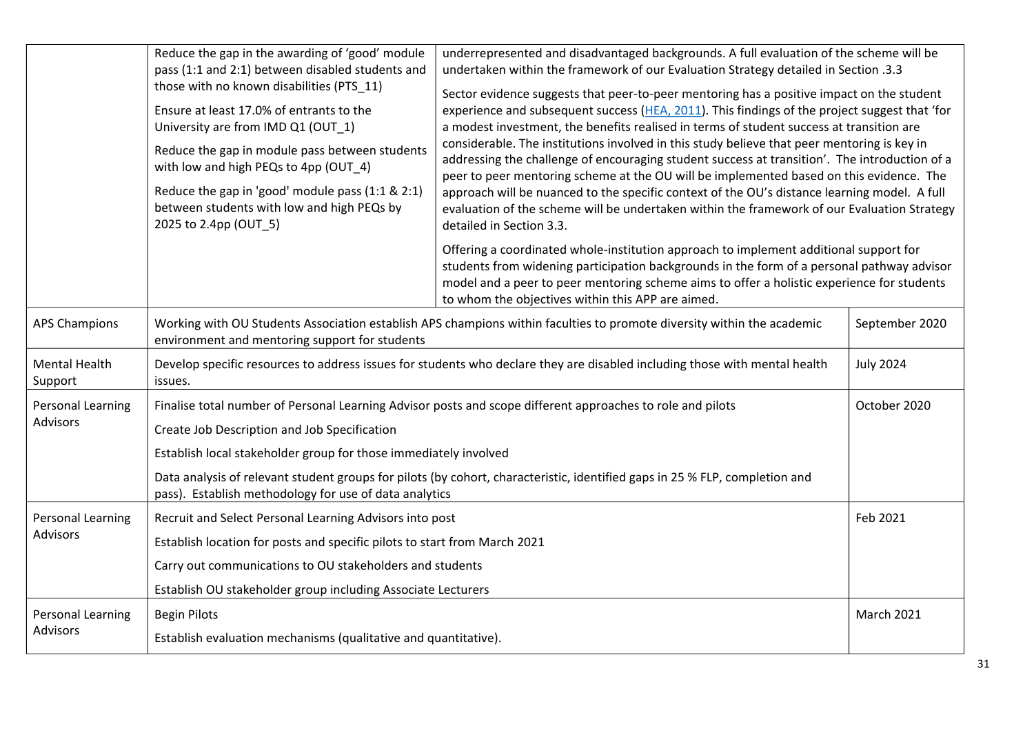| | | | |
|---|---|---|---|
| | Reduce the gap in the awarding of 'good' module pass (1:1 and 2:1) between disabled students and those with no known disabilities (PTS_11)<br><br>Ensure at least 17.0% of entrants to the University are from IMD Q1 (OUT_1)<br><br>Reduce the gap in module pass between students with low and high PEQs to 4pp (OUT_4)<br><br>Reduce the gap in 'good' module pass (1:1 & 2:1) between students with low and high PEQs by 2025 to 2.4pp (OUT_5) | underrepresented and disadvantaged backgrounds. A full evaluation of the scheme will be undertaken within the framework of our Evaluation Strategy detailed in Section .3.3<br><br>Sector evidence suggests that peer-to-peer mentoring has a positive impact on the student experience and subsequent success ([HEA, 2011]). This findings of the project suggest that 'for a modest investment, the benefits realised in terms of student success at transition are considerable. The institutions involved in this study believe that peer mentoring is key in addressing the challenge of encouraging student success at transition'. The introduction of a peer to peer mentoring scheme at the OU will be implemented based on this evidence. The approach will be nuanced to the specific context of the OU's distance learning model. A full evaluation of the scheme will be undertaken within the framework of our Evaluation Strategy detailed in Section 3.3.<br><br>Offering a coordinated whole-institution approach to implement additional support for students from widening participation backgrounds in the form of a personal pathway advisor model and a peer to peer mentoring scheme aims to offer a holistic experience for students to whom the objectives within this APP are aimed. | |
| APS Champions | Working with OU Students Association establish APS champions within faculties to promote diversity within the academic environment and mentoring support for students | | September 2020 |
| Mental Health Support | Develop specific resources to address issues for students who declare they are disabled including those with mental health issues. | | July 2024 |
| Personal Learning Advisors | Finalise total number of Personal Learning Advisor posts and scope different approaches to role and pilots<br><br>Create Job Description and Job Specification<br><br>Establish local stakeholder group for those immediately involved<br><br>Data analysis of relevant student groups for pilots (by cohort, characteristic, identified gaps in 25 % FLP, completion and pass). Establish methodology for use of data analytics | | October 2020 |
| Personal Learning Advisors | Recruit and Select Personal Learning Advisors into post<br><br>Establish location for posts and specific pilots to start from March 2021<br><br>Carry out communications to OU stakeholders and students<br><br>Establish OU stakeholder group including Associate Lecturers | | Feb 2021 |
| Personal Learning Advisors | Begin Pilots<br><br>Establish evaluation mechanisms (qualitative and quantitative). | | March 2021 |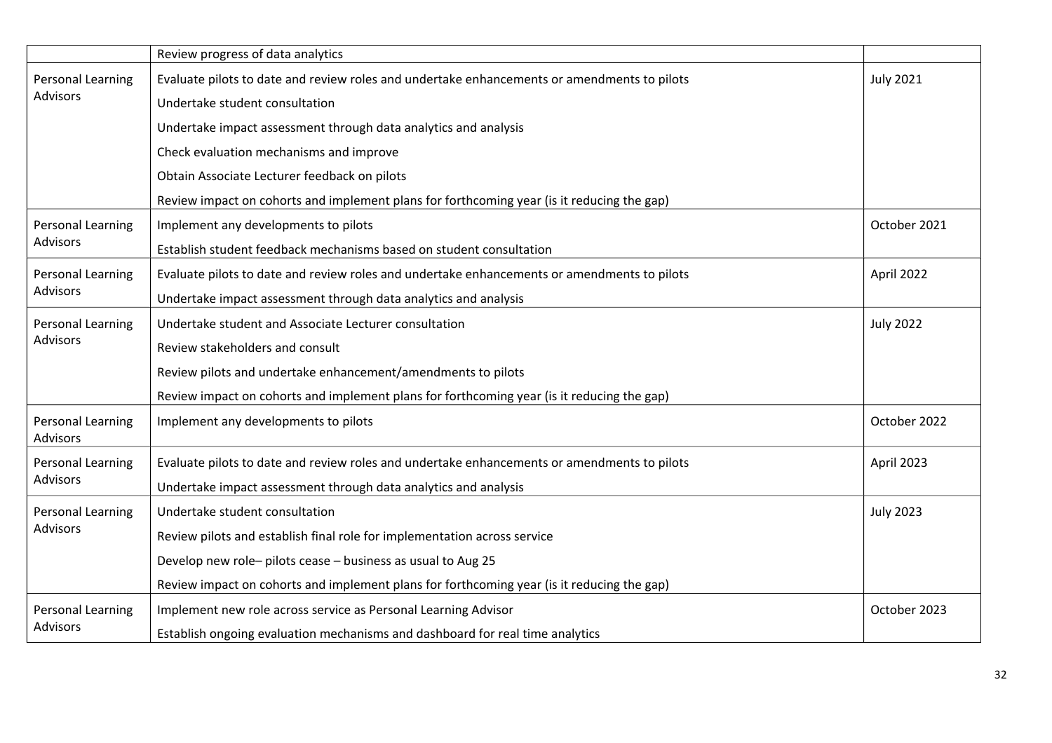| | | |
|---|---|---|
| | Review progress of data analytics | |
| Personal Learning Advisors | Evaluate pilots to date and review roles and undertake enhancements or amendments to pilots<br>Undertake student consultation<br>Undertake impact assessment through data analytics and analysis<br>Check evaluation mechanisms and improve<br>Obtain Associate Lecturer feedback on pilots<br>Review impact on cohorts and implement plans for forthcoming year (is it reducing the gap) | July 2021 |
| Personal Learning Advisors | Implement any developments to pilots<br>Establish student feedback mechanisms based on student consultation | October 2021 |
| Personal Learning Advisors | Evaluate pilots to date and review roles and undertake enhancements or amendments to pilots<br>Undertake impact assessment through data analytics and analysis | April 2022 |
| Personal Learning Advisors | Undertake student and Associate Lecturer consultation<br>Review stakeholders and consult<br>Review pilots and undertake enhancement/amendments to pilots<br>Review impact on cohorts and implement plans for forthcoming year (is it reducing the gap) | July 2022 |
| Personal Learning Advisors | Implement any developments to pilots | October 2022 |
| Personal Learning Advisors | Evaluate pilots to date and review roles and undertake enhancements or amendments to pilots<br>Undertake impact assessment through data analytics and analysis | April 2023 |
| Personal Learning Advisors | Undertake student consultation<br>Review pilots and establish final role for implementation across service<br>Develop new role– pilots cease – business as usual to Aug 25<br>Review impact on cohorts and implement plans for forthcoming year (is it reducing the gap) | July 2023 |
| Personal Learning Advisors | Implement new role across service as Personal Learning Advisor<br>Establish ongoing evaluation mechanisms and dashboard for real time analytics | October 2023 |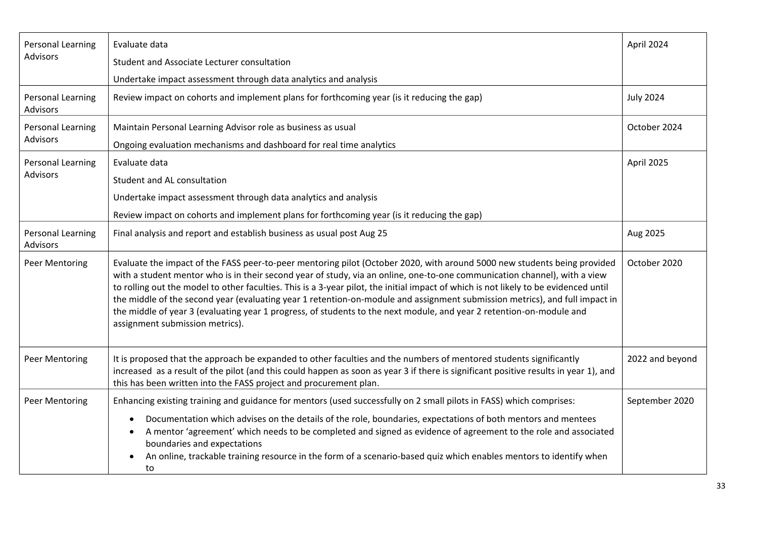| | | |
|---|---|---|
| Personal Learning Advisors | Evaluate data<br>Student and Associate Lecturer consultation<br>Undertake impact assessment through data analytics and analysis | April 2024 |
| Personal Learning Advisors | Review impact on cohorts and implement plans for forthcoming year (is it reducing the gap) | July 2024 |
| Personal Learning Advisors | Maintain Personal Learning Advisor role as business as usual<br>Ongoing evaluation mechanisms and dashboard for real time analytics | October 2024 |
| Personal Learning Advisors | Evaluate data<br>Student and AL consultation<br>Undertake impact assessment through data analytics and analysis<br>Review impact on cohorts and implement plans for forthcoming year (is it reducing the gap) | April 2025 |
| Personal Learning Advisors | Final analysis and report and establish business as usual post Aug 25 | Aug 2025 |
| Peer Mentoring | Evaluate the impact of the FASS peer-to-peer mentoring pilot (October 2020, with around 5000 new students being provided with a student mentor who is in their second year of study, via an online, one-to-one communication channel), with a view to rolling out the model to other faculties. This is a 3-year pilot, the initial impact of which is not likely to be evidenced until the middle of the second year (evaluating year 1 retention-on-module and assignment submission metrics), and full impact in the middle of year 3 (evaluating year 1 progress, of students to the next module, and year 2 retention-on-module and assignment submission metrics). | October 2020 |
| Peer Mentoring | It is proposed that the approach be expanded to other faculties and the numbers of mentored students significantly increased as a result of the pilot (and this could happen as soon as year 3 if there is significant positive results in year 1), and this has been written into the FASS project and procurement plan. | 2022 and beyond |
| Peer Mentoring | Enhancing existing training and guidance for mentors (used successfully on 2 small pilots in FASS) which comprises:<br>• Documentation which advises on the details of the role, boundaries, expectations of both mentors and mentees<br>• A mentor 'agreement' which needs to be completed and signed as evidence of agreement to the role and associated boundaries and expectations<br>• An online, trackable training resource in the form of a scenario-based quiz which enables mentors to identify when to | September 2020 |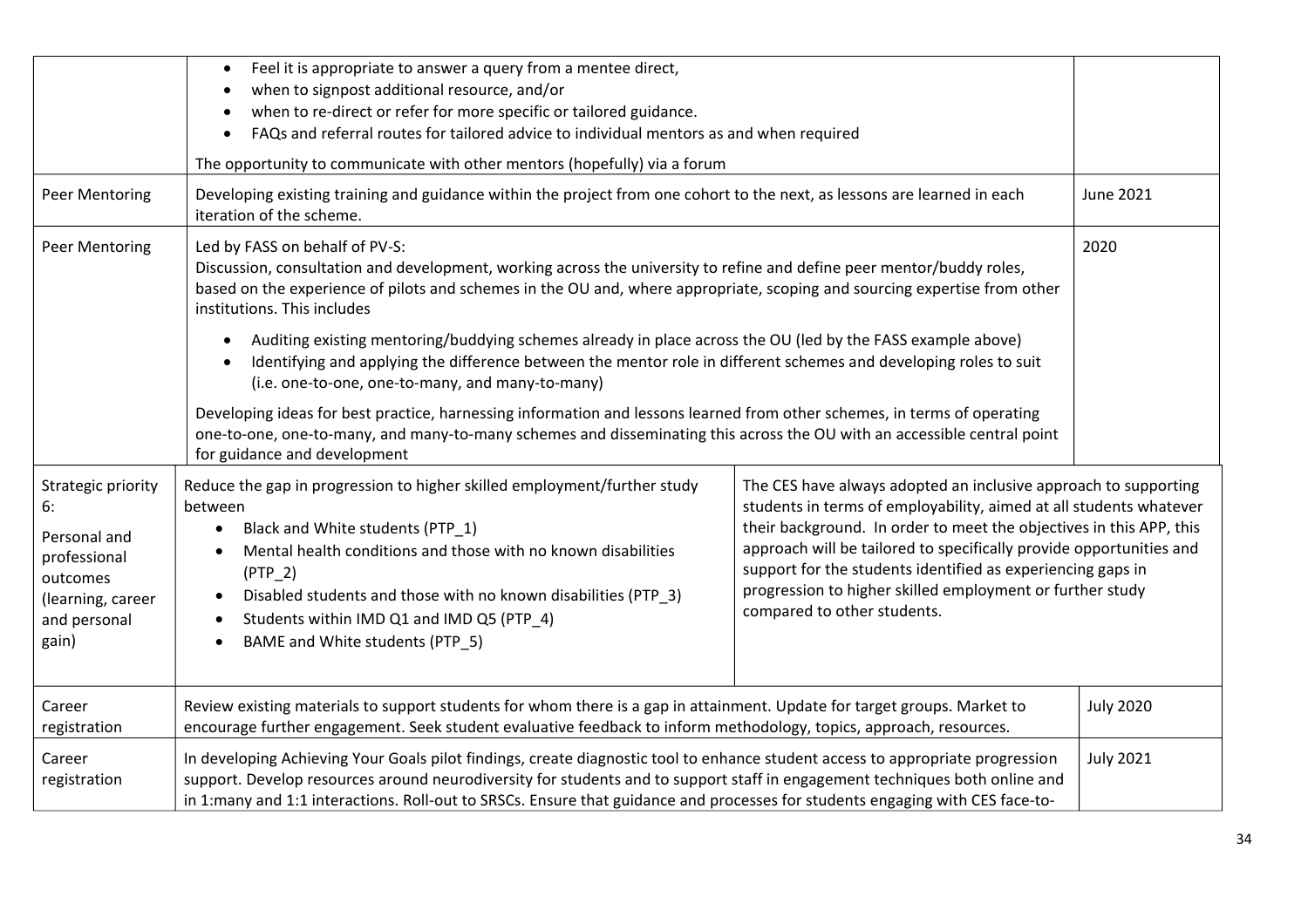| | | | |
|---|---|---|---|
| | • Feel it is appropriate to answer a query from a mentee direct,<br>• when to signpost additional resource, and/or<br>• when to re-direct or refer for more specific or tailored guidance.<br>• FAQs and referral routes for tailored advice to individual mentors as and when required<br><br>The opportunity to communicate with other mentors (hopefully) via a forum | | |
| Peer Mentoring | Developing existing training and guidance within the project from one cohort to the next, as lessons are learned in each iteration of the scheme. | | June 2021 |
| Peer Mentoring | Led by FASS on behalf of PV-S:<br>Discussion, consultation and development, working across the university to refine and define peer mentor/buddy roles, based on the experience of pilots and schemes in the OU and, where appropriate, scoping and sourcing expertise from other institutions. This includes<br><br>• Auditing existing mentoring/buddying schemes already in place across the OU (led by the FASS example above)<br>• Identifying and applying the difference between the mentor role in different schemes and developing roles to suit (i.e. one-to-one, one-to-many, and many-to-many)<br><br>Developing ideas for best practice, harnessing information and lessons learned from other schemes, in terms of operating one-to-one, one-to-many, and many-to-many schemes and disseminating this across the OU with an accessible central point for guidance and development | | 2020 |
| Strategic priority 6:<br><br>Personal and professional outcomes (learning, career and personal gain) | Reduce the gap in progression to higher skilled employment/further study between<br>• Black and White students (PTP_1)<br>• Mental health conditions and those with no known disabilities (PTP_2)<br>• Disabled students and those with no known disabilities (PTP_3)<br>• Students within IMD Q1 and IMD Q5 (PTP_4)<br>• BAME and White students (PTP_5) | The CES have always adopted an inclusive approach to supporting students in terms of employability, aimed at all students whatever their background. In order to meet the objectives in this APP, this approach will be tailored to specifically provide opportunities and support for the students identified as experiencing gaps in progression to higher skilled employment or further study compared to other students. | |
| Career registration | Review existing materials to support students for whom there is a gap in attainment. Update for target groups. Market to encourage further engagement. Seek student evaluative feedback to inform methodology, topics, approach, resources. | | July 2020 |
| Career registration | In developing Achieving Your Goals pilot findings, create diagnostic tool to enhance student access to appropriate progression support. Develop resources around neurodiversity for students and to support staff in engagement techniques both online and in 1:many and 1:1 interactions. Roll-out to SRSCs. Ensure that guidance and processes for students engaging with CES face-to- | | July 2021 |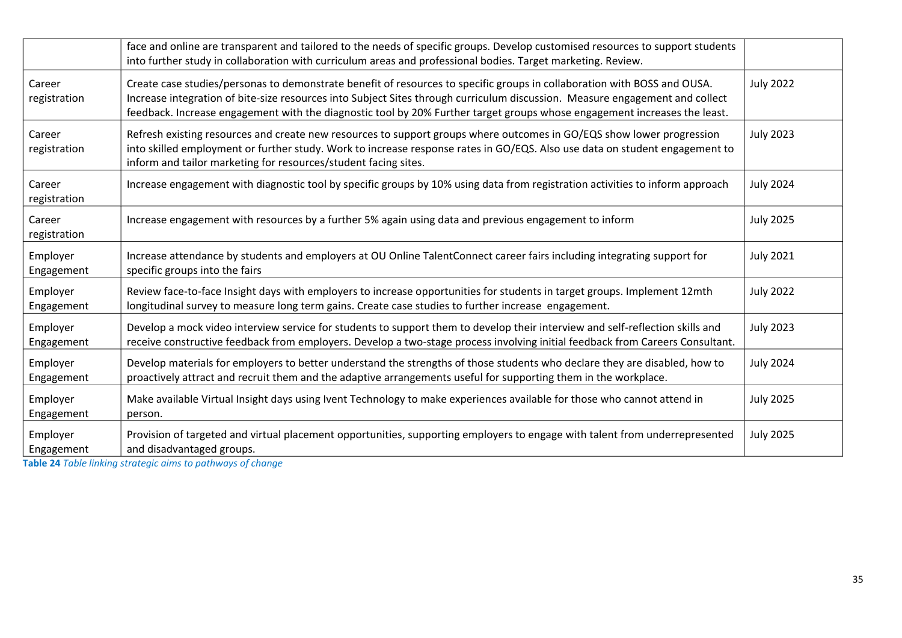| | | |
|---|---|---|
| | face and online are transparent and tailored to the needs of specific groups. Develop customised resources to support students into further study in collaboration with curriculum areas and professional bodies. Target marketing. Review. | |
| Career registration | Create case studies/personas to demonstrate benefit of resources to specific groups in collaboration with BOSS and OUSA. Increase integration of bite-size resources into Subject Sites through curriculum discussion. Measure engagement and collect feedback. Increase engagement with the diagnostic tool by 20% Further target groups whose engagement increases the least. | July 2022 |
| Career registration | Refresh existing resources and create new resources to support groups where outcomes in GO/EQS show lower progression into skilled employment or further study. Work to increase response rates in GO/EQS. Also use data on student engagement to inform and tailor marketing for resources/student facing sites. | July 2023 |
| Career registration | Increase engagement with diagnostic tool by specific groups by 10% using data from registration activities to inform approach | July 2024 |
| Career registration | Increase engagement with resources by a further 5% again using data and previous engagement to inform | July 2025 |
| Employer Engagement | Increase attendance by students and employers at OU Online TalentConnect career fairs including integrating support for specific groups into the fairs | July 2021 |
| Employer Engagement | Review face-to-face Insight days with employers to increase opportunities for students in target groups. Implement 12mth longitudinal survey to measure long term gains. Create case studies to further increase engagement. | July 2022 |
| Employer Engagement | Develop a mock video interview service for students to support them to develop their interview and self-reflection skills and receive constructive feedback from employers. Develop a two-stage process involving initial feedback from Careers Consultant. | July 2023 |
| Employer Engagement | Develop materials for employers to better understand the strengths of those students who declare they are disabled, how to proactively attract and recruit them and the adaptive arrangements useful for supporting them in the workplace. | July 2024 |
| Employer Engagement | Make available Virtual Insight days using Ivent Technology to make experiences available for those who cannot attend in person. | July 2025 |
| Employer Engagement | Provision of targeted and virtual placement opportunities, supporting employers to engage with talent from underrepresented and disadvantaged groups. | July 2025 |

**Table 24** *Table linking strategic aims to pathways of change*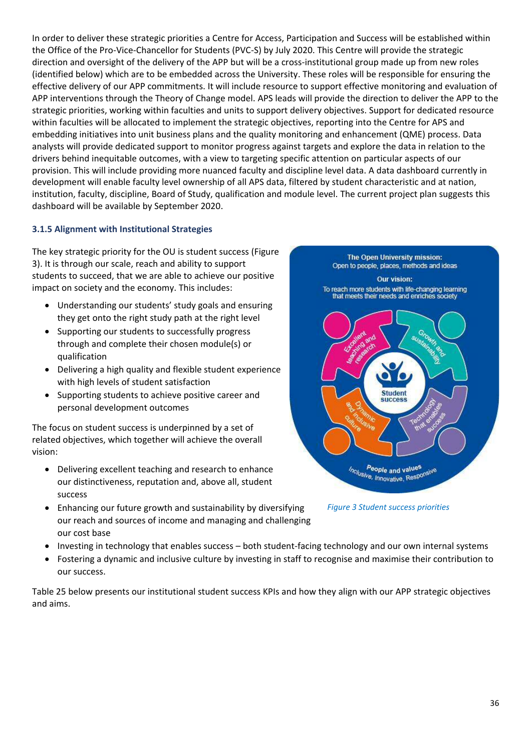In order to deliver these strategic priorities a Centre for Access, Participation and Success will be established within the Office of the Pro-Vice-Chancellor for Students (PVC-S) by July 2020. This Centre will provide the strategic direction and oversight of the delivery of the APP but will be a cross-institutional group made up from new roles (identified below) which are to be embedded across the University. These roles will be responsible for ensuring the effective delivery of our APP commitments. It will include resource to support effective monitoring and evaluation of APP interventions through the Theory of Change model. APS leads will provide the direction to deliver the APP to the strategic priorities, working within faculties and units to support delivery objectives. Support for dedicated resource within faculties will be allocated to implement the strategic objectives, reporting into the Centre for APS and embedding initiatives into unit business plans and the quality monitoring and enhancement (QME) process. Data analysts will provide dedicated support to monitor progress against targets and explore the data in relation to the drivers behind inequitable outcomes, with a view to targeting specific attention on particular aspects of our provision. This will include providing more nuanced faculty and discipline level data. A data dashboard currently in development will enable faculty level ownership of all APS data, filtered by student characteristic and at nation, institution, faculty, discipline, Board of Study, qualification and module level. The current project plan suggests this dashboard will be available by September 2020.

### 3.1.5 Alignment with Institutional Strategies

The key strategic priority for the OU is student success (Figure 3). It is through our scale, reach and ability to support students to succeed, that we are able to achieve our positive impact on society and the economy. This includes:

- Understanding our students' study goals and ensuring they get onto the right study path at the right level
- Supporting our students to successfully progress through and complete their chosen module(s) or qualification
- Delivering a high quality and flexible student experience with high levels of student satisfaction
- Supporting students to achieve positive career and personal development outcomes

The Open University mission: Open to people, places, methods and ideas

Our vision: To reach more students with life-changing learning that meets their needs and enriches society

Excellent teaching and research | Growth and sustainability | Student success | Dynamic and inclusive culture | Technology that enables success

People and values: Inclusive, Innovative, Responsive

*Figure 3 Student success priorities*

The focus on student success is underpinned by a set of related objectives, which together will achieve the overall vision:

- Delivering excellent teaching and research to enhance our distinctiveness, reputation and, above all, student success
- Enhancing our future growth and sustainability by diversifying our reach and sources of income and managing and challenging our cost base
- Investing in technology that enables success – both student-facing technology and our own internal systems
- Fostering a dynamic and inclusive culture by investing in staff to recognise and maximise their contribution to our success.

Table 25 below presents our institutional student success KPIs and how they align with our APP strategic objectives and aims.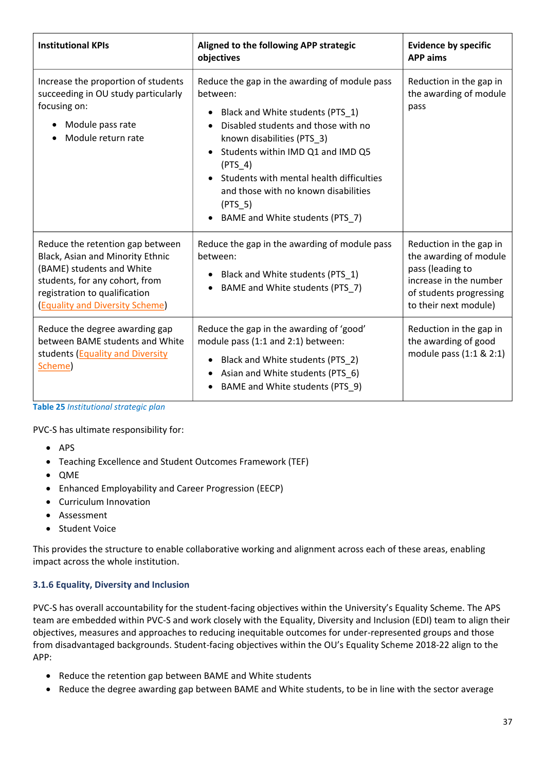| Institutional KPIs | Aligned to the following APP strategic objectives | Evidence by specific APP aims |
|---|---|---|
| Increase the proportion of students succeeding in OU study particularly focusing on: <br>• Module pass rate<br>• Module return rate | Reduce the gap in the awarding of module pass between:<br>• Black and White students (PTS_1)<br>• Disabled students and those with no known disabilities (PTS_3)<br>• Students within IMD Q1 and IMD Q5 (PTS_4)<br>• Students with mental health difficulties and those with no known disabilities (PTS_5)<br>• BAME and White students (PTS_7) | Reduction in the gap in the awarding of module pass |
| Reduce the retention gap between Black, Asian and Minority Ethnic (BAME) students and White students, for any cohort, from registration to qualification ([Equality and Diversity Scheme]) | Reduce the gap in the awarding of module pass between:<br>• Black and White students (PTS_1)<br>• BAME and White students (PTS_7) | Reduction in the gap in the awarding of module pass (leading to increase in the number of students progressing to their next module) |
| Reduce the degree awarding gap between BAME students and White students ([Equality and Diversity Scheme]) | Reduce the gap in the awarding of 'good' module pass (1:1 and 2:1) between:<br>• Black and White students (PTS_2)<br>• Asian and White students (PTS_6)<br>• BAME and White students (PTS_9) | Reduction in the gap in the awarding of good module pass (1:1 & 2:1) |

**Table 25** *Institutional strategic plan*

PVC-S has ultimate responsibility for:

- APS
- Teaching Excellence and Student Outcomes Framework (TEF)
- QME
- Enhanced Employability and Career Progression (EECP)
- Curriculum Innovation
- Assessment
- Student Voice

This provides the structure to enable collaborative working and alignment across each of these areas, enabling impact across the whole institution.

### 3.1.6 Equality, Diversity and Inclusion

PVC-S has overall accountability for the student-facing objectives within the University's Equality Scheme. The APS team are embedded within PVC-S and work closely with the Equality, Diversity and Inclusion (EDI) team to align their objectives, measures and approaches to reducing inequitable outcomes for under-represented groups and those from disadvantaged backgrounds. Student-facing objectives within the OU's Equality Scheme 2018-22 align to the APP:

- Reduce the retention gap between BAME and White students
- Reduce the degree awarding gap between BAME and White students, to be in line with the sector average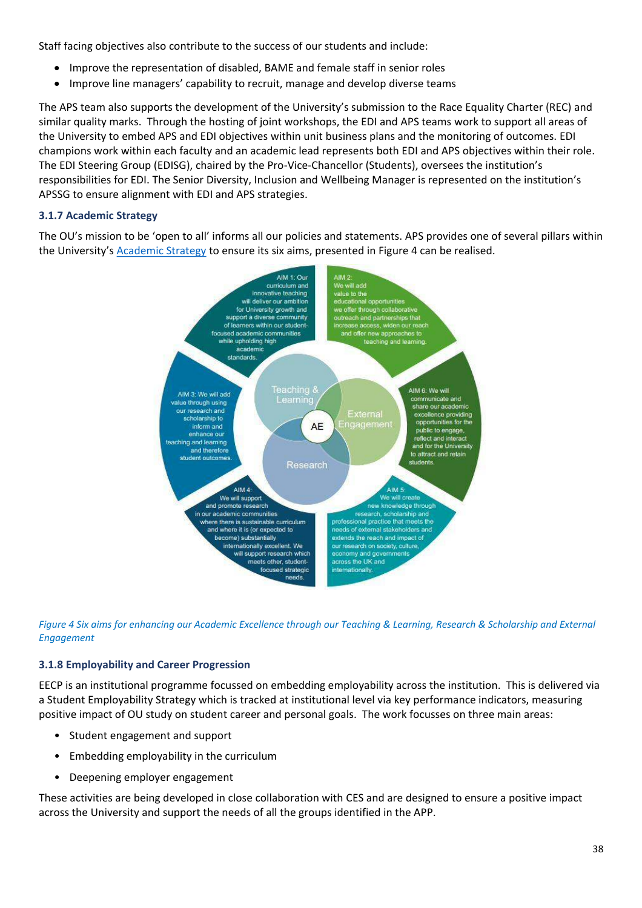Staff facing objectives also contribute to the success of our students and include:

- Improve the representation of disabled, BAME and female staff in senior roles
- Improve line managers' capability to recruit, manage and develop diverse teams

The APS team also supports the development of the University's submission to the Race Equality Charter (REC) and similar quality marks. Through the hosting of joint workshops, the EDI and APS teams work to support all areas of the University to embed APS and EDI objectives within unit business plans and the monitoring of outcomes. EDI champions work within each faculty and an academic lead represents both EDI and APS objectives within their role. The EDI Steering Group (EDISG), chaired by the Pro-Vice-Chancellor (Students), oversees the institution's responsibilities for EDI. The Senior Diversity, Inclusion and Wellbeing Manager is represented on the institution's APSSG to ensure alignment with EDI and APS strategies.

### 3.1.7 Academic Strategy

The OU's mission to be 'open to all' informs all our policies and statements. APS provides one of several pillars within the University's Academic Strategy to ensure its six aims, presented in Figure 4 can be realised.

AIM 1: Our curriculum and innovative teaching will deliver our ambition for University growth and support a diverse community of learners within our student-focused academic communities while upholding high academic standards.

AIM 2: We will add value to the educational opportunities we offer through collaborative outreach and partnerships that increase access, widen our reach and offer new approaches to teaching and learning.

AIM 3: We will add value through using our research and scholarship to inform and enhance our teaching and learning and therefore student outcomes.

AIM 4: We will support and promote research in our academic communities where there is sustainable curriculum and where it is (or expected to become) substantially internationally excellent. We will support research which meets other, student-focused strategic needs.

AIM 5: We will create new knowledge through research, scholarship and professional practice that meets the needs of external stakeholders and extends the reach and impact of our research on society, culture, economy and governments across the UK and internationally.

AIM 6: We will communicate and share our academic excellence providing opportunities for the public to engage, reflect and interact and for the University to attract and retain students.

Teaching & Learning | External Engagement | Research | AE

*Figure 4 Six aims for enhancing our Academic Excellence through our Teaching & Learning, Research & Scholarship and External Engagement*

### 3.1.8 Employability and Career Progression

EECP is an institutional programme focussed on embedding employability across the institution. This is delivered via a Student Employability Strategy which is tracked at institutional level via key performance indicators, measuring positive impact of OU study on student career and personal goals. The work focusses on three main areas:

- Student engagement and support
- Embedding employability in the curriculum
- Deepening employer engagement

These activities are being developed in close collaboration with CES and are designed to ensure a positive impact across the University and support the needs of all the groups identified in the APP.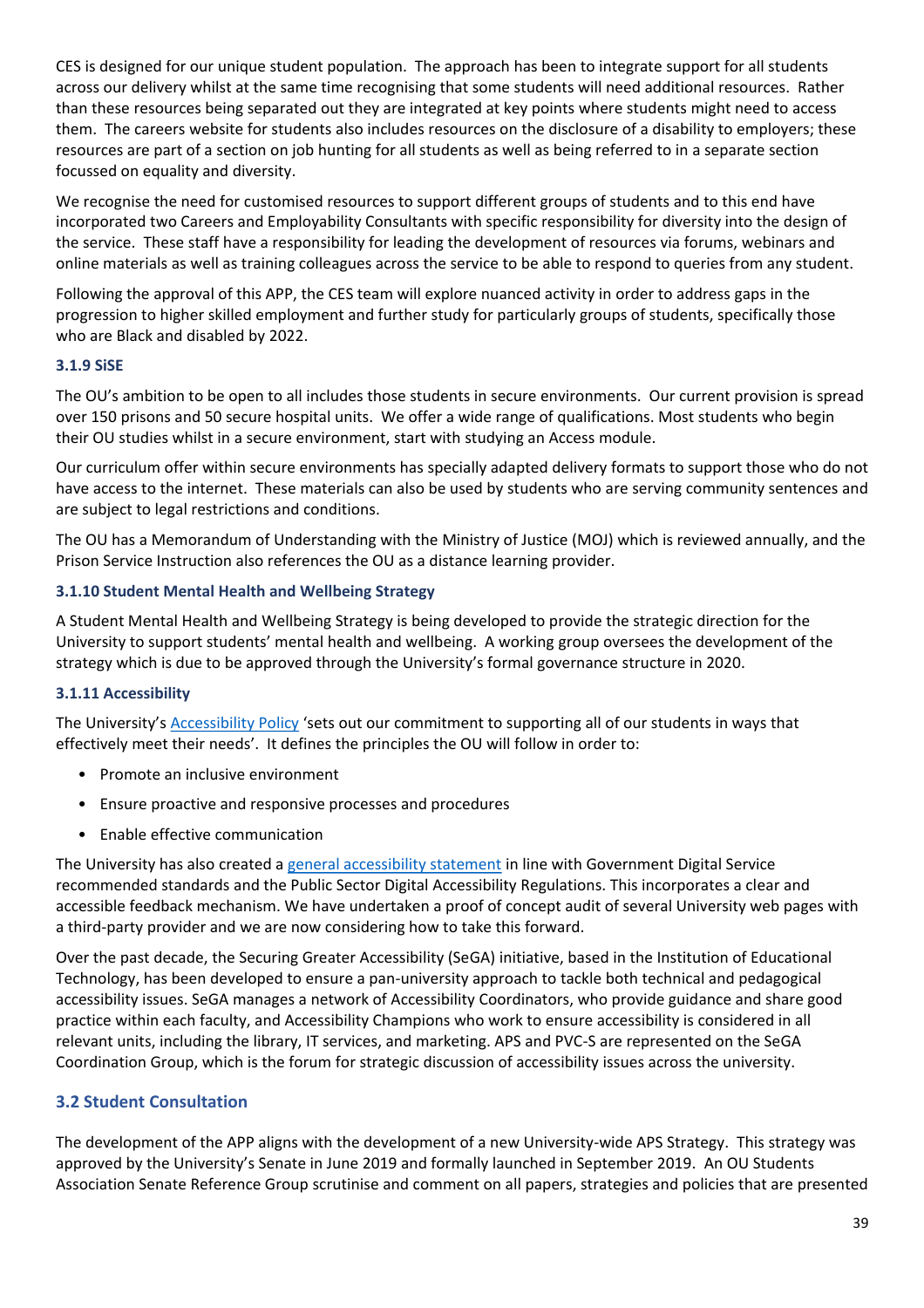CES is designed for our unique student population. The approach has been to integrate support for all students across our delivery whilst at the same time recognising that some students will need additional resources. Rather than these resources being separated out they are integrated at key points where students might need to access them. The careers website for students also includes resources on the disclosure of a disability to employers; these resources are part of a section on job hunting for all students as well as being referred to in a separate section focussed on equality and diversity.

We recognise the need for customised resources to support different groups of students and to this end have incorporated two Careers and Employability Consultants with specific responsibility for diversity into the design of the service. These staff have a responsibility for leading the development of resources via forums, webinars and online materials as well as training colleagues across the service to be able to respond to queries from any student.

Following the approval of this APP, the CES team will explore nuanced activity in order to address gaps in the progression to higher skilled employment and further study for particularly groups of students, specifically those who are Black and disabled by 2022.

#### 3.1.9 SiSE

The OU's ambition to be open to all includes those students in secure environments. Our current provision is spread over 150 prisons and 50 secure hospital units. We offer a wide range of qualifications. Most students who begin their OU studies whilst in a secure environment, start with studying an Access module.

Our curriculum offer within secure environments has specially adapted delivery formats to support those who do not have access to the internet. These materials can also be used by students who are serving community sentences and are subject to legal restrictions and conditions.

The OU has a Memorandum of Understanding with the Ministry of Justice (MOJ) which is reviewed annually, and the Prison Service Instruction also references the OU as a distance learning provider.

#### 3.1.10 Student Mental Health and Wellbeing Strategy

A Student Mental Health and Wellbeing Strategy is being developed to provide the strategic direction for the University to support students' mental health and wellbeing. A working group oversees the development of the strategy which is due to be approved through the University's formal governance structure in 2020.

#### 3.1.11 Accessibility

The University's Accessibility Policy 'sets out our commitment to supporting all of our students in ways that effectively meet their needs'. It defines the principles the OU will follow in order to:

- Promote an inclusive environment
- Ensure proactive and responsive processes and procedures
- Enable effective communication

The University has also created a general accessibility statement in line with Government Digital Service recommended standards and the Public Sector Digital Accessibility Regulations. This incorporates a clear and accessible feedback mechanism. We have undertaken a proof of concept audit of several University web pages with a third-party provider and we are now considering how to take this forward.

Over the past decade, the Securing Greater Accessibility (SeGA) initiative, based in the Institution of Educational Technology, has been developed to ensure a pan-university approach to tackle both technical and pedagogical accessibility issues. SeGA manages a network of Accessibility Coordinators, who provide guidance and share good practice within each faculty, and Accessibility Champions who work to ensure accessibility is considered in all relevant units, including the library, IT services, and marketing. APS and PVC-S are represented on the SeGA Coordination Group, which is the forum for strategic discussion of accessibility issues across the university.

### 3.2 Student Consultation

The development of the APP aligns with the development of a new University-wide APS Strategy. This strategy was approved by the University's Senate in June 2019 and formally launched in September 2019. An OU Students Association Senate Reference Group scrutinise and comment on all papers, strategies and policies that are presented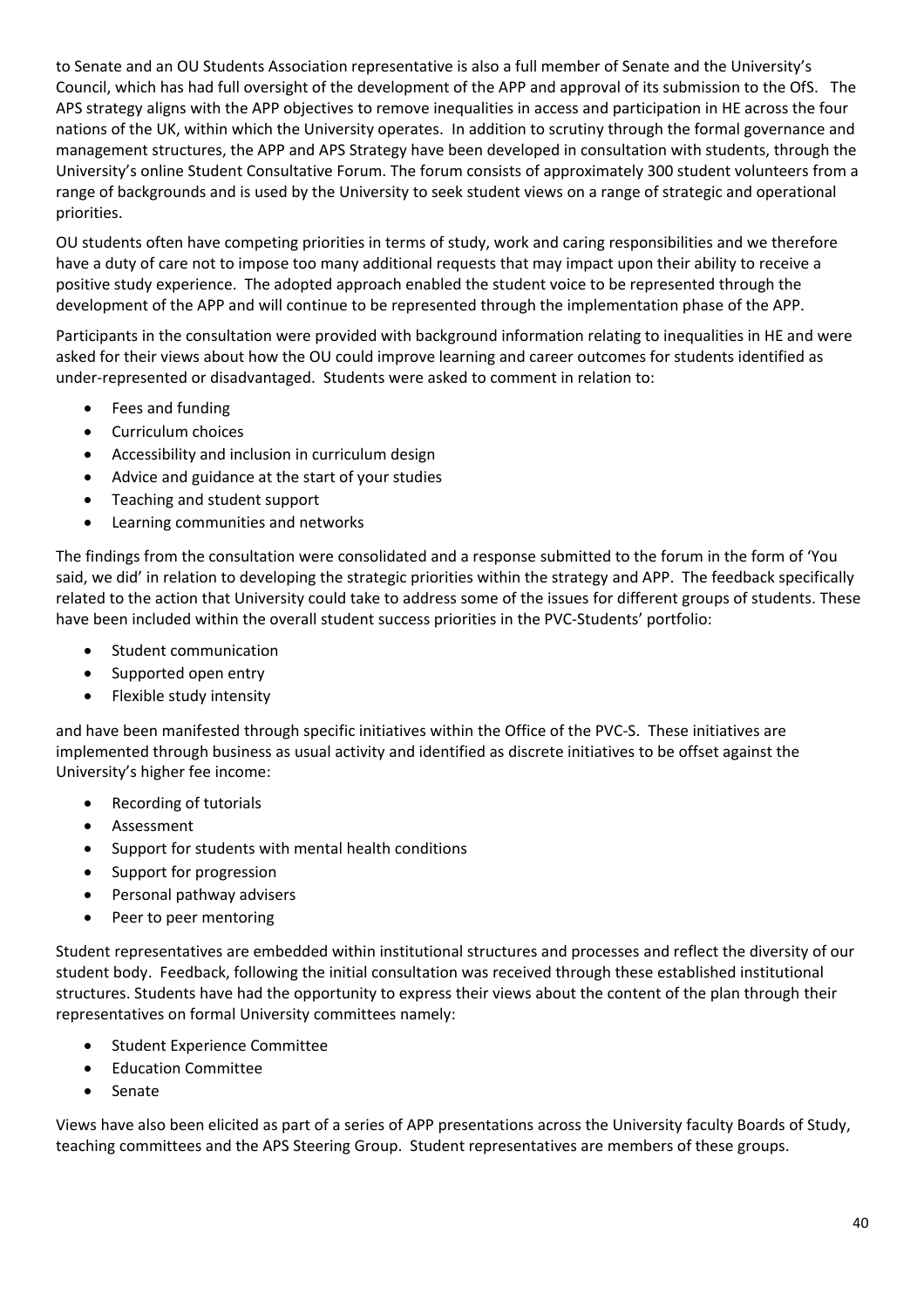to Senate and an OU Students Association representative is also a full member of Senate and the University's Council, which has had full oversight of the development of the APP and approval of its submission to the OfS. The APS strategy aligns with the APP objectives to remove inequalities in access and participation in HE across the four nations of the UK, within which the University operates. In addition to scrutiny through the formal governance and management structures, the APP and APS Strategy have been developed in consultation with students, through the University's online Student Consultative Forum. The forum consists of approximately 300 student volunteers from a range of backgrounds and is used by the University to seek student views on a range of strategic and operational priorities.

OU students often have competing priorities in terms of study, work and caring responsibilities and we therefore have a duty of care not to impose too many additional requests that may impact upon their ability to receive a positive study experience. The adopted approach enabled the student voice to be represented through the development of the APP and will continue to be represented through the implementation phase of the APP.

Participants in the consultation were provided with background information relating to inequalities in HE and were asked for their views about how the OU could improve learning and career outcomes for students identified as under-represented or disadvantaged. Students were asked to comment in relation to:

- Fees and funding
- Curriculum choices
- Accessibility and inclusion in curriculum design
- Advice and guidance at the start of your studies
- Teaching and student support
- Learning communities and networks

The findings from the consultation were consolidated and a response submitted to the forum in the form of 'You said, we did' in relation to developing the strategic priorities within the strategy and APP. The feedback specifically related to the action that University could take to address some of the issues for different groups of students. These have been included within the overall student success priorities in the PVC-Students' portfolio:

- Student communication
- Supported open entry
- Flexible study intensity

and have been manifested through specific initiatives within the Office of the PVC-S. These initiatives are implemented through business as usual activity and identified as discrete initiatives to be offset against the University's higher fee income:

- Recording of tutorials
- Assessment
- Support for students with mental health conditions
- Support for progression
- Personal pathway advisers
- Peer to peer mentoring

Student representatives are embedded within institutional structures and processes and reflect the diversity of our student body. Feedback, following the initial consultation was received through these established institutional structures. Students have had the opportunity to express their views about the content of the plan through their representatives on formal University committees namely:

- Student Experience Committee
- Education Committee
- Senate

Views have also been elicited as part of a series of APP presentations across the University faculty Boards of Study, teaching committees and the APS Steering Group. Student representatives are members of these groups.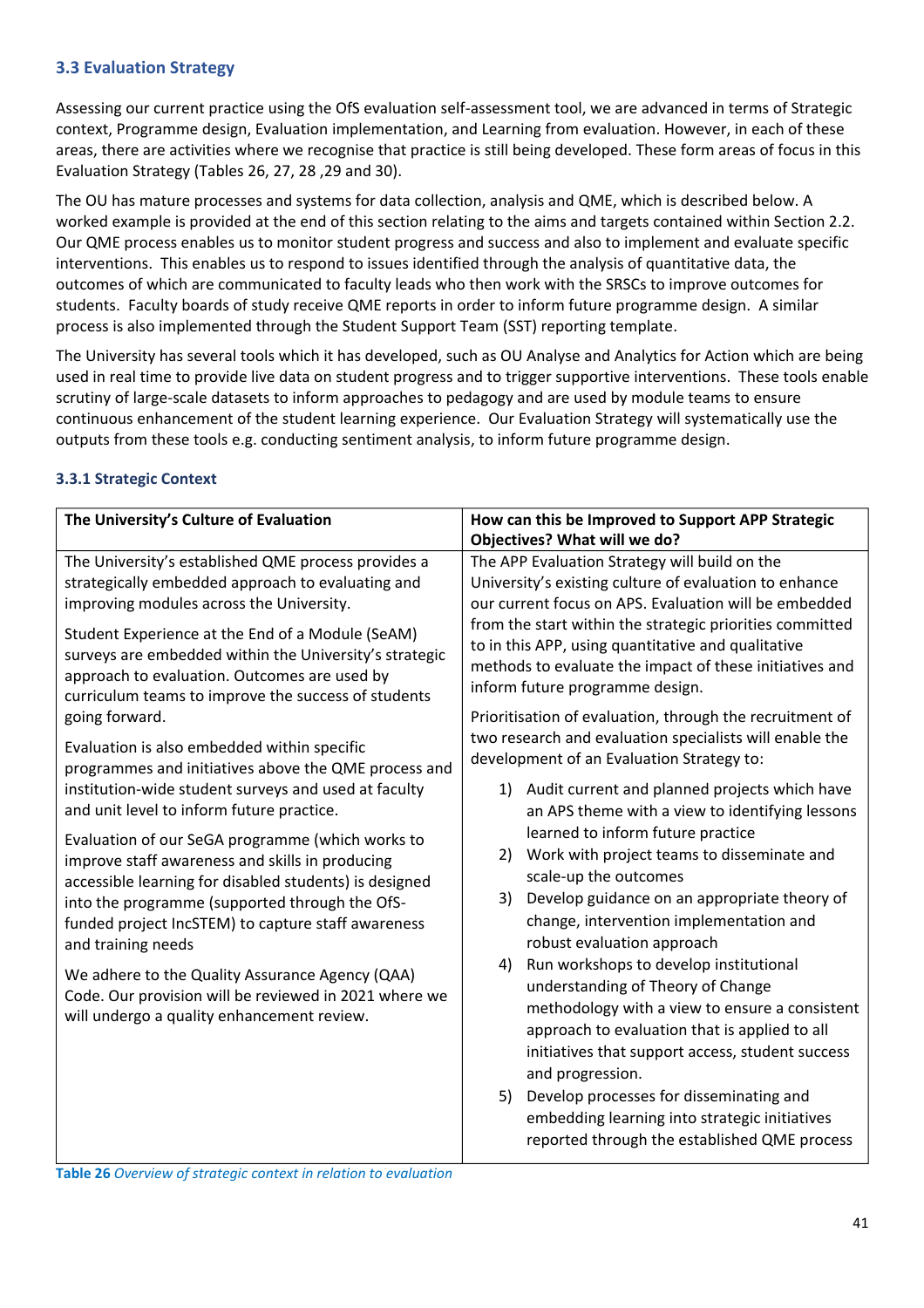### 3.3 Evaluation Strategy

Assessing our current practice using the OfS evaluation self-assessment tool, we are advanced in terms of Strategic context, Programme design, Evaluation implementation, and Learning from evaluation. However, in each of these areas, there are activities where we recognise that practice is still being developed. These form areas of focus in this Evaluation Strategy (Tables 26, 27, 28 ,29 and 30).

The OU has mature processes and systems for data collection, analysis and QME, which is described below. A worked example is provided at the end of this section relating to the aims and targets contained within Section 2.2. Our QME process enables us to monitor student progress and success and also to implement and evaluate specific interventions. This enables us to respond to issues identified through the analysis of quantitative data, the outcomes of which are communicated to faculty leads who then work with the SRSCs to improve outcomes for students. Faculty boards of study receive QME reports in order to inform future programme design. A similar process is also implemented through the Student Support Team (SST) reporting template.

The University has several tools which it has developed, such as OU Analyse and Analytics for Action which are being used in real time to provide live data on student progress and to trigger supportive interventions. These tools enable scrutiny of large-scale datasets to inform approaches to pedagogy and are used by module teams to ensure continuous enhancement of the student learning experience. Our Evaluation Strategy will systematically use the outputs from these tools e.g. conducting sentiment analysis, to inform future programme design.

#### 3.3.1 Strategic Context

| The University's Culture of Evaluation | How can this be Improved to Support APP Strategic Objectives? What will we do? |
|---|---|
| The University's established QME process provides a strategically embedded approach to evaluating and improving modules across the University.<br><br>Student Experience at the End of a Module (SeAM) surveys are embedded within the University's strategic approach to evaluation. Outcomes are used by curriculum teams to improve the success of students going forward.<br><br>Evaluation is also embedded within specific programmes and initiatives above the QME process and institution-wide student surveys and used at faculty and unit level to inform future practice.<br><br>Evaluation of our SeGA programme (which works to improve staff awareness and skills in producing accessible learning for disabled students) is designed into the programme (supported through the OfS-funded project IncSTEM) to capture staff awareness and training needs<br><br>We adhere to the Quality Assurance Agency (QAA) Code. Our provision will be reviewed in 2021 where we will undergo a quality enhancement review. | The APP Evaluation Strategy will build on the University's existing culture of evaluation to enhance our current focus on APS. Evaluation will be embedded from the start within the strategic priorities committed to in this APP, using quantitative and qualitative methods to evaluate the impact of these initiatives and inform future programme design.<br><br>Prioritisation of evaluation, through the recruitment of two research and evaluation specialists will enable the development of an Evaluation Strategy to:<br><br>1) Audit current and planned projects which have an APS theme with a view to identifying lessons learned to inform future practice<br>2) Work with project teams to disseminate and scale-up the outcomes<br>3) Develop guidance on an appropriate theory of change, intervention implementation and robust evaluation approach<br>4) Run workshops to develop institutional understanding of Theory of Change methodology with a view to ensure a consistent approach to evaluation that is applied to all initiatives that support access, student success and progression.<br>5) Develop processes for disseminating and embedding learning into strategic initiatives reported through the established QME process |

**Table 26** *Overview of strategic context in relation to evaluation*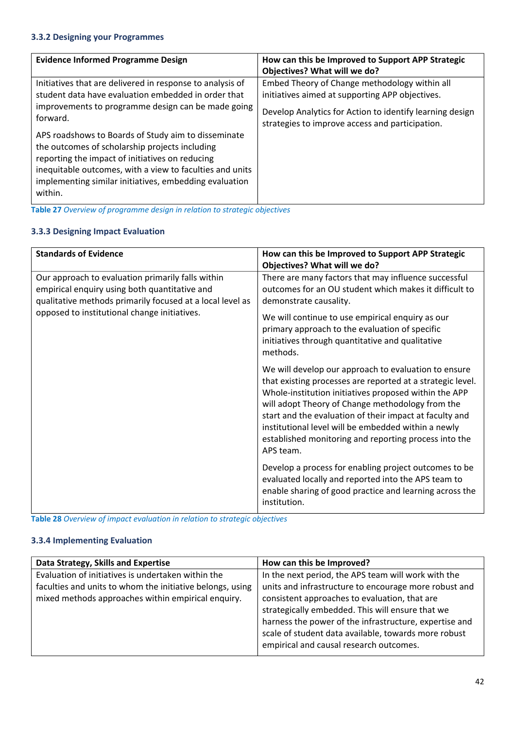### 3.3.2 Designing your Programmes

| Evidence Informed Programme Design | How can this be Improved to Support APP Strategic Objectives? What will we do? |
|---|---|
| Initiatives that are delivered in response to analysis of student data have evaluation embedded in order that improvements to programme design can be made going forward.<br><br>APS roadshows to Boards of Study aim to disseminate the outcomes of scholarship projects including reporting the impact of initiatives on reducing inequitable outcomes, with a view to faculties and units implementing similar initiatives, embedding evaluation within. | Embed Theory of Change methodology within all initiatives aimed at supporting APP objectives.<br><br>Develop Analytics for Action to identify learning design strategies to improve access and participation. |

**Table 27** *Overview of programme design in relation to strategic objectives*

### 3.3.3 Designing Impact Evaluation

| Standards of Evidence | How can this be Improved to Support APP Strategic Objectives? What will we do? |
|---|---|
| Our approach to evaluation primarily falls within empirical enquiry using both quantitative and qualitative methods primarily focused at a local level as opposed to institutional change initiatives. | There are many factors that may influence successful outcomes for an OU student which makes it difficult to demonstrate causality.<br><br>We will continue to use empirical enquiry as our primary approach to the evaluation of specific initiatives through quantitative and qualitative methods.<br><br>We will develop our approach to evaluation to ensure that existing processes are reported at a strategic level. Whole-institution initiatives proposed within the APP will adopt Theory of Change methodology from the start and the evaluation of their impact at faculty and institutional level will be embedded within a newly established monitoring and reporting process into the APS team.<br><br>Develop a process for enabling project outcomes to be evaluated locally and reported into the APS team to enable sharing of good practice and learning across the institution. |

**Table 28** *Overview of impact evaluation in relation to strategic objectives*

### 3.3.4 Implementing Evaluation

| Data Strategy, Skills and Expertise | How can this be Improved? |
|---|---|
| Evaluation of initiatives is undertaken within the faculties and units to whom the initiative belongs, using mixed methods approaches within empirical enquiry. | In the next period, the APS team will work with the units and infrastructure to encourage more robust and consistent approaches to evaluation, that are strategically embedded. This will ensure that we harness the power of the infrastructure, expertise and scale of student data available, towards more robust empirical and causal research outcomes. |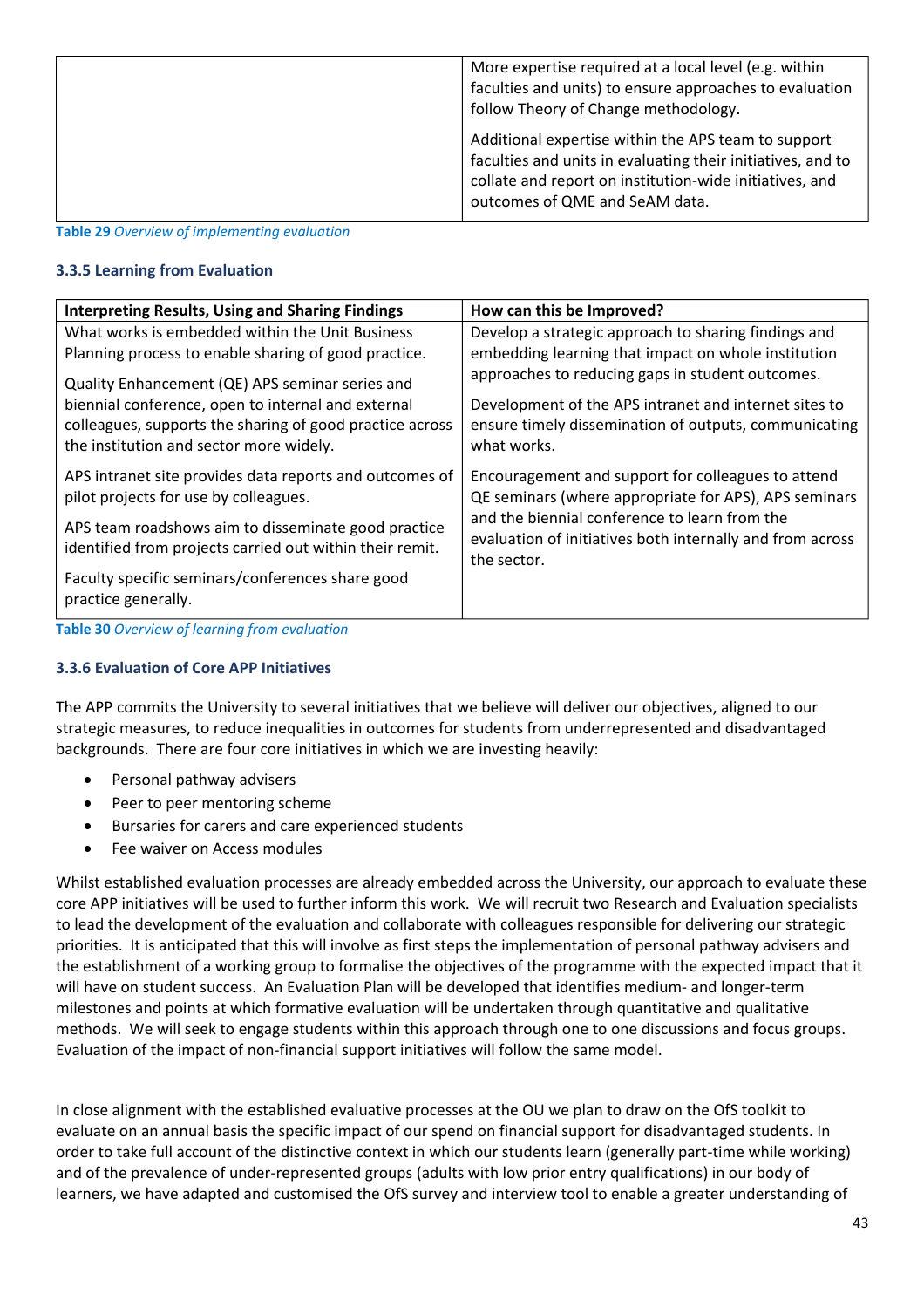| | |
|---|---|
| | More expertise required at a local level (e.g. within faculties and units) to ensure approaches to evaluation follow Theory of Change methodology.<br><br>Additional expertise within the APS team to support faculties and units in evaluating their initiatives, and to collate and report on institution-wide initiatives, and outcomes of QME and SeAM data. |

**Table 29** *Overview of implementing evaluation*

### 3.3.5 Learning from Evaluation

| Interpreting Results, Using and Sharing Findings | How can this be Improved? |
|---|---|
| What works is embedded within the Unit Business Planning process to enable sharing of good practice.<br><br>Quality Enhancement (QE) APS seminar series and biennial conference, open to internal and external colleagues, supports the sharing of good practice across the institution and sector more widely. | Develop a strategic approach to sharing findings and embedding learning that impact on whole institution approaches to reducing gaps in student outcomes.<br><br>Development of the APS intranet and internet sites to ensure timely dissemination of outputs, communicating what works. |
| APS intranet site provides data reports and outcomes of pilot projects for use by colleagues.<br><br>APS team roadshows aim to disseminate good practice identified from projects carried out within their remit.<br><br>Faculty specific seminars/conferences share good practice generally. | Encouragement and support for colleagues to attend QE seminars (where appropriate for APS), APS seminars and the biennial conference to learn from the evaluation of initiatives both internally and from across the sector. |

**Table 30** *Overview of learning from evaluation*

### 3.3.6 Evaluation of Core APP Initiatives

The APP commits the University to several initiatives that we believe will deliver our objectives, aligned to our strategic measures, to reduce inequalities in outcomes for students from underrepresented and disadvantaged backgrounds. There are four core initiatives in which we are investing heavily:

- Personal pathway advisers
- Peer to peer mentoring scheme
- Bursaries for carers and care experienced students
- Fee waiver on Access modules

Whilst established evaluation processes are already embedded across the University, our approach to evaluate these core APP initiatives will be used to further inform this work. We will recruit two Research and Evaluation specialists to lead the development of the evaluation and collaborate with colleagues responsible for delivering our strategic priorities. It is anticipated that this will involve as first steps the implementation of personal pathway advisers and the establishment of a working group to formalise the objectives of the programme with the expected impact that it will have on student success. An Evaluation Plan will be developed that identifies medium- and longer-term milestones and points at which formative evaluation will be undertaken through quantitative and qualitative methods. We will seek to engage students within this approach through one to one discussions and focus groups. Evaluation of the impact of non-financial support initiatives will follow the same model.

In close alignment with the established evaluative processes at the OU we plan to draw on the OfS toolkit to evaluate on an annual basis the specific impact of our spend on financial support for disadvantaged students. In order to take full account of the distinctive context in which our students learn (generally part-time while working) and of the prevalence of under-represented groups (adults with low prior entry qualifications) in our body of learners, we have adapted and customised the OfS survey and interview tool to enable a greater understanding of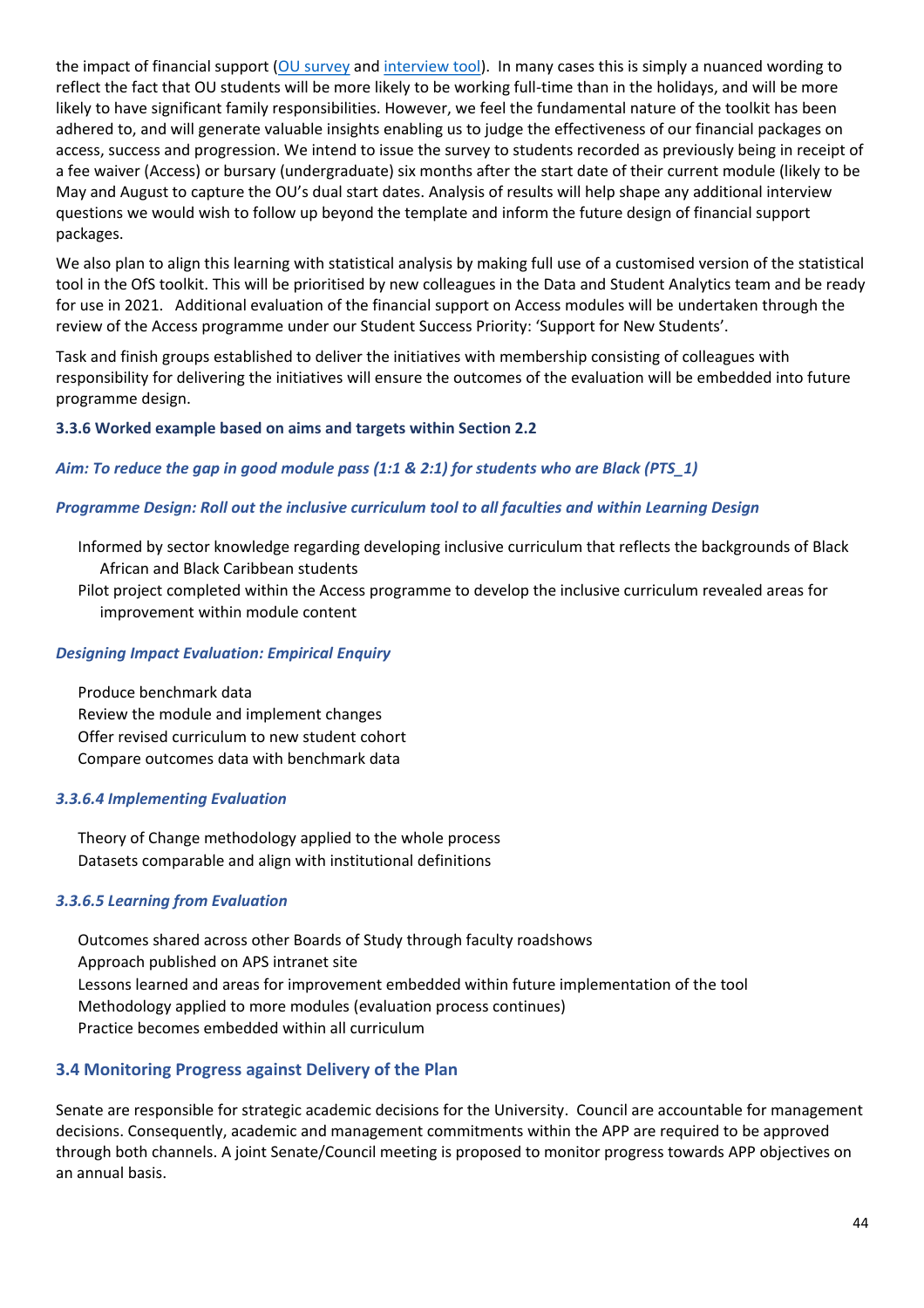the impact of financial support (OU survey and interview tool). In many cases this is simply a nuanced wording to reflect the fact that OU students will be more likely to be working full-time than in the holidays, and will be more likely to have significant family responsibilities. However, we feel the fundamental nature of the toolkit has been adhered to, and will generate valuable insights enabling us to judge the effectiveness of our financial packages on access, success and progression. We intend to issue the survey to students recorded as previously being in receipt of a fee waiver (Access) or bursary (undergraduate) six months after the start date of their current module (likely to be May and August to capture the OU's dual start dates. Analysis of results will help shape any additional interview questions we would wish to follow up beyond the template and inform the future design of financial support packages.

We also plan to align this learning with statistical analysis by making full use of a customised version of the statistical tool in the OfS toolkit. This will be prioritised by new colleagues in the Data and Student Analytics team and be ready for use in 2021. Additional evaluation of the financial support on Access modules will be undertaken through the review of the Access programme under our Student Success Priority: 'Support for New Students'.

Task and finish groups established to deliver the initiatives with membership consisting of colleagues with responsibility for delivering the initiatives will ensure the outcomes of the evaluation will be embedded into future programme design.

#### 3.3.6 Worked example based on aims and targets within Section 2.2

***Aim: To reduce the gap in good module pass (1:1 & 2:1) for students who are Black (PTS_1)***

***Programme Design: Roll out the inclusive curriculum tool to all faculties and within Learning Design***

- Informed by sector knowledge regarding developing inclusive curriculum that reflects the backgrounds of Black African and Black Caribbean students
- Pilot project completed within the Access programme to develop the inclusive curriculum revealed areas for improvement within module content

***Designing Impact Evaluation: Empirical Enquiry***

- Produce benchmark data
- Review the module and implement changes
- Offer revised curriculum to new student cohort
- Compare outcomes data with benchmark data

***3.3.6.4 Implementing Evaluation***

- Theory of Change methodology applied to the whole process
- Datasets comparable and align with institutional definitions

***3.3.6.5 Learning from Evaluation***

- Outcomes shared across other Boards of Study through faculty roadshows
- Approach published on APS intranet site
- Lessons learned and areas for improvement embedded within future implementation of the tool
- Methodology applied to more modules (evaluation process continues)
- Practice becomes embedded within all curriculum

### 3.4 Monitoring Progress against Delivery of the Plan

Senate are responsible for strategic academic decisions for the University. Council are accountable for management decisions. Consequently, academic and management commitments within the APP are required to be approved through both channels. A joint Senate/Council meeting is proposed to monitor progress towards APP objectives on an annual basis.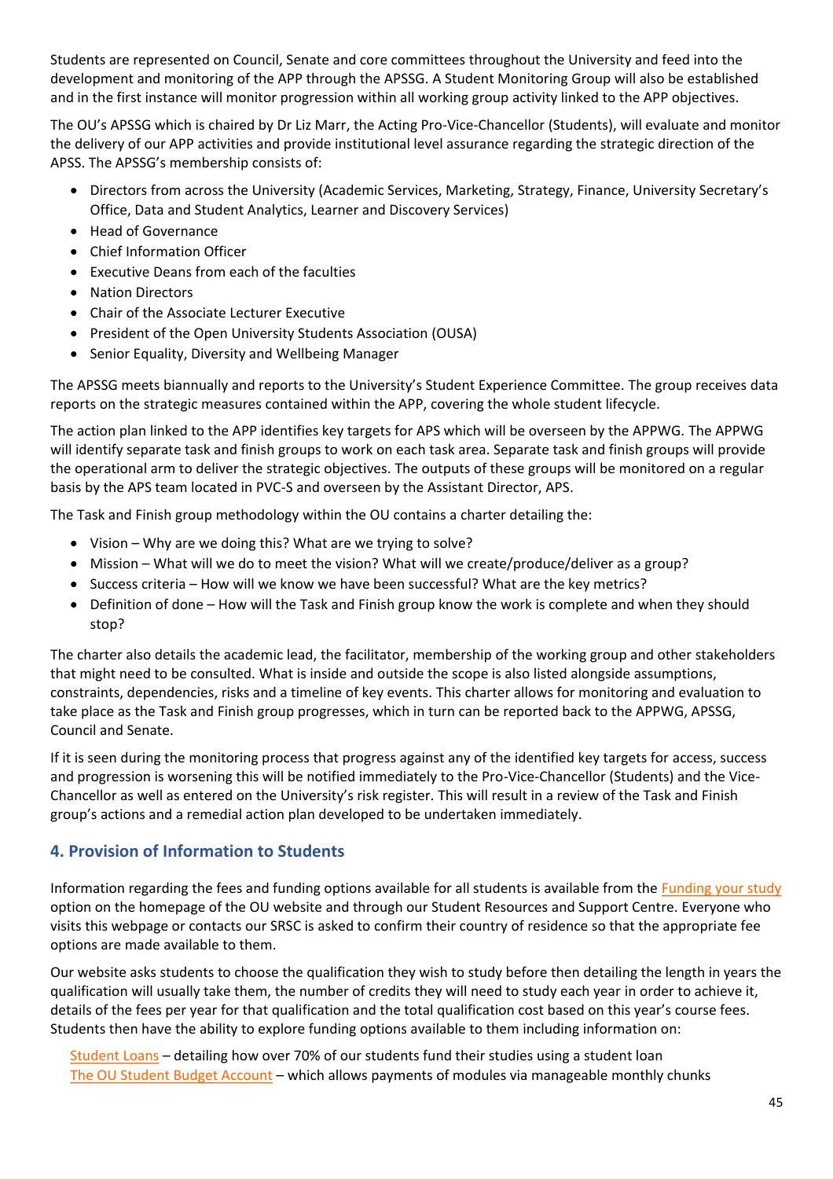Students are represented on Council, Senate and core committees throughout the University and feed into the development and monitoring of the APP through the APSSG. A Student Monitoring Group will also be established and in the first instance will monitor progression within all working group activity linked to the APP objectives.

The OU's APSSG which is chaired by Dr Liz Marr, the Acting Pro-Vice-Chancellor (Students), will evaluate and monitor the delivery of our APP activities and provide institutional level assurance regarding the strategic direction of the APSS. The APSSG's membership consists of:

- Directors from across the University (Academic Services, Marketing, Strategy, Finance, University Secretary's Office, Data and Student Analytics, Learner and Discovery Services)
- Head of Governance
- Chief Information Officer
- Executive Deans from each of the faculties
- Nation Directors
- Chair of the Associate Lecturer Executive
- President of the Open University Students Association (OUSA)
- Senior Equality, Diversity and Wellbeing Manager

The APSSG meets biannually and reports to the University's Student Experience Committee. The group receives data reports on the strategic measures contained within the APP, covering the whole student lifecycle.

The action plan linked to the APP identifies key targets for APS which will be overseen by the APPWG. The APPWG will identify separate task and finish groups to work on each task area. Separate task and finish groups will provide the operational arm to deliver the strategic objectives. The outputs of these groups will be monitored on a regular basis by the APS team located in PVC-S and overseen by the Assistant Director, APS.

The Task and Finish group methodology within the OU contains a charter detailing the:

- Vision – Why are we doing this? What are we trying to solve?
- Mission – What will we do to meet the vision? What will we create/produce/deliver as a group?
- Success criteria – How will we know we have been successful? What are the key metrics?
- Definition of done – How will the Task and Finish group know the work is complete and when they should stop?

The charter also details the academic lead, the facilitator, membership of the working group and other stakeholders that might need to be consulted. What is inside and outside the scope is also listed alongside assumptions, constraints, dependencies, risks and a timeline of key events. This charter allows for monitoring and evaluation to take place as the Task and Finish group progresses, which in turn can be reported back to the APPWG, APSSG, Council and Senate.

If it is seen during the monitoring process that progress against any of the identified key targets for access, success and progression is worsening this will be notified immediately to the Pro-Vice-Chancellor (Students) and the Vice-Chancellor as well as entered on the University's risk register. This will result in a review of the Task and Finish group's actions and a remedial action plan developed to be undertaken immediately.

## 4. Provision of Information to Students

Information regarding the fees and funding options available for all students is available from the Funding your study option on the homepage of the OU website and through our Student Resources and Support Centre. Everyone who visits this webpage or contacts our SRSC is asked to confirm their country of residence so that the appropriate fee options are made available to them.

Our website asks students to choose the qualification they wish to study before then detailing the length in years the qualification will usually take them, the number of credits they will need to study each year in order to achieve it, details of the fees per year for that qualification and the total qualification cost based on this year's course fees. Students then have the ability to explore funding options available to them including information on:

Student Loans – detailing how over 70% of our students fund their studies using a student loan
The OU Student Budget Account – which allows payments of modules via manageable monthly chunks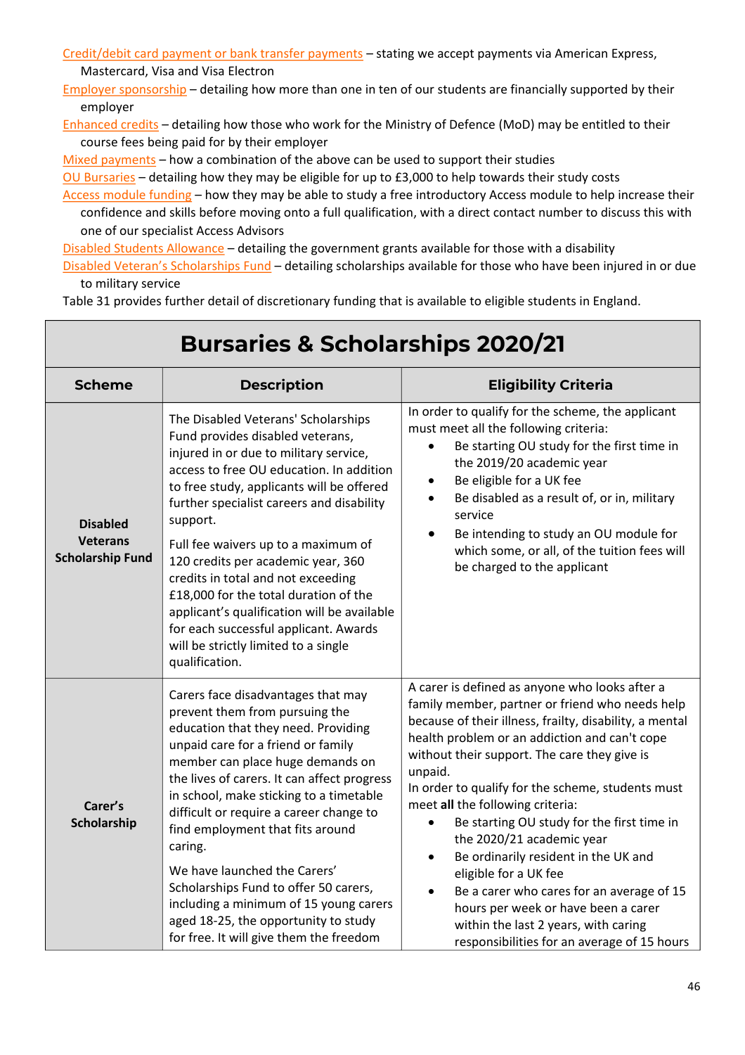Credit/debit card payment or bank transfer payments – stating we accept payments via American Express, Mastercard, Visa and Visa Electron

Employer sponsorship – detailing how more than one in ten of our students are financially supported by their employer

Enhanced credits – detailing how those who work for the Ministry of Defence (MoD) may be entitled to their course fees being paid for by their employer

Mixed payments – how a combination of the above can be used to support their studies

OU Bursaries – detailing how they may be eligible for up to £3,000 to help towards their study costs

Access module funding – how they may be able to study a free introductory Access module to help increase their confidence and skills before moving onto a full qualification, with a direct contact number to discuss this with one of our specialist Access Advisors

Disabled Students Allowance – detailing the government grants available for those with a disability

Disabled Veteran's Scholarships Fund – detailing scholarships available for those who have been injured in or due to military service

Table 31 provides further detail of discretionary funding that is available to eligible students in England.

| **Bursaries & Scholarships 2020/21** | | |
|---|---|---|
| **Scheme** | **Description** | **Eligibility Criteria** |
| **Disabled Veterans Scholarship Fund** | The Disabled Veterans' Scholarships Fund provides disabled veterans, injured in or due to military service, access to free OU education. In addition to free study, applicants will be offered further specialist careers and disability support.<br><br>Full fee waivers up to a maximum of 120 credits per academic year, 360 credits in total and not exceeding £18,000 for the total duration of the applicant's qualification will be available for each successful applicant. Awards will be strictly limited to a single qualification. | In order to qualify for the scheme, the applicant must meet all the following criteria:<br>• Be starting OU study for the first time in the 2019/20 academic year<br>• Be eligible for a UK fee<br>• Be disabled as a result of, or in, military service<br>• Be intending to study an OU module for which some, or all, of the tuition fees will be charged to the applicant |
| **Carer's Scholarship** | Carers face disadvantages that may prevent them from pursuing the education that they need. Providing unpaid care for a friend or family member can place huge demands on the lives of carers. It can affect progress in school, make sticking to a timetable difficult or require a career change to find employment that fits around caring.<br><br>We have launched the Carers' Scholarships Fund to offer 50 carers, including a minimum of 15 young carers aged 18-25, the opportunity to study for free. It will give them the freedom | A carer is defined as anyone who looks after a family member, partner or friend who needs help because of their illness, frailty, disability, a mental health problem or an addiction and can't cope without their support. The care they give is unpaid.<br>In order to qualify for the scheme, students must meet **all** the following criteria:<br>• Be starting OU study for the first time in the 2020/21 academic year<br>• Be ordinarily resident in the UK and eligible for a UK fee<br>• Be a carer who cares for an average of 15 hours per week or have been a carer within the last 2 years, with caring responsibilities for an average of 15 hours |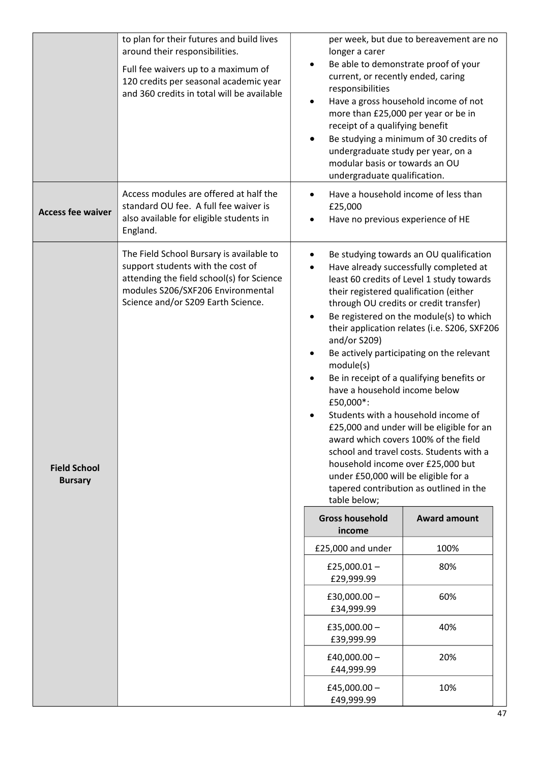| | | |
|---|---|---|
| | to plan for their futures and build lives around their responsibilities.<br><br>Full fee waivers up to a maximum of 120 credits per seasonal academic year and 360 credits in total will be available | per week, but due to bereavement are no longer a carer<br>• Be able to demonstrate proof of your current, or recently ended, caring responsibilities<br>• Have a gross household income of not more than £25,000 per year or be in receipt of a qualifying benefit<br>• Be studying a minimum of 30 credits of undergraduate study per year, on a modular basis or towards an OU undergraduate qualification. |
| **Access fee waiver** | Access modules are offered at half the standard OU fee. A full fee waiver is also available for eligible students in England. | • Have a household income of less than £25,000<br>• Have no previous experience of HE |
| **Field School Bursary** | The Field School Bursary is available to support students with the cost of attending the field school(s) for Science modules S206/SXF206 Environmental Science and/or S209 Earth Science. | • Be studying towards an OU qualification<br>• Have already successfully completed at least 60 credits of Level 1 study towards their registered qualification (either through OU credits or credit transfer)<br>• Be registered on the module(s) to which their application relates (i.e. S206, SXF206 and/or S209)<br>• Be actively participating on the relevant module(s)<br>• Be in receipt of a qualifying benefits or have a household income below £50,000*:<br>• Students with a household income of £25,000 and under will be eligible for an award which covers 100% of the field school and travel costs. Students with a household income over £25,000 but under £50,000 will be eligible for a tapered contribution as outlined in the table below; |

| Gross household income | Award amount |
|---|---|
| £25,000 and under | 100% |
| £25,000.01 – £29,999.99 | 80% |
| £30,000.00 – £34,999.99 | 60% |
| £35,000.00 – £39,999.99 | 40% |
| £40,000.00 – £44,999.99 | 20% |
| £45,000.00 – £49,999.99 | 10% |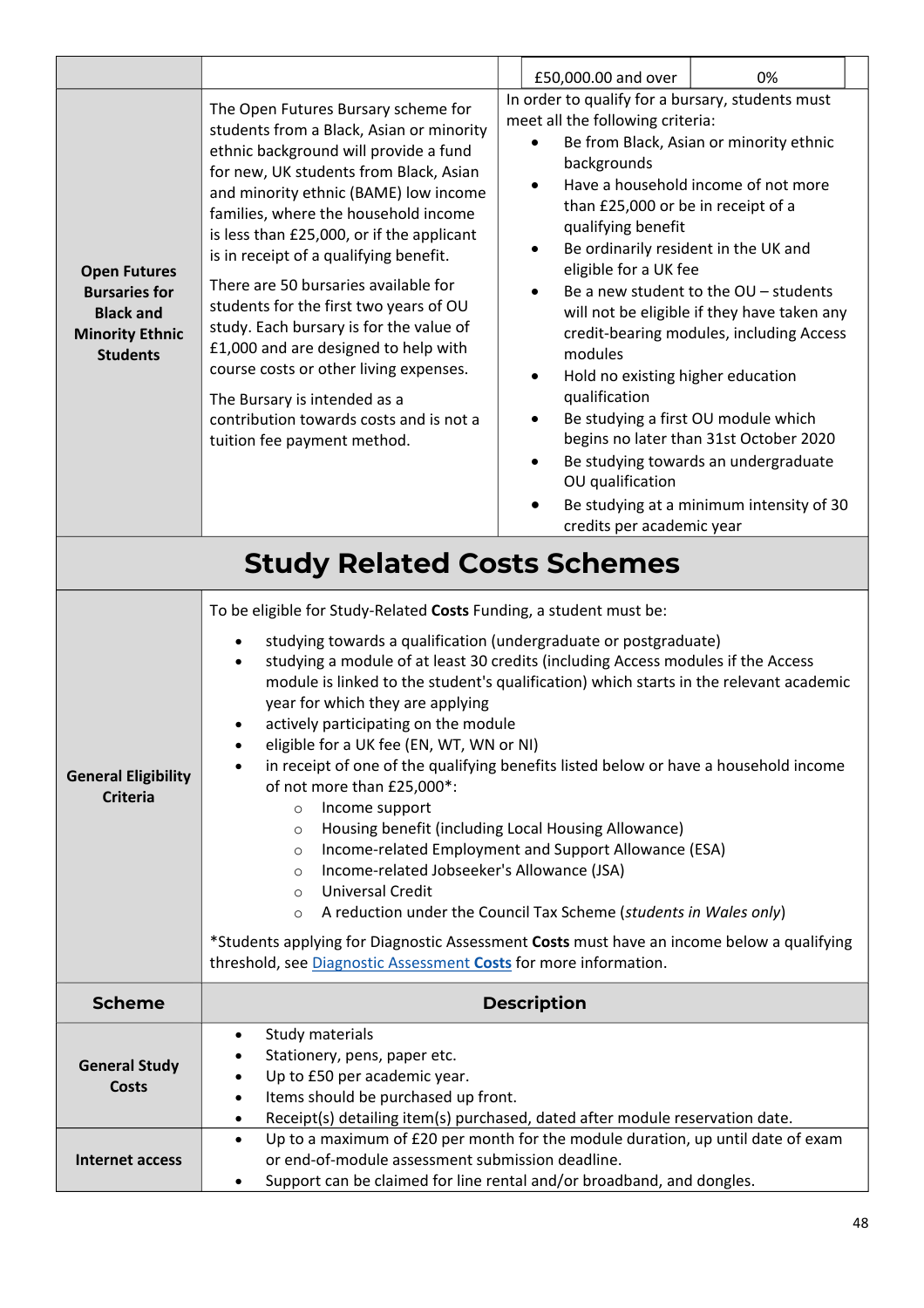| | | £50,000.00 and over | 0% |
|---|---|---|---|
| **Open Futures Bursaries for Black and Minority Ethnic Students** | The Open Futures Bursary scheme for students from a Black, Asian or minority ethnic background will provide a fund for new, UK students from Black, Asian and minority ethnic (BAME) low income families, where the household income is less than £25,000, or if the applicant is in receipt of a qualifying benefit.<br><br>There are 50 bursaries available for students for the first two years of OU study. Each bursary is for the value of £1,000 and are designed to help with course costs or other living expenses.<br><br>The Bursary is intended as a contribution towards costs and is not a tuition fee payment method. | In order to qualify for a bursary, students must meet all the following criteria:<br>• Be from Black, Asian or minority ethnic backgrounds<br>• Have a household income of not more than £25,000 or be in receipt of a qualifying benefit<br>• Be ordinarily resident in the UK and eligible for a UK fee<br>• Be a new student to the OU – students will not be eligible if they have taken any credit-bearing modules, including Access modules<br>• Hold no existing higher education qualification<br>• Be studying a first OU module which begins no later than 31st October 2020<br>• Be studying towards an undergraduate OU qualification<br>• Be studying at a minimum intensity of 30 credits per academic year | |

## Study Related Costs Schemes

| **General Eligibility Criteria** | To be eligible for Study-Related **Costs** Funding, a student must be:<br>• studying towards a qualification (undergraduate or postgraduate)<br>• studying a module of at least 30 credits (including Access modules if the Access module is linked to the student's qualification) which starts in the relevant academic year for which they are applying<br>• actively participating on the module<br>• eligible for a UK fee (EN, WT, WN or NI)<br>• in receipt of one of the qualifying benefits listed below or have a household income of not more than £25,000*:<br>&nbsp;&nbsp;○ Income support<br>&nbsp;&nbsp;○ Housing benefit (including Local Housing Allowance)<br>&nbsp;&nbsp;○ Income-related Employment and Support Allowance (ESA)<br>&nbsp;&nbsp;○ Income-related Jobseeker's Allowance (JSA)<br>&nbsp;&nbsp;○ Universal Credit<br>&nbsp;&nbsp;○ A reduction under the Council Tax Scheme (*students in Wales only*)<br><br>*Students applying for Diagnostic Assessment **Costs** must have an income below a qualifying threshold, see Diagnostic Assessment **Costs** for more information. |
|---|---|
| **Scheme** | **Description** |
| **General Study Costs** | • Study materials<br>• Stationery, pens, paper etc.<br>• Up to £50 per academic year.<br>• Items should be purchased up front.<br>• Receipt(s) detailing item(s) purchased, dated after module reservation date. |
| **Internet access** | • Up to a maximum of £20 per month for the module duration, up until date of exam or end-of-module assessment submission deadline.<br>• Support can be claimed for line rental and/or broadband, and dongles. |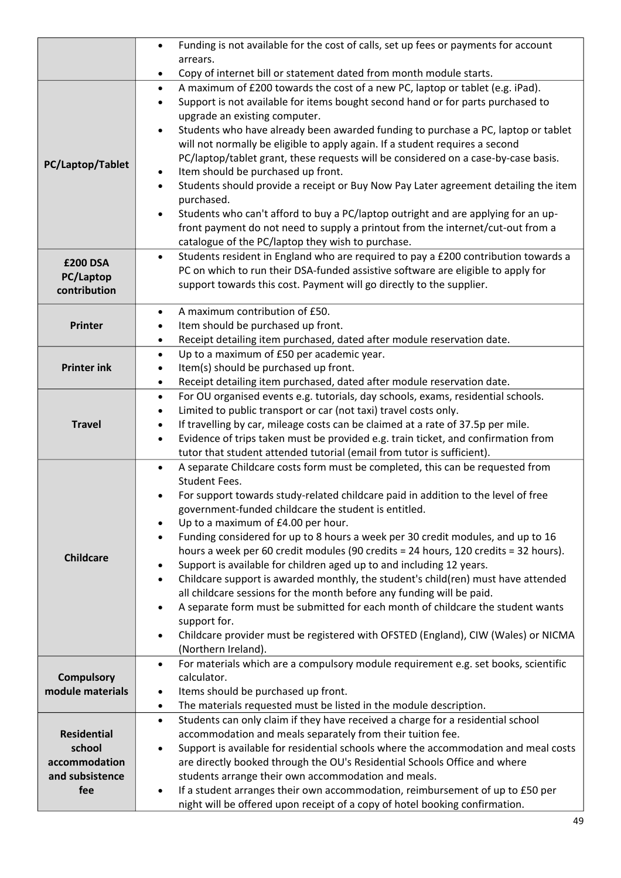| | |
|---|---|
| | • Funding is not available for the cost of calls, set up fees or payments for account arrears.<br>• Copy of internet bill or statement dated from month module starts. |
| **PC/Laptop/Tablet** | • A maximum of £200 towards the cost of a new PC, laptop or tablet (e.g. iPad).<br>• Support is not available for items bought second hand or for parts purchased to upgrade an existing computer.<br>• Students who have already been awarded funding to purchase a PC, laptop or tablet will not normally be eligible to apply again. If a student requires a second PC/laptop/tablet grant, these requests will be considered on a case-by-case basis.<br>• Item should be purchased up front.<br>• Students should provide a receipt or Buy Now Pay Later agreement detailing the item purchased.<br>• Students who can't afford to buy a PC/laptop outright and are applying for an up-front payment do not need to supply a printout from the internet/cut-out from a catalogue of the PC/laptop they wish to purchase. |
| **£200 DSA PC/Laptop contribution** | • Students resident in England who are required to pay a £200 contribution towards a PC on which to run their DSA-funded assistive software are eligible to apply for support towards this cost. Payment will go directly to the supplier. |
| **Printer** | • A maximum contribution of £50.<br>• Item should be purchased up front.<br>• Receipt detailing item purchased, dated after module reservation date. |
| **Printer ink** | • Up to a maximum of £50 per academic year.<br>• Item(s) should be purchased up front.<br>• Receipt detailing item purchased, dated after module reservation date. |
| **Travel** | • For OU organised events e.g. tutorials, day schools, exams, residential schools.<br>• Limited to public transport or car (not taxi) travel costs only.<br>• If travelling by car, mileage costs can be claimed at a rate of 37.5p per mile.<br>• Evidence of trips taken must be provided e.g. train ticket, and confirmation from tutor that student attended tutorial (email from tutor is sufficient). |
| **Childcare** | • A separate Childcare costs form must be completed, this can be requested from Student Fees.<br>• For support towards study-related childcare paid in addition to the level of free government-funded childcare the student is entitled.<br>• Up to a maximum of £4.00 per hour.<br>• Funding considered for up to 8 hours a week per 30 credit modules, and up to 16 hours a week per 60 credit modules (90 credits = 24 hours, 120 credits = 32 hours).<br>• Support is available for children aged up to and including 12 years.<br>• Childcare support is awarded monthly, the student's child(ren) must have attended all childcare sessions for the month before any funding will be paid.<br>• A separate form must be submitted for each month of childcare the student wants support for.<br>• Childcare provider must be registered with OFSTED (England), CIW (Wales) or NICMA (Northern Ireland). |
| **Compulsory module materials** | • For materials which are a compulsory module requirement e.g. set books, scientific calculator.<br>• Items should be purchased up front.<br>• The materials requested must be listed in the module description. |
| **Residential school accommodation and subsistence fee** | • Students can only claim if they have received a charge for a residential school accommodation and meals separately from their tuition fee.<br>• Support is available for residential schools where the accommodation and meal costs are directly booked through the OU's Residential Schools Office and where students arrange their own accommodation and meals.<br>• If a student arranges their own accommodation, reimbursement of up to £50 per night will be offered upon receipt of a copy of hotel booking confirmation. |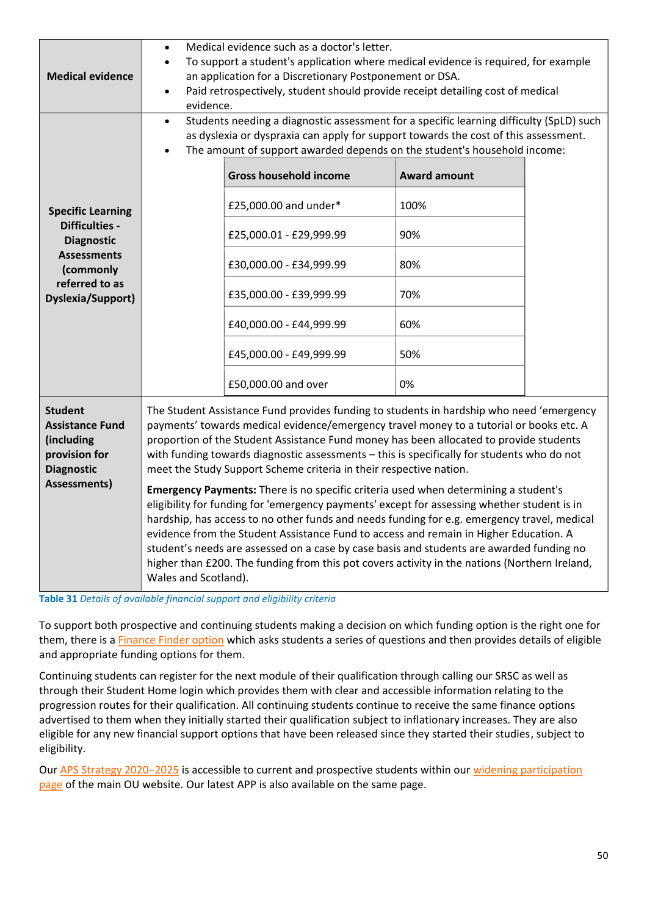| | |
|---|---|
| **Medical evidence** | • Medical evidence such as a doctor's letter.<br>• To support a student's application where medical evidence is required, for example an application for a Discretionary Postponement or DSA.<br>• Paid retrospectively, student should provide receipt detailing cost of medical evidence. |
| **Specific Learning Difficulties - Diagnostic Assessments (commonly referred to as Dyslexia/Support)** | • Students needing a diagnostic assessment for a specific learning difficulty (SpLD) such as dyslexia or dyspraxia can apply for support towards the cost of this assessment.<br>• The amount of support awarded depends on the student's household income:<br><br>**Gross household income** — **Award amount**<br>£25,000.00 and under* — 100%<br>£25,000.01 - £29,999.99 — 90%<br>£30,000.00 - £34,999.99 — 80%<br>£35,000.00 - £39,999.99 — 70%<br>£40,000.00 - £44,999.99 — 60%<br>£45,000.00 - £49,999.99 — 50%<br>£50,000.00 and over — 0% |
| **Student Assistance Fund (including provision for Diagnostic Assessments)** | The Student Assistance Fund provides funding to students in hardship who need 'emergency payments' towards medical evidence/emergency travel money to a tutorial or books etc. A proportion of the Student Assistance Fund money has been allocated to provide students with funding towards diagnostic assessments – this is specifically for students who do not meet the Study Support Scheme criteria in their respective nation.<br><br>**Emergency Payments:** There is no specific criteria used when determining a student's eligibility for funding for 'emergency payments' except for assessing whether student is in hardship, has access to no other funds and needs funding for e.g. emergency travel, medical evidence from the Student Assistance Fund to access and remain in Higher Education. A student's needs are assessed on a case by case basis and students are awarded funding no higher than £200. The funding from this pot covers activity in the nations (Northern Ireland, Wales and Scotland). |

**Table 31** *Details of available financial support and eligibility criteria*

To support both prospective and continuing students making a decision on which funding option is the right one for them, there is a Finance Finder option which asks students a series of questions and then provides details of eligible and appropriate funding options for them.

Continuing students can register for the next module of their qualification through calling our SRSC as well as through their Student Home login which provides them with clear and accessible information relating to the progression routes for their qualification. All continuing students continue to receive the same finance options advertised to them when they initially started their qualification subject to inflationary increases. They are also eligible for any new financial support options that have been released since they started their studies, subject to eligibility.

Our APS Strategy 2020–2025 is accessible to current and prospective students within our widening participation page of the main OU website. Our latest APP is also available on the same page.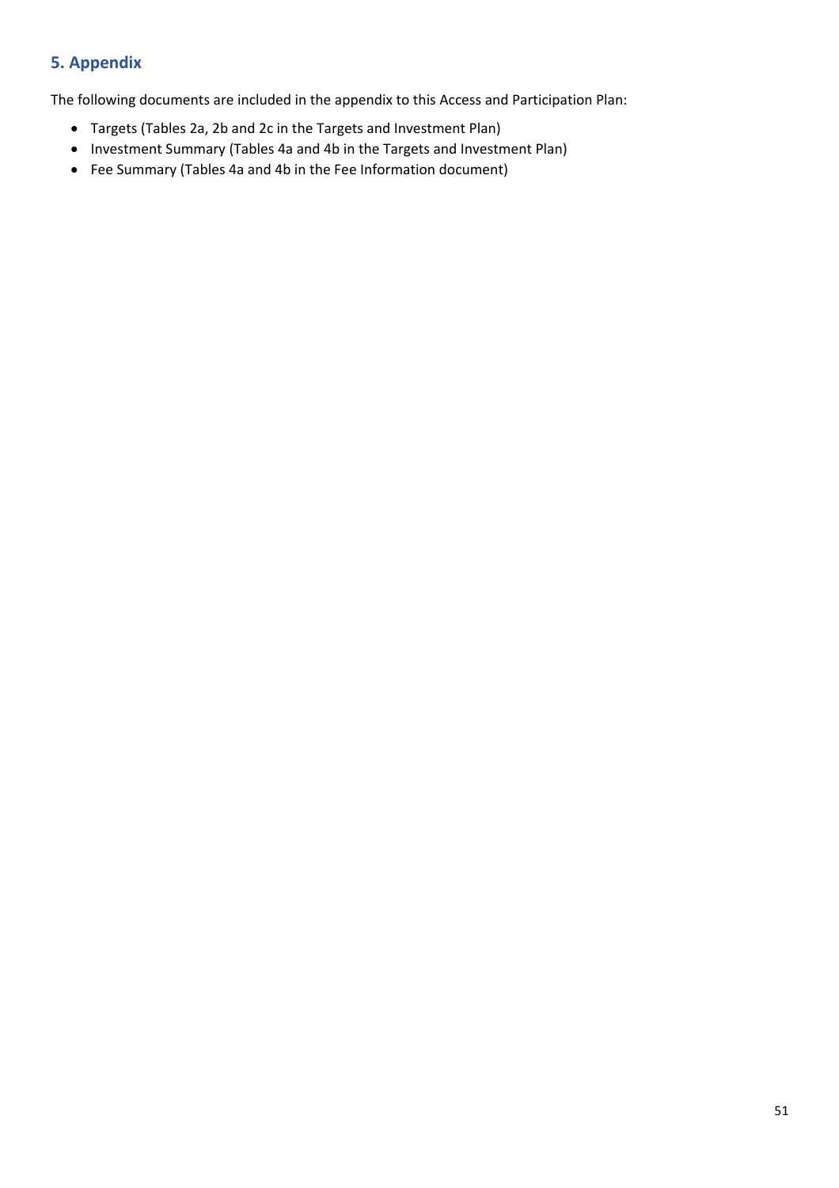## 5. Appendix

The following documents are included in the appendix to this Access and Participation Plan:

- Targets (Tables 2a, 2b and 2c in the Targets and Investment Plan)
- Investment Summary (Tables 4a and 4b in the Targets and Investment Plan)
- Fee Summary (Tables 4a and 4b in the Fee Information document)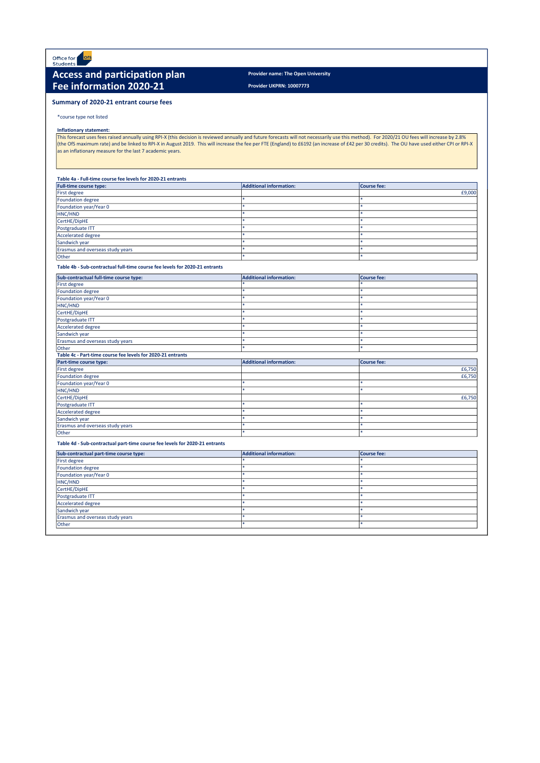Office for Students

# Access and participation plan
# Fee information 2020-21

**Provider name: The Open University**

**Provider UKPRN: 10007773**

## Summary of 2020-21 entrant course fees

*course type not listed

**Inflationary statement:**

This forecast uses fees raised annually using RPI-X (this decision is reviewed annually and future forecasts will not necessarily use this method). For 2020/21 OU fees will increase by 2.8% (the OfS maximum rate) and be linked to RPI-X in August 2019. This will increase the fee per FTE (England) to £6192 (an increase of £42 per 30 credits). The OU have used either CPI or RPI-X as an inflationary measure for the last 7 academic years.

**Table 4a - Full-time course fee levels for 2020-21 entrants**

| Full-time course type: | Additional information: | Course fee: |
|---|---|---|
| First degree | | £9,000 |
| Foundation degree | * | * |
| Foundation year/Year 0 | * | * |
| HNC/HND | * | * |
| CertHE/DipHE | * | * |
| Postgraduate ITT | * | * |
| Accelerated degree | * | * |
| Sandwich year | * | * |
| Erasmus and overseas study years | * | * |
| Other | * | * |

**Table 4b - Sub-contractual full-time course fee levels for 2020-21 entrants**

| Sub-contractual full-time course type: | Additional information: | Course fee: |
|---|---|---|
| First degree | * | * |
| Foundation degree | * | * |
| Foundation year/Year 0 | * | * |
| HNC/HND | * | * |
| CertHE/DipHE | * | * |
| Postgraduate ITT | * | * |
| Accelerated degree | * | * |
| Sandwich year | * | * |
| Erasmus and overseas study years | * | * |
| Other | * | * |

**Table 4c - Part-time course fee levels for 2020-21 entrants**

| Part-time course type: | Additional information: | Course fee: |
|---|---|---|
| First degree | | £6,750 |
| Foundation degree | | £6,750 |
| Foundation year/Year 0 | * | * |
| HNC/HND | * | * |
| CertHE/DipHE | | £6,750 |
| Postgraduate ITT | * | * |
| Accelerated degree | * | * |
| Sandwich year | * | * |
| Erasmus and overseas study years | * | * |
| Other | * | * |

**Table 4d - Sub-contractual part-time course fee levels for 2020-21 entrants**

| Sub-contractual part-time course type: | Additional information: | Course fee: |
|---|---|---|
| First degree | * | * |
| Foundation degree | * | * |
| Foundation year/Year 0 | * | * |
| HNC/HND | * | * |
| CertHE/DipHE | * | * |
| Postgraduate ITT | * | * |
| Accelerated degree | * | * |
| Sandwich year | * | * |
| Erasmus and overseas study years | * | * |
| Other | * | * |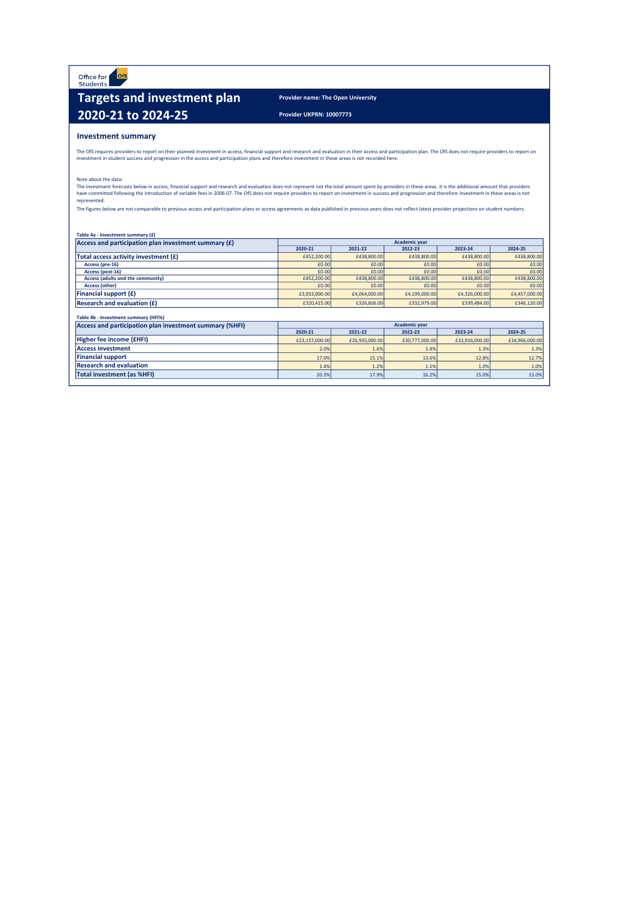Office for Students

# Targets and investment plan 2020-21 to 2024-25

**Provider name: The Open University**

**Provider UKPRN: 10007773**

## Investment summary

The OfS requires providers to report on their planned investment in access, financial support and research and evaluation in their access and participation plan. The OfS does not require providers to report on investment in student success and progression in the access and participation plans and therefore investment in these areas is not recorded here.

Note about the data:

The investment forecasts below in access, financial support and research and evaluation does not represent not the total amount spent by providers in these areas. It is the additional amount that providers have committed following the introduction of variable fees in 2006-07. The OfS does not require providers to report on investment in success and progression and therefore investment in these areas is not represented.

The figures below are not comparable to previous access and participation plans or access agreements as data published in previous years does not reflect latest provider projections on student numbers.

**Table 4a - Investment summary (£)**

| Access and participation plan investment summary (£) | Academic year | | | | |
|---|---|---|---|---|---|
| | 2020-21 | 2021-22 | 2022-23 | 2023-24 | 2024-25 |
| **Total access activity investment (£)** | £452,200.00 | £438,800.00 | £438,800.00 | £438,800.00 | £438,800.00 |
| Access (pre-16) | £0.00 | £0.00 | £0.00 | £0.00 | £0.00 |
| Access (post-16) | £0.00 | £0.00 | £0.00 | £0.00 | £0.00 |
| Access (adults and the community) | £452,200.00 | £438,800.00 | £438,800.00 | £438,800.00 | £438,800.00 |
| Access (other) | £0.00 | £0.00 | £0.00 | £0.00 | £0.00 |
| **Financial support (£)** | £3,933,000.00 | £4,064,000.00 | £4,199,000.00 | £4,326,000.00 | £4,457,000.00 |
| **Research and evaluation (£)** | £320,415.00 | £326,606.00 | £332,979.00 | £339,484.00 | £346,120.00 |

**Table 4b - Investment summary (HFI%)**

| Access and participation plan investment summary (%HFI) | Academic year | | | | |
|---|---|---|---|---|---|
| | 2020-21 | 2021-22 | 2022-23 | 2023-24 | 2024-25 |
| **Higher fee income (£HFI)** | £23,157,000.00 | £26,935,000.00 | £30,777,000.00 | £33,916,000.00 | £34,966,000.00 |
| **Access investment** | 2.0% | 1.6% | 1.4% | 1.3% | 1.3% |
| **Financial support** | 17.0% | 15.1% | 13.6% | 12.8% | 12.7% |
| **Research and evaluation** | 1.4% | 1.2% | 1.1% | 1.0% | 1.0% |
| **Total investment (as %HFI)** | 20.3% | 17.9% | 16.2% | 15.0% | 15.0% |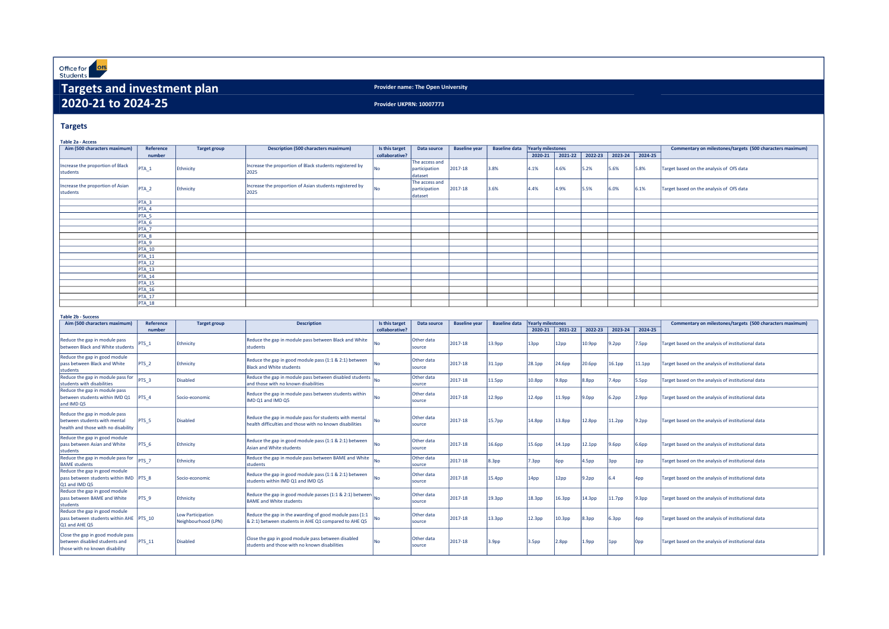Office for Students

# Targets and investment plan 2020-21 to 2024-25

**Provider name: The Open University**

**Provider UKPRN: 10007773**

## Targets

**Table 2a - Access**

| Aim (500 characters maximum) | Reference number | Target group | Description (500 characters maximum) | Is this target collaborative? | Data source | Baseline year | Baseline data | Yearly milestones | | | | | Commentary on milestones/targets (500 characters maximum) |
|---|---|---|---|---|---|---|---|---|---|---|---|---|---|
| | | | | | | | | 2020-21 | 2021-22 | 2022-23 | 2023-24 | 2024-25 | |
| Increase the proportion of Black students | PTA_1 | Ethnicity | Increase the proportion of Black students registered by 2025 | No | The access and participation dataset | 2017-18 | 3.8% | 4.1% | 4.6% | 5.2% | 5.6% | 5.8% | Target based on the analysis of OfS data |
| Increase the proportion of Asian students | PTA_2 | Ethnicity | Increase the proportion of Asian students registered by 2025 | No | The access and participation dataset | 2017-18 | 3.6% | 4.4% | 4.9% | 5.5% | 6.0% | 6.1% | Target based on the analysis of OfS data |
| | PTA_3 | | | | | | | | | | | | |
| | PTA_4 | | | | | | | | | | | | |
| | PTA_5 | | | | | | | | | | | | |
| | PTA_6 | | | | | | | | | | | | |
| | PTA_7 | | | | | | | | | | | | |
| | PTA_8 | | | | | | | | | | | | |
| | PTA_9 | | | | | | | | | | | | |
| | PTA_10 | | | | | | | | | | | | |
| | PTA_11 | | | | | | | | | | | | |
| | PTA_12 | | | | | | | | | | | | |
| | PTA_13 | | | | | | | | | | | | |
| | PTA_14 | | | | | | | | | | | | |
| | PTA_15 | | | | | | | | | | | | |
| | PTA_16 | | | | | | | | | | | | |
| | PTA_17 | | | | | | | | | | | | |
| | PTA_18 | | | | | | | | | | | | |

**Table 2b - Success**

| Aim (500 characters maximum) | Reference number | Target group | Description | Is this target collaborative? | Data source | Baseline year | Baseline data | Yearly milestones | | | | | Commentary on milestones/targets (500 characters maximum) |
|---|---|---|---|---|---|---|---|---|---|---|---|---|---|
| | | | | | | | | 2020-21 | 2021-22 | 2022-23 | 2023-24 | 2024-25 | |
| Reduce the gap in module pass between Black and White students | PTS_1 | Ethnicity | Reduce the gap in module pass between Black and White students | No | Other data source | 2017-18 | 13.9pp | 13pp | 12pp | 10.9pp | 9.2pp | 7.5pp | Target based on the analysis of institutional data |
| Reduce the gap in good module pass between Black and White students | PTS_2 | Ethnicity | Reduce the gap in good module pass (1:1 & 2:1) between Black and White students | No | Other data source | 2017-18 | 31.1pp | 28.1pp | 24.6pp | 20.6pp | 16.1pp | 11.1pp | Target based on the analysis of institutional data |
| Reduce the gap in module pass for students with disabilities | PTS_3 | Disabled | Reduce the gap in module pass between disabled students and those with no known disabilities | No | Other data source | 2017-18 | 11.5pp | 10.8pp | 9.8pp | 8.8pp | 7.4pp | 5.5pp | Target based on the analysis of institutional data |
| Reduce the gap in module pass between students within IMD Q1 and IMD Q5 | PTS_4 | Socio-economic | Reduce the gap in module pass between students within IMD Q1 and IMD Q5 | No | Other data source | 2017-18 | 12.9pp | 12.4pp | 11.9pp | 9.0pp | 6.2pp | 2.9pp | Target based on the analysis of institutional data |
| Reduce the gap in module pass between students with mental health and those with no disability | PTS_5 | Disabled | Reduce the gap in module pass for students with mental health difficulties and those with no known disabilities | No | Other data source | 2017-18 | 15.7pp | 14.8pp | 13.8pp | 12.8pp | 11.2pp | 9.2pp | Target based on the analysis of institutional data |
| Reduce the gap in good module pass between Asian and White students | PTS_6 | Ethnicity | Reduce the gap in good module pass (1:1 & 2:1) between Asian and White students | No | Other data source | 2017-18 | 16.6pp | 15.6pp | 14.1pp | 12.1pp | 9.6pp | 6.6pp | Target based on the analysis of institutional data |
| Reduce the gap in module pass for BAME students | PTS_7 | Ethnicity | Reduce the gap in module pass between BAME and White students | No | Other data source | 2017-18 | 8.3pp | 7.3pp | 6pp | 4.5pp | 3pp | 1pp | Target based on the analysis of institutional data |
| Reduce the gap in good module pass between students within IMD Q1 and IMD Q5 | PTS_8 | Socio-economic | Reduce the gap in good module pass (1:1 & 2:1) between students within IMD Q1 and IMD Q5 | No | Other data source | 2017-18 | 15.4pp | 14pp | 12pp | 9.2pp | 6.4 | 4pp | Target based on the analysis of institutional data |
| Reduce the gap in good module pass between BAME and White students | PTS_9 | Ethnicity | Reduce the gap in good module passes (1:1 & 2:1) between BAME and White students | No | Other data source | 2017-18 | 19.3pp | 18.3pp | 16.3pp | 14.3pp | 11.7pp | 9.3pp | Target based on the analysis of institutional data |
| Reduce the gap in good module pass between students within AHE Q1 and AHE Q5 | PTS_10 | Low Participation Neighbourhood (LPN) | Reduce the gap in the awarding of good module pass (1:1 & 2:1) between students in AHE Q1 compared to AHE Q5 | No | Other data source | 2017-18 | 13.3pp | 12.3pp | 10.3pp | 8.3pp | 6.3pp | 4pp | Target based on the analysis of institutional data |
| Close the gap in good module pass between disabled students and those with no known disability | PTS_11 | Disabled | Close the gap in good module pass between disabled students and those with no known disabilities | No | Other data source | 2017-18 | 3.9pp | 3.5pp | 2.8pp | 1.9pp | 1pp | 0pp | Target based on the analysis of institutional data |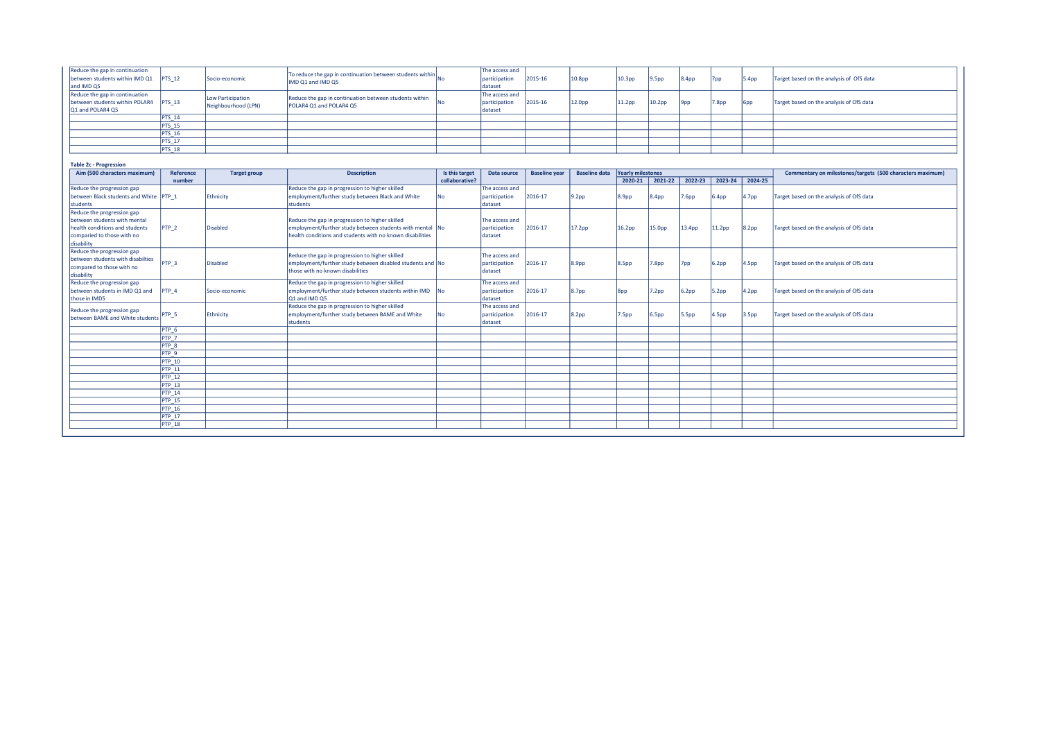| | | | | | | | | | | | | | | |
|---|---|---|---|---|---|---|---|---|---|---|---|---|---|---|
| Reduce the gap in continuation between students within IMD Q1 and IMD Q5 | PTS_12 | Socio-economic | To reduce the gap in continuation between students within IMD Q1 and IMD Q5 | No | The access and participation dataset | 2015-16 | 10.8pp | 10.3pp | 9.5pp | 8.4pp | 7pp | 5.4pp | Target based on the analysis of OfS data |
| Reduce the gap in continuation between students within POLAR4 Q1 and POLAR4 Q5 | PTS_13 | Low Participation Neighbourhood (LPN) | Reduce the gap in continuation between students within POLAR4 Q1 and POLAR4 Q5 | No | The access and participation dataset | 2015-16 | 12.0pp | 11.2pp | 10.2pp | 9pp | 7.8pp | 6pp | Target based on the analysis of OfS data |
| | PTS_14 | | | | | | | | | | | | |
| | PTS_15 | | | | | | | | | | | | |
| | PTS_16 | | | | | | | | | | | | |
| | PTS_17 | | | | | | | | | | | | |
| | PTS_18 | | | | | | | | | | | | |

**Table 2c - Progression**

| Aim (500 characters maximum) | Reference number | Target group | Description | Is this target collaborative? | Data source | Baseline year | Baseline data | Yearly milestones | | | | | Commentary on milestones/targets (500 characters maximum) |
|---|---|---|---|---|---|---|---|---|---|---|---|---|---|
| | | | | | | | | 2020-21 | 2021-22 | 2022-23 | 2023-24 | 2024-25 | |
| Reduce the progression gap between Black students and White students | PTP_1 | Ethnicity | Reduce the gap in progression to higher skilled employment/further study between Black and White students | No | The access and participation dataset | 2016-17 | 9.2pp | 8.9pp | 8.4pp | 7.6pp | 6.4pp | 4.7pp | Target based on the analysis of OfS data |
| Reduce the progression gap between students with mental health conditions and students comparied to those with no disability | PTP_2 | Disabled | Reduce the gap in progression to higher skilled employment/further study between students with mental health conditions and students with no known disabilities | No | The access and participation dataset | 2016-17 | 17.2pp | 16.2pp | 15.0pp | 13.4pp | 11.2pp | 8.2pp | Target based on the analysis of OfS data |
| Reduce the progression gap between students with disabilties compared to those with no disability | PTP_3 | Disabled | Reduce the gap in progression to higher skilled employment/further study between disabled students and those with no known disabilities | No | The access and participation dataset | 2016-17 | 8.9pp | 8.5pp | 7.8pp | 7pp | 6.2pp | 4.5pp | Target based on the analysis of OfS data |
| Reduce the progression gap between students in IMD Q1 and those in IMD5 | PTP_4 | Socio-economic | Reduce the gap in progression to higher skilled employment/further study between students within IMD Q1 and IMD Q5 | No | The access and participation dataset | 2016-17 | 8.7pp | 8pp | 7.2pp | 6.2pp | 5.2pp | 4.2pp | Target based on the analysis of OfS data |
| Reduce the progression gap between BAME and White students | PTP_5 | Ethnicity | Reduce the gap in progression to higher skilled employment/further study between BAME and White students | No | The access and participation dataset | 2016-17 | 8.2pp | 7.5pp | 6.5pp | 5.5pp | 4.5pp | 3.5pp | Target based on the analysis of OfS data |
| | PTP_6 | | | | | | | | | | | | |
| | PTP_7 | | | | | | | | | | | | |
| | PTP_8 | | | | | | | | | | | | |
| | PTP_9 | | | | | | | | | | | | |
| | PTP_10 | | | | | | | | | | | | |
| | PTP_11 | | | | | | | | | | | | |
| | PTP_12 | | | | | | | | | | | | |
| | PTP_13 | | | | | | | | | | | | |
| | PTP_14 | | | | | | | | | | | | |
| | PTP_15 | | | | | | | | | | | | |
| | PTP_16 | | | | | | | | | | | | |
| | PTP_17 | | | | | | | | | | | | |
| | PTP_18 | | | | | | | | | | | | |